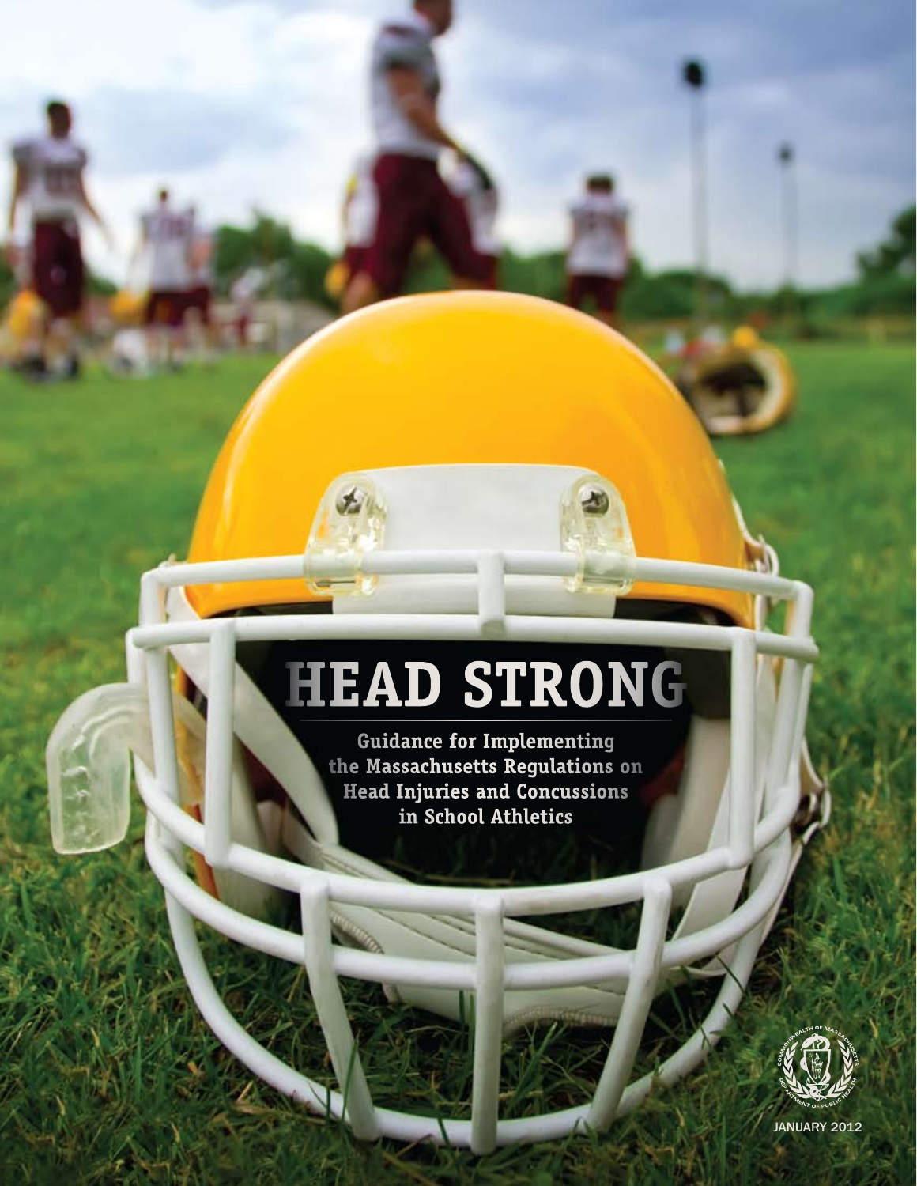# HEAD STRONG

Guidance for Implementing the Massachusetts Regulations on Head Injuries and Concussions in School Athletics

JANUARY 2012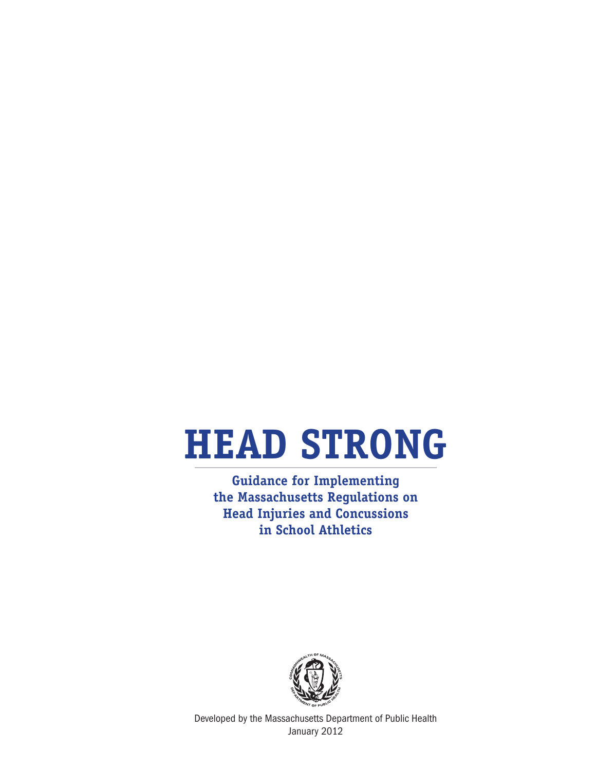# HEAD STRONG

**Guidance for Implementing the Massachusetts Regulations on Head Injuries and Concussions in School Athletics**

Developed by the Massachusetts Department of Public Health
January 2012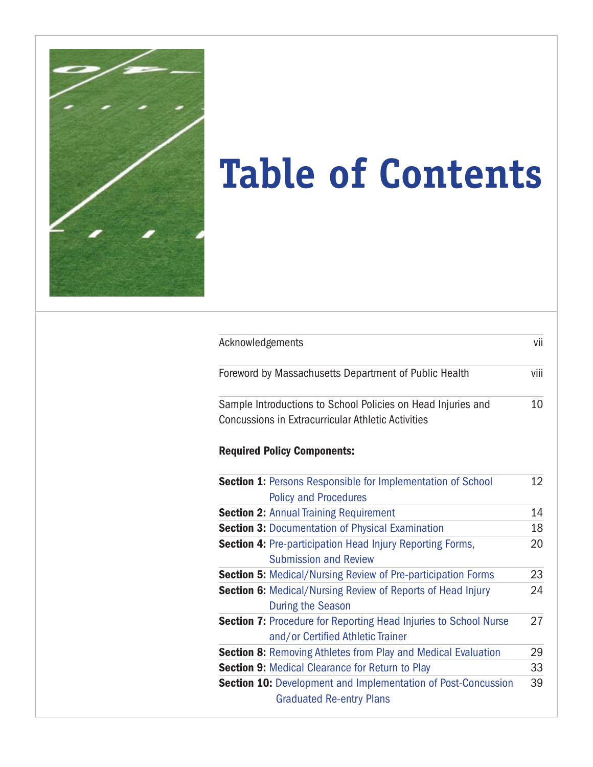# Table of Contents

| | |
|---|---|
| Acknowledgements | vii |
| Foreword by Massachusetts Department of Public Health | viii |
| Sample Introductions to School Policies on Head Injuries and Concussions in Extracurricular Athletic Activities | 10 |

**Required Policy Components:**

| | |
|---|---|
| **Section 1:** Persons Responsible for Implementation of School Policy and Procedures | 12 |
| **Section 2:** Annual Training Requirement | 14 |
| **Section 3:** Documentation of Physical Examination | 18 |
| **Section 4:** Pre-participation Head Injury Reporting Forms, Submission and Review | 20 |
| **Section 5:** Medical/Nursing Review of Pre-participation Forms | 23 |
| **Section 6:** Medical/Nursing Review of Reports of Head Injury During the Season | 24 |
| **Section 7:** Procedure for Reporting Head Injuries to School Nurse and/or Certified Athletic Trainer | 27 |
| **Section 8:** Removing Athletes from Play and Medical Evaluation | 29 |
| **Section 9:** Medical Clearance for Return to Play | 33 |
| **Section 10:** Development and Implementation of Post-Concussion Graduated Re-entry Plans | 39 |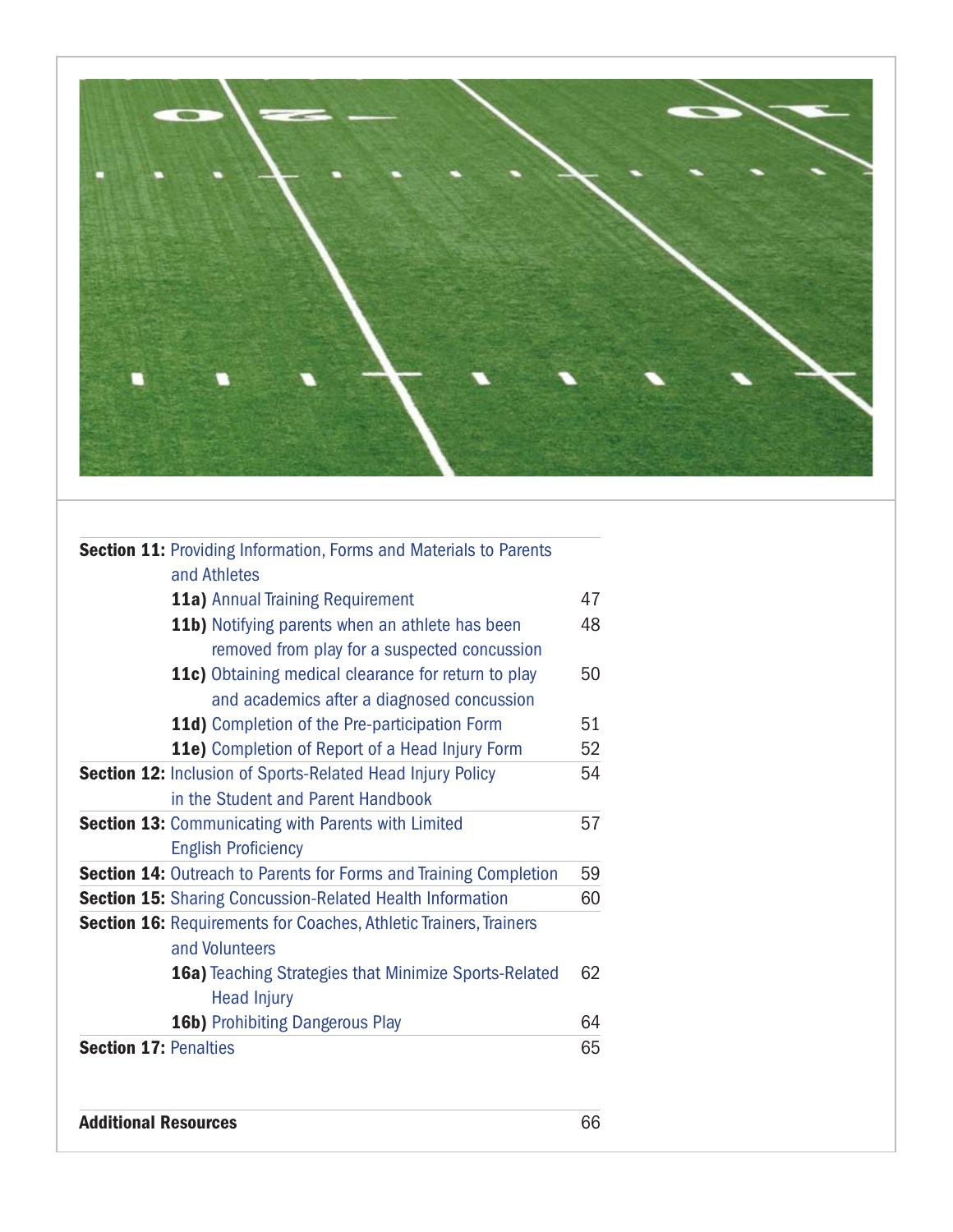| | |
|---|---|
| **Section 11:** Providing Information, Forms and Materials to Parents and Athletes | |
| **11a)** Annual Training Requirement | 47 |
| **11b)** Notifying parents when an athlete has been removed from play for a suspected concussion | 48 |
| **11c)** Obtaining medical clearance for return to play and academics after a diagnosed concussion | 50 |
| **11d)** Completion of the Pre-participation Form | 51 |
| **11e)** Completion of Report of a Head Injury Form | 52 |
| **Section 12:** Inclusion of Sports-Related Head Injury Policy in the Student and Parent Handbook | 54 |
| **Section 13:** Communicating with Parents with Limited English Proficiency | 57 |
| **Section 14:** Outreach to Parents for Forms and Training Completion | 59 |
| **Section 15:** Sharing Concussion-Related Health Information | 60 |
| **Section 16:** Requirements for Coaches, Athletic Trainers, Trainers and Volunteers | |
| **16a)** Teaching Strategies that Minimize Sports-Related Head Injury | 62 |
| **16b)** Prohibiting Dangerous Play | 64 |
| **Section 17:** Penalties | 65 |
| **Additional Resources** | 66 |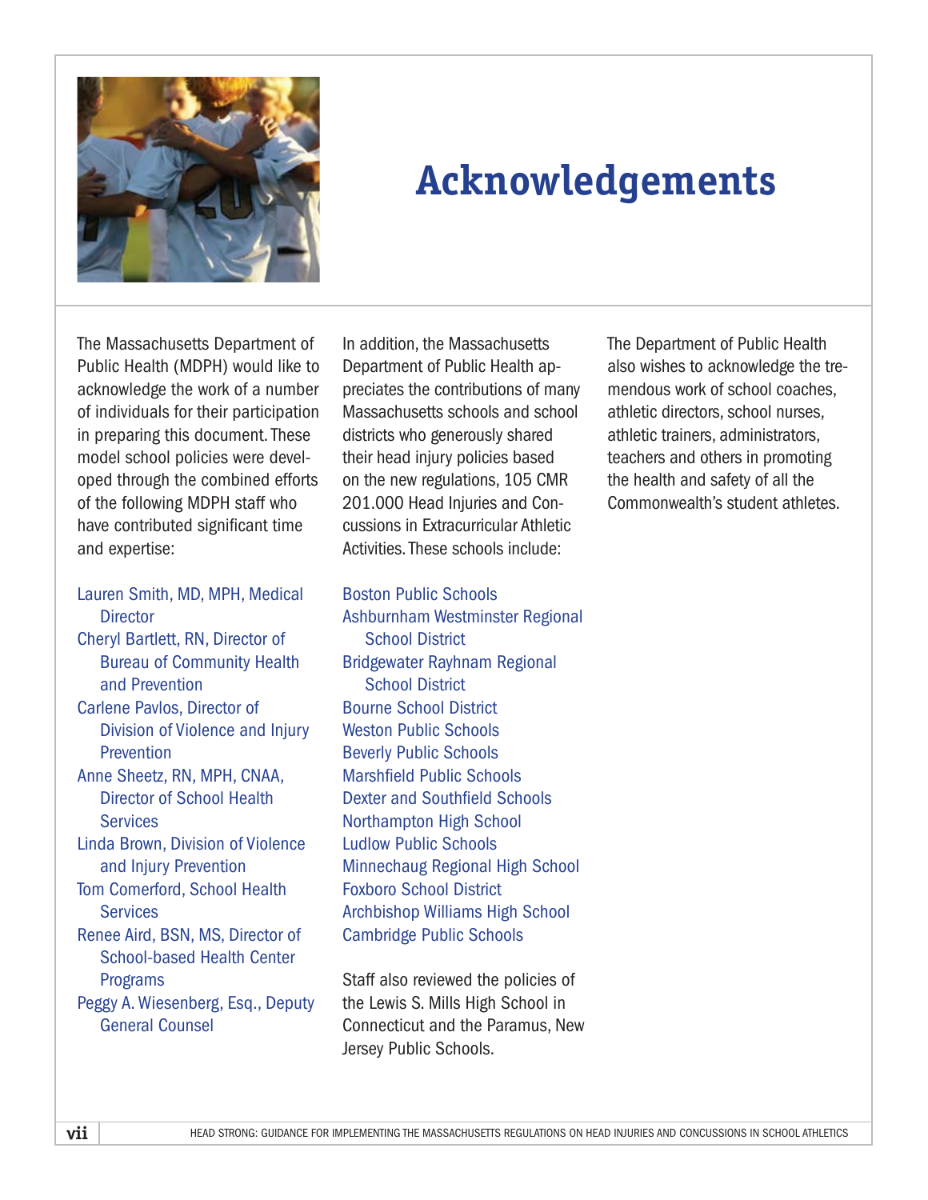# Acknowledgements

The Massachusetts Department of Public Health (MDPH) would like to acknowledge the work of a number of individuals for their participation in preparing this document. These model school policies were developed through the combined efforts of the following MDPH staff who have contributed significant time and expertise:

- Lauren Smith, MD, MPH, Medical Director
- Cheryl Bartlett, RN, Director of Bureau of Community Health and Prevention
- Carlene Pavlos, Director of Division of Violence and Injury Prevention
- Anne Sheetz, RN, MPH, CNAA, Director of School Health Services
- Linda Brown, Division of Violence and Injury Prevention
- Tom Comerford, School Health Services
- Renee Aird, BSN, MS, Director of School-based Health Center Programs
- Peggy A. Wiesenberg, Esq., Deputy General Counsel

In addition, the Massachusetts Department of Public Health appreciates the contributions of many Massachusetts schools and school districts who generously shared their head injury policies based on the new regulations, 105 CMR 201.000 Head Injuries and Concussions in Extracurricular Athletic Activities. These schools include:

- Boston Public Schools
- Ashburnham Westminster Regional School District
- Bridgewater Rayhnam Regional School District
- Bourne School District
- Weston Public Schools
- Beverly Public Schools
- Marshfield Public Schools
- Dexter and Southfield Schools
- Northampton High School
- Ludlow Public Schools
- Minnechaug Regional High School
- Foxboro School District
- Archbishop Williams High School
- Cambridge Public Schools

Staff also reviewed the policies of the Lewis S. Mills High School in Connecticut and the Paramus, New Jersey Public Schools.

The Department of Public Health also wishes to acknowledge the tremendous work of school coaches, athletic directors, school nurses, athletic trainers, administrators, teachers and others in promoting the health and safety of all the Commonwealth's student athletes.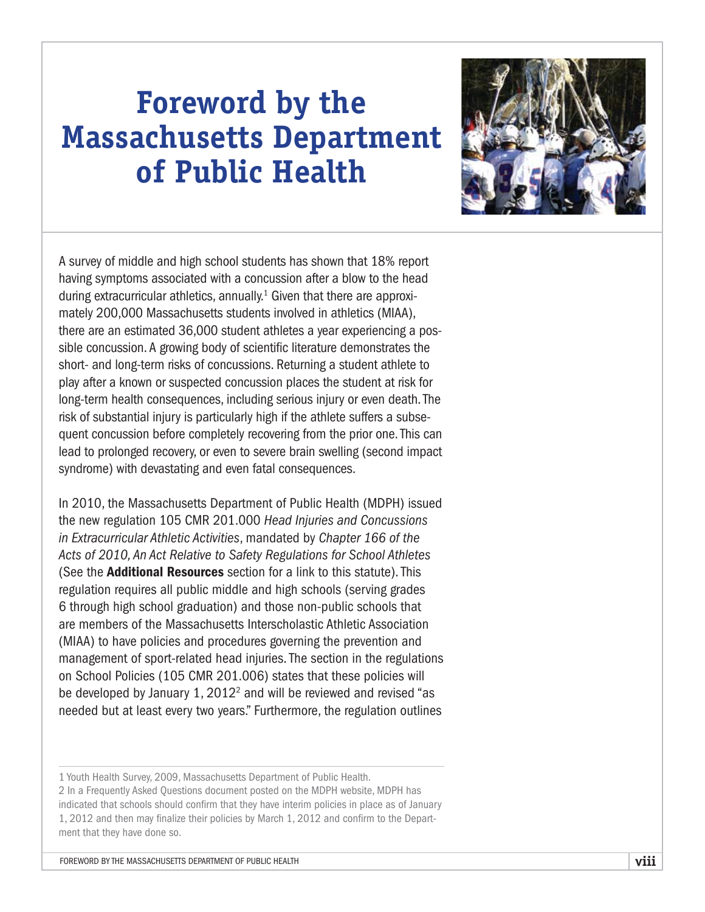# Foreword by the Massachusetts Department of Public Health

A survey of middle and high school students has shown that 18% report having symptoms associated with a concussion after a blow to the head during extracurricular athletics, annually.[1] Given that there are approximately 200,000 Massachusetts students involved in athletics (MIAA), there are an estimated 36,000 student athletes a year experiencing a possible concussion. A growing body of scientific literature demonstrates the short- and long-term risks of concussions. Returning a student athlete to play after a known or suspected concussion places the student at risk for long-term health consequences, including serious injury or even death. The risk of substantial injury is particularly high if the athlete suffers a subsequent concussion before completely recovering from the prior one. This can lead to prolonged recovery, or even to severe brain swelling (second impact syndrome) with devastating and even fatal consequences.

In 2010, the Massachusetts Department of Public Health (MDPH) issued the new regulation 105 CMR 201.000 *Head Injuries and Concussions in Extracurricular Athletic Activities*, mandated by *Chapter 166 of the Acts of 2010, An Act Relative to Safety Regulations for School Athletes* (See the **Additional Resources** section for a link to this statute). This regulation requires all public middle and high schools (serving grades 6 through high school graduation) and those non-public schools that are members of the Massachusetts Interscholastic Athletic Association (MIAA) to have policies and procedures governing the prevention and management of sport-related head injuries. The section in the regulations on School Policies (105 CMR 201.006) states that these policies will be developed by January 1, 2012[2] and will be reviewed and revised "as needed but at least every two years." Furthermore, the regulation outlines

---

1 Youth Health Survey, 2009, Massachusetts Department of Public Health.

2 In a Frequently Asked Questions document posted on the MDPH website, MDPH has indicated that schools should confirm that they have interim policies in place as of January 1, 2012 and then may finalize their policies by March 1, 2012 and confirm to the Department that they have done so.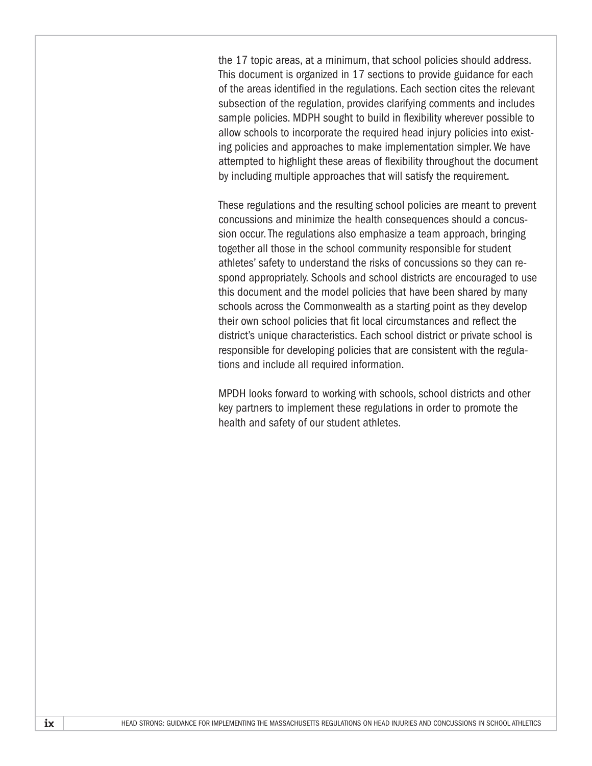the 17 topic areas, at a minimum, that school policies should address. This document is organized in 17 sections to provide guidance for each of the areas identified in the regulations. Each section cites the relevant subsection of the regulation, provides clarifying comments and includes sample policies. MDPH sought to build in flexibility wherever possible to allow schools to incorporate the required head injury policies into existing policies and approaches to make implementation simpler. We have attempted to highlight these areas of flexibility throughout the document by including multiple approaches that will satisfy the requirement.

These regulations and the resulting school policies are meant to prevent concussions and minimize the health consequences should a concussion occur. The regulations also emphasize a team approach, bringing together all those in the school community responsible for student athletes' safety to understand the risks of concussions so they can respond appropriately. Schools and school districts are encouraged to use this document and the model policies that have been shared by many schools across the Commonwealth as a starting point as they develop their own school policies that fit local circumstances and reflect the district's unique characteristics. Each school district or private school is responsible for developing policies that are consistent with the regulations and include all required information.

MPDH looks forward to working with schools, school districts and other key partners to implement these regulations in order to promote the health and safety of our student athletes.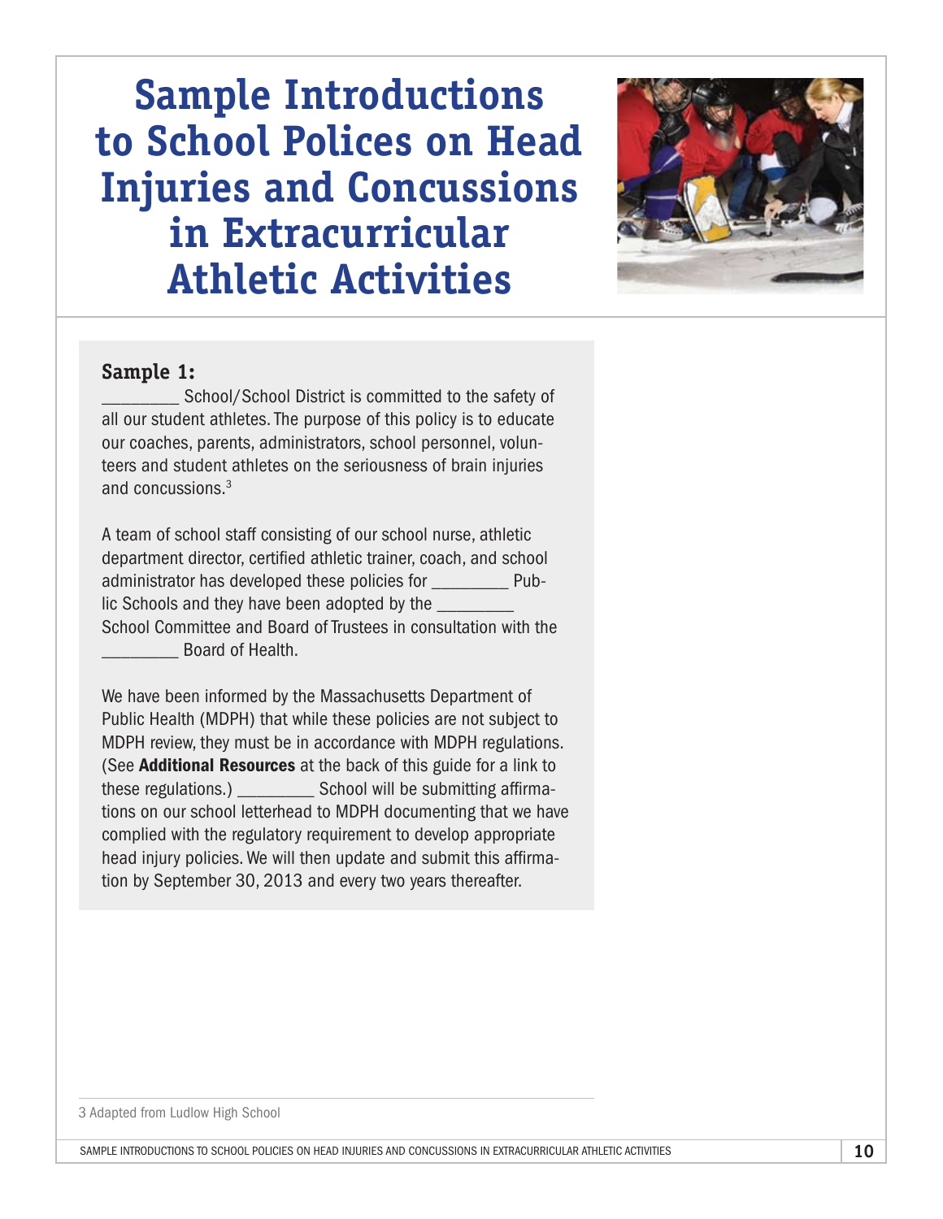# Sample Introductions to School Polices on Head Injuries and Concussions in Extracurricular Athletic Activities

**Sample 1:**

_________ School/School District is committed to the safety of all our student athletes. The purpose of this policy is to educate our coaches, parents, administrators, school personnel, volunteers and student athletes on the seriousness of brain injuries and concussions.[3]

A team of school staff consisting of our school nurse, athletic department director, certified athletic trainer, coach, and school administrator has developed these policies for _________ Public Schools and they have been adopted by the _________ School Committee and Board of Trustees in consultation with the _________ Board of Health.

We have been informed by the Massachusetts Department of Public Health (MDPH) that while these policies are not subject to MDPH review, they must be in accordance with MDPH regulations. (See **Additional Resources** at the back of this guide for a link to these regulations.) _________ School will be submitting affirmations on our school letterhead to MDPH documenting that we have complied with the regulatory requirement to develop appropriate head injury policies. We will then update and submit this affirmation by September 30, 2013 and every two years thereafter.

3 Adapted from Ludlow High School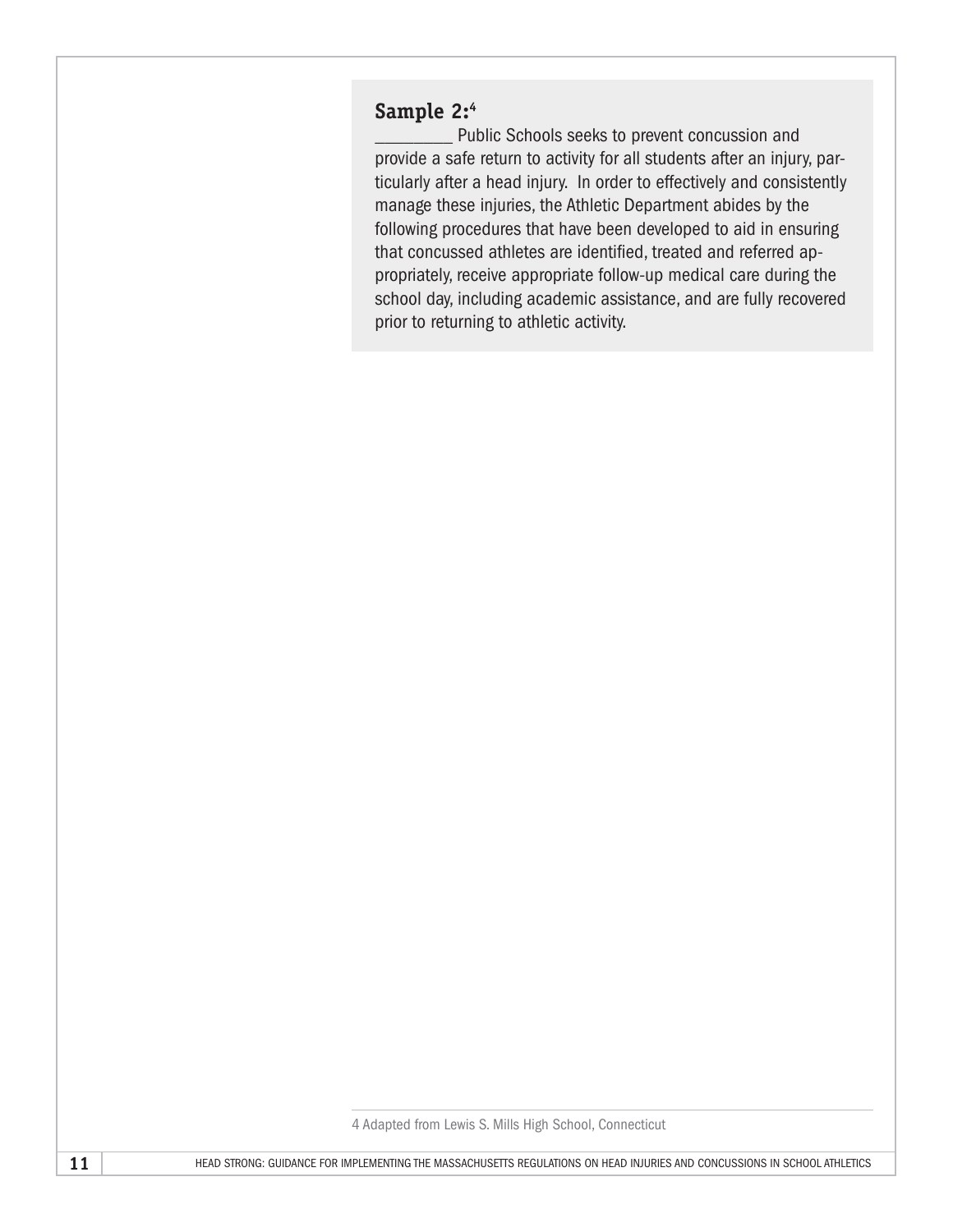**Sample 2:**[4]

_________ Public Schools seeks to prevent concussion and provide a safe return to activity for all students after an injury, particularly after a head injury. In order to effectively and consistently manage these injuries, the Athletic Department abides by the following procedures that have been developed to aid in ensuring that concussed athletes are identified, treated and referred appropriately, receive appropriate follow-up medical care during the school day, including academic assistance, and are fully recovered prior to returning to athletic activity.

4 Adapted from Lewis S. Mills High School, Connecticut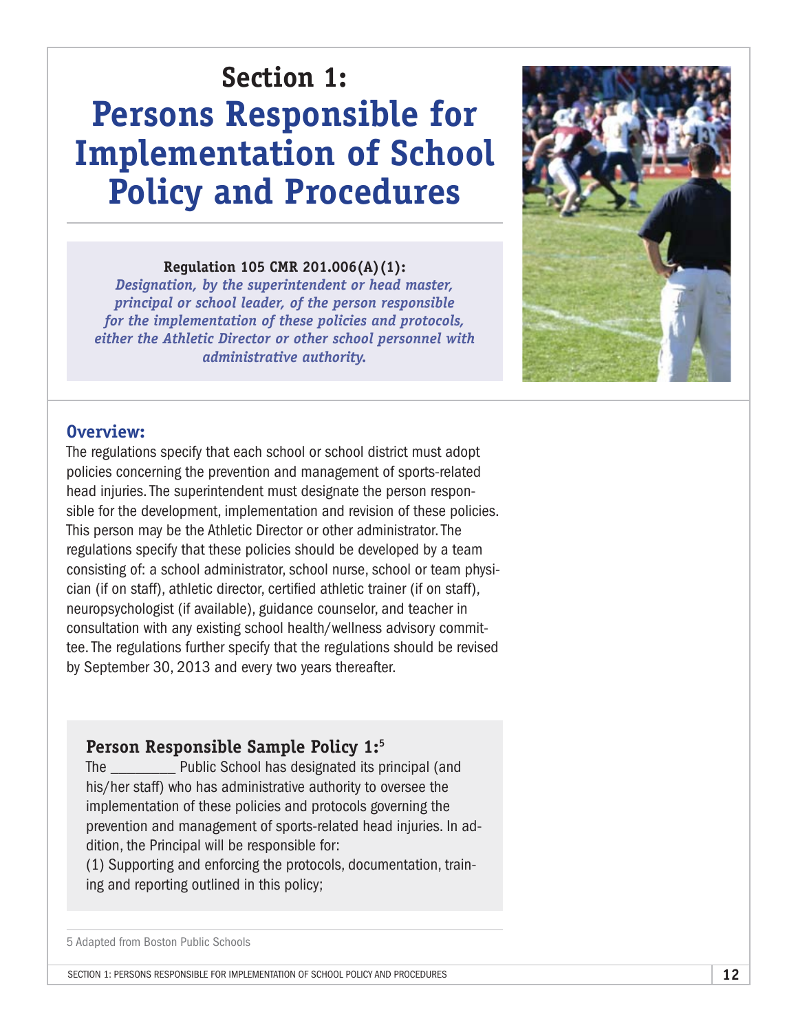# Section 1: Persons Responsible for Implementation of School Policy and Procedures

**Regulation 105 CMR 201.006(A)(1):**
***Designation, by the superintendent or head master, principal or school leader, of the person responsible for the implementation of these policies and protocols, either the Athletic Director or other school personnel with administrative authority.***

## Overview:

The regulations specify that each school or school district must adopt policies concerning the prevention and management of sports-related head injuries. The superintendent must designate the person responsible for the development, implementation and revision of these policies. This person may be the Athletic Director or other administrator. The regulations specify that these policies should be developed by a team consisting of: a school administrator, school nurse, school or team physician (if on staff), athletic director, certified athletic trainer (if on staff), neuropsychologist (if available), guidance counselor, and teacher in consultation with any existing school health/wellness advisory committee. The regulations further specify that the regulations should be revised by September 30, 2013 and every two years thereafter.

### Person Responsible Sample Policy 1:[5]

The _________ Public School has designated its principal (and his/her staff) who has administrative authority to oversee the implementation of these policies and protocols governing the prevention and management of sports-related head injuries. In addition, the Principal will be responsible for:

(1) Supporting and enforcing the protocols, documentation, training and reporting outlined in this policy;

5 Adapted from Boston Public Schools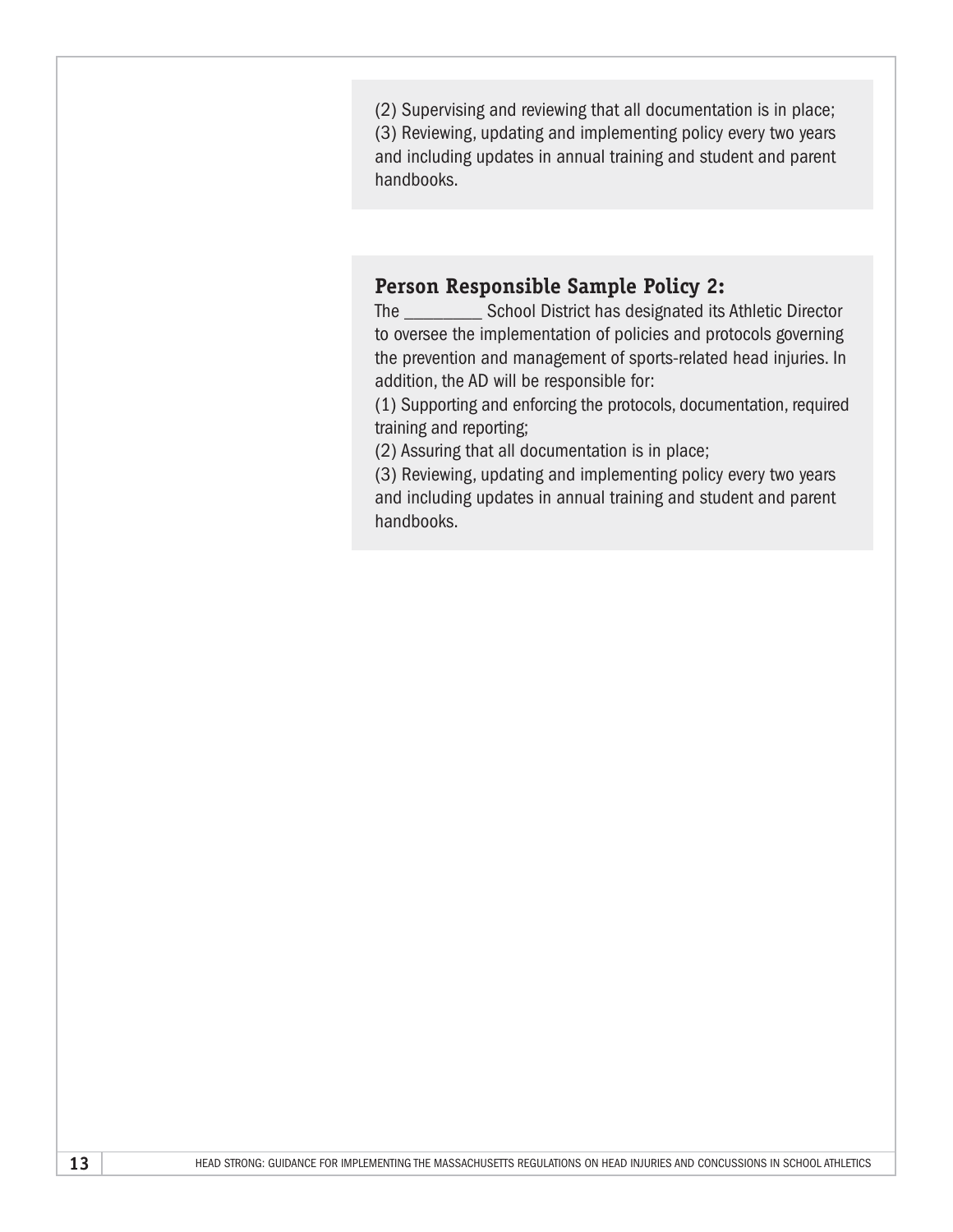(2) Supervising and reviewing that all documentation is in place;
(3) Reviewing, updating and implementing policy every two years and including updates in annual training and student and parent handbooks.

**Person Responsible Sample Policy 2:**
The _________ School District has designated its Athletic Director to oversee the implementation of policies and protocols governing the prevention and management of sports-related head injuries. In addition, the AD will be responsible for:
(1) Supporting and enforcing the protocols, documentation, required training and reporting;
(2) Assuring that all documentation is in place;
(3) Reviewing, updating and implementing policy every two years and including updates in annual training and student and parent handbooks.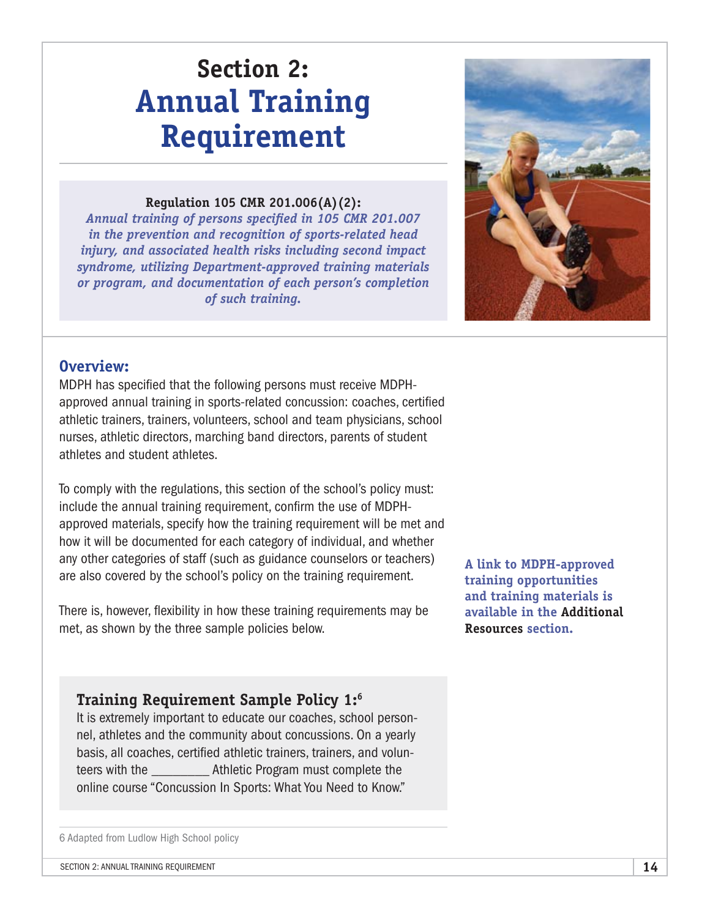# Section 2: Annual Training Requirement

**Regulation 105 CMR 201.006(A)(2):**
*Annual training of persons specified in 105 CMR 201.007 in the prevention and recognition of sports-related head injury, and associated health risks including second impact syndrome, utilizing Department-approved training materials or program, and documentation of each person's completion of such training.*

## Overview:

MDPH has specified that the following persons must receive MDPH-approved annual training in sports-related concussion: coaches, certified athletic trainers, trainers, volunteers, school and team physicians, school nurses, athletic directors, marching band directors, parents of student athletes and student athletes.

To comply with the regulations, this section of the school's policy must: include the annual training requirement, confirm the use of MDPH-approved materials, specify how the training requirement will be met and how it will be documented for each category of individual, and whether any other categories of staff (such as guidance counselors or teachers) are also covered by the school's policy on the training requirement.

There is, however, flexibility in how these training requirements may be met, as shown by the three sample policies below.

**A link to MDPH-approved training opportunities and training materials is available in the Additional Resources section.**

### Training Requirement Sample Policy 1:[6]

It is extremely important to educate our coaches, school personnel, athletes and the community about concussions. On a yearly basis, all coaches, certified athletic trainers, trainers, and volunteers with the _________ Athletic Program must complete the online course "Concussion In Sports: What You Need to Know."

6 Adapted from Ludlow High School policy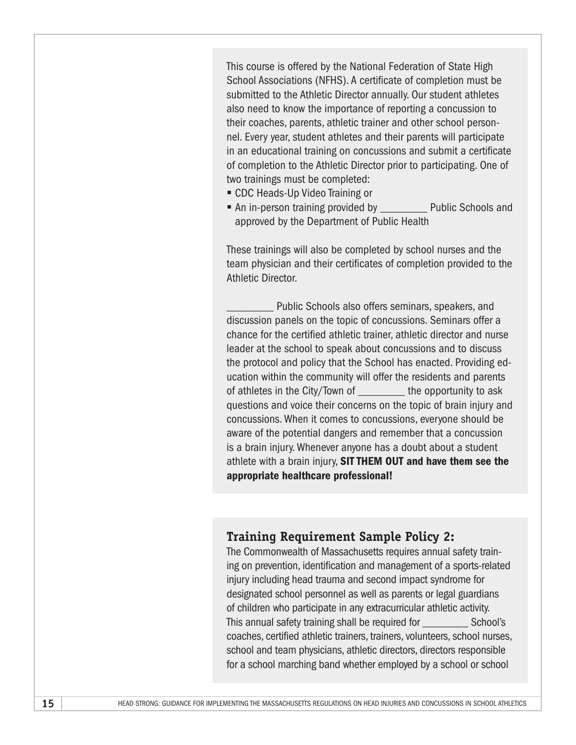This course is offered by the National Federation of State High School Associations (NFHS). A certificate of completion must be submitted to the Athletic Director annually. Our student athletes also need to know the importance of reporting a concussion to their coaches, parents, athletic trainer and other school personnel. Every year, student athletes and their parents will participate in an educational training on concussions and submit a certificate of completion to the Athletic Director prior to participating. One of two trainings must be completed:

- CDC Heads-Up Video Training or
- An in-person training provided by _________ Public Schools and approved by the Department of Public Health

These trainings will also be completed by school nurses and the team physician and their certificates of completion provided to the Athletic Director.

_________ Public Schools also offers seminars, speakers, and discussion panels on the topic of concussions. Seminars offer a chance for the certified athletic trainer, athletic director and nurse leader at the school to speak about concussions and to discuss the protocol and policy that the School has enacted. Providing education within the community will offer the residents and parents of athletes in the City/Town of _________ the opportunity to ask questions and voice their concerns on the topic of brain injury and concussions. When it comes to concussions, everyone should be aware of the potential dangers and remember that a concussion is a brain injury. Whenever anyone has a doubt about a student athlete with a brain injury, **SIT THEM OUT and have them see the appropriate healthcare professional!**

### Training Requirement Sample Policy 2:

The Commonwealth of Massachusetts requires annual safety training on prevention, identification and management of a sports-related injury including head trauma and second impact syndrome for designated school personnel as well as parents or legal guardians of children who participate in any extracurricular athletic activity. This annual safety training shall be required for _________ School's coaches, certified athletic trainers, trainers, volunteers, school nurses, school and team physicians, athletic directors, directors responsible for a school marching band whether employed by a school or school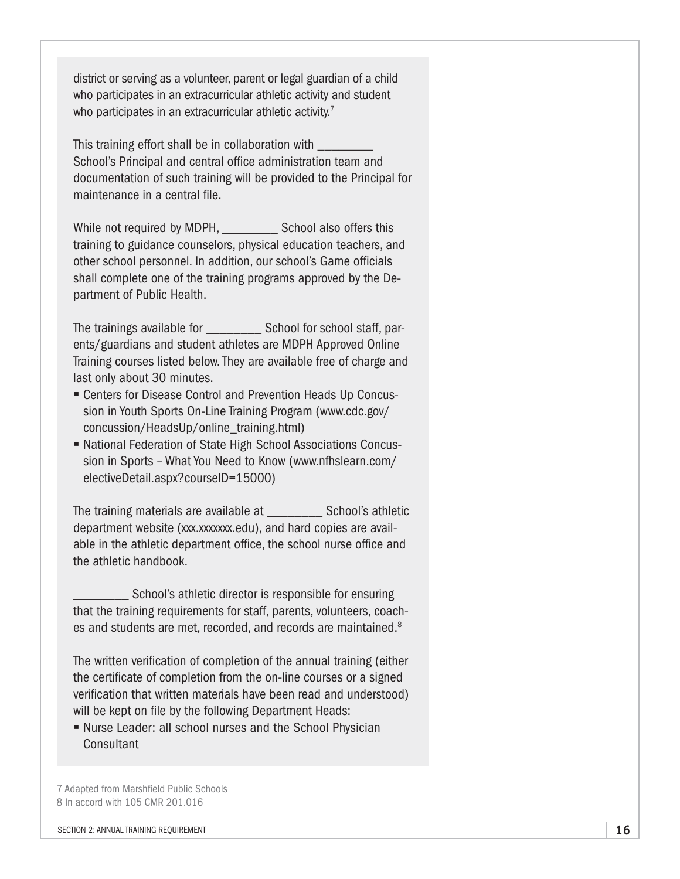district or serving as a volunteer, parent or legal guardian of a child who participates in an extracurricular athletic activity and student who participates in an extracurricular athletic activity.[7]

This training effort shall be in collaboration with _________ School's Principal and central office administration team and documentation of such training will be provided to the Principal for maintenance in a central file.

While not required by MDPH, _________ School also offers this training to guidance counselors, physical education teachers, and other school personnel. In addition, our school's Game officials shall complete one of the training programs approved by the Department of Public Health.

The trainings available for _________ School for school staff, parents/guardians and student athletes are MDPH Approved Online Training courses listed below. They are available free of charge and last only about 30 minutes.

- Centers for Disease Control and Prevention Heads Up Concussion in Youth Sports On-Line Training Program (www.cdc.gov/concussion/HeadsUp/online_training.html)
- National Federation of State High School Associations Concussion in Sports – What You Need to Know (www.nfhslearn.com/electiveDetail.aspx?courseID=15000)

The training materials are available at _________ School's athletic department website (xxx.xxxxxxx.edu), and hard copies are available in the athletic department office, the school nurse office and the athletic handbook.

_________ School's athletic director is responsible for ensuring that the training requirements for staff, parents, volunteers, coaches and students are met, recorded, and records are maintained.[8]

The written verification of completion of the annual training (either the certificate of completion from the on-line courses or a signed verification that written materials have been read and understood) will be kept on file by the following Department Heads:

- Nurse Leader: all school nurses and the School Physician Consultant

---

7 Adapted from Marshfield Public Schools
8 In accord with 105 CMR 201.016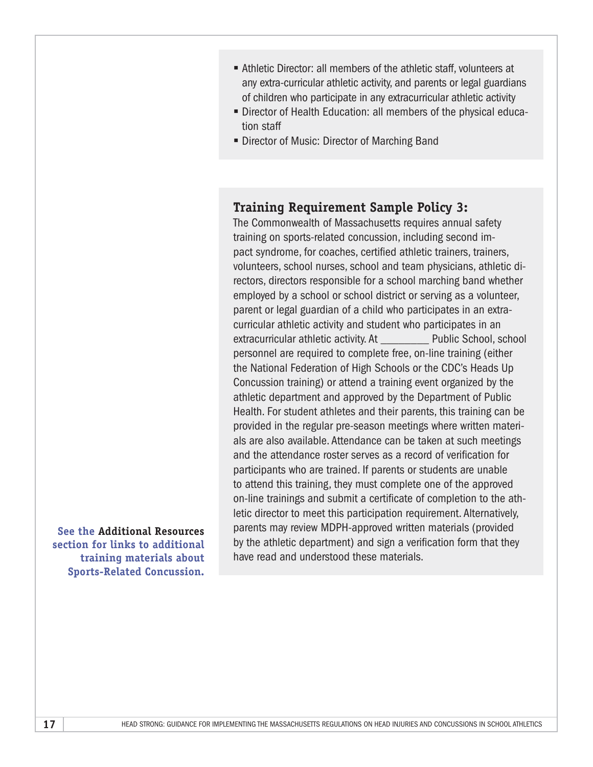- Athletic Director: all members of the athletic staff, volunteers at any extra-curricular athletic activity, and parents or legal guardians of children who participate in any extracurricular athletic activity
- Director of Health Education: all members of the physical education staff
- Director of Music: Director of Marching Band

### Training Requirement Sample Policy 3:

The Commonwealth of Massachusetts requires annual safety training on sports-related concussion, including second impact syndrome, for coaches, certified athletic trainers, trainers, volunteers, school nurses, school and team physicians, athletic directors, directors responsible for a school marching band whether employed by a school or school district or serving as a volunteer, parent or legal guardian of a child who participates in an extracurricular athletic activity and student who participates in an extracurricular athletic activity. At _________ Public School, school personnel are required to complete free, on-line training (either the National Federation of High Schools or the CDC's Heads Up Concussion training) or attend a training event organized by the athletic department and approved by the Department of Public Health. For student athletes and their parents, this training can be provided in the regular pre-season meetings where written materials are also available. Attendance can be taken at such meetings and the attendance roster serves as a record of verification for participants who are trained. If parents or students are unable to attend this training, they must complete one of the approved on-line trainings and submit a certificate of completion to the athletic director to meet this participation requirement. Alternatively, parents may review MDPH-approved written materials (provided by the athletic department) and sign a verification form that they have read and understood these materials.

**See the Additional Resources section for links to additional training materials about Sports-Related Concussion.**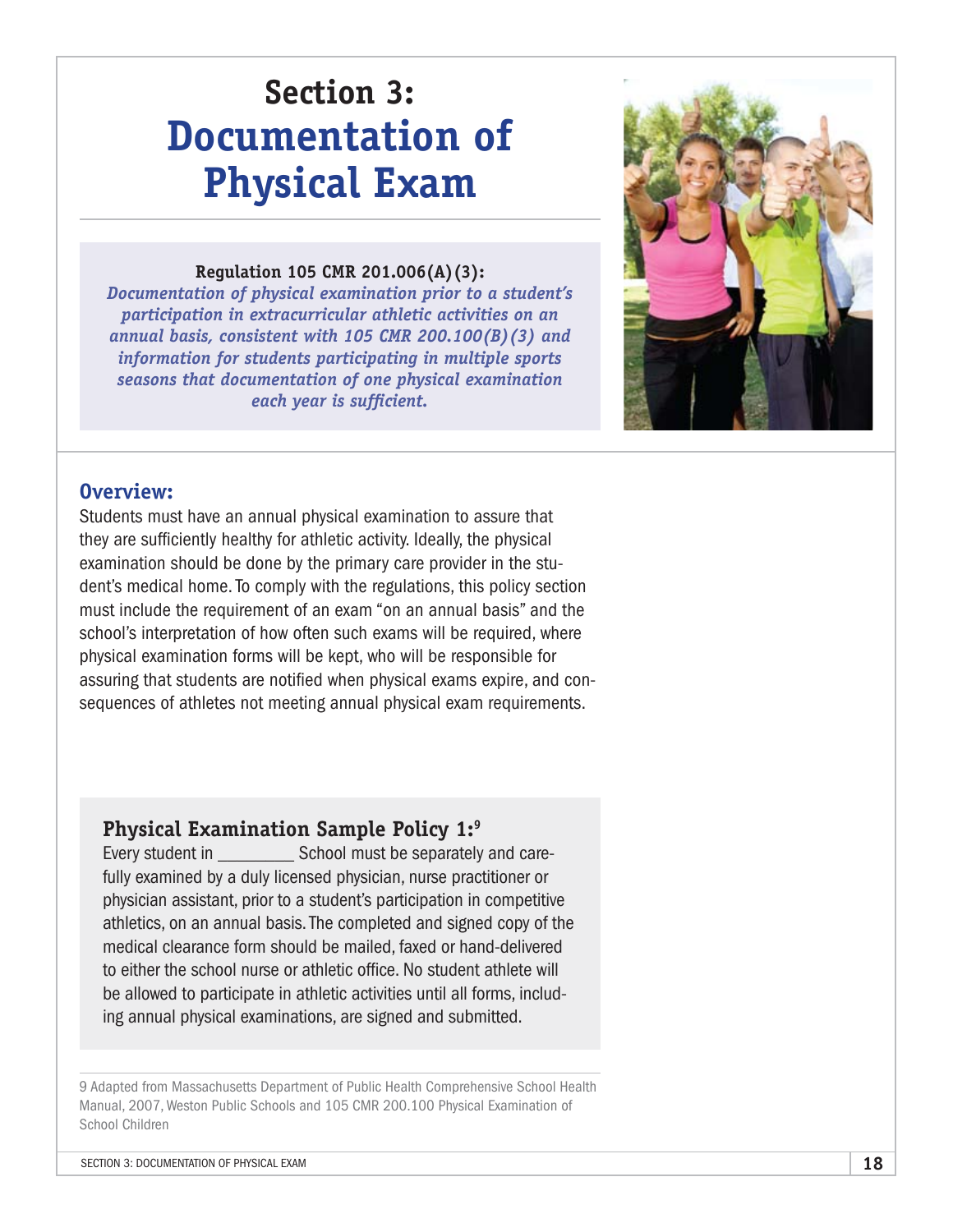# Section 3: Documentation of Physical Exam

**Regulation 105 CMR 201.006(A)(3):**
***Documentation of physical examination prior to a student's participation in extracurricular athletic activities on an annual basis, consistent with 105 CMR 200.100(B)(3) and information for students participating in multiple sports seasons that documentation of one physical examination each year is sufficient.***

## Overview:

Students must have an annual physical examination to assure that they are sufficiently healthy for athletic activity. Ideally, the physical examination should be done by the primary care provider in the student's medical home. To comply with the regulations, this policy section must include the requirement of an exam "on an annual basis" and the school's interpretation of how often such exams will be required, where physical examination forms will be kept, who will be responsible for assuring that students are notified when physical exams expire, and consequences of athletes not meeting annual physical exam requirements.

### Physical Examination Sample Policy 1:[9]

Every student in _________ School must be separately and carefully examined by a duly licensed physician, nurse practitioner or physician assistant, prior to a student's participation in competitive athletics, on an annual basis. The completed and signed copy of the medical clearance form should be mailed, faxed or hand-delivered to either the school nurse or athletic office. No student athlete will be allowed to participate in athletic activities until all forms, including annual physical examinations, are signed and submitted.

9 Adapted from Massachusetts Department of Public Health Comprehensive School Health Manual, 2007, Weston Public Schools and 105 CMR 200.100 Physical Examination of School Children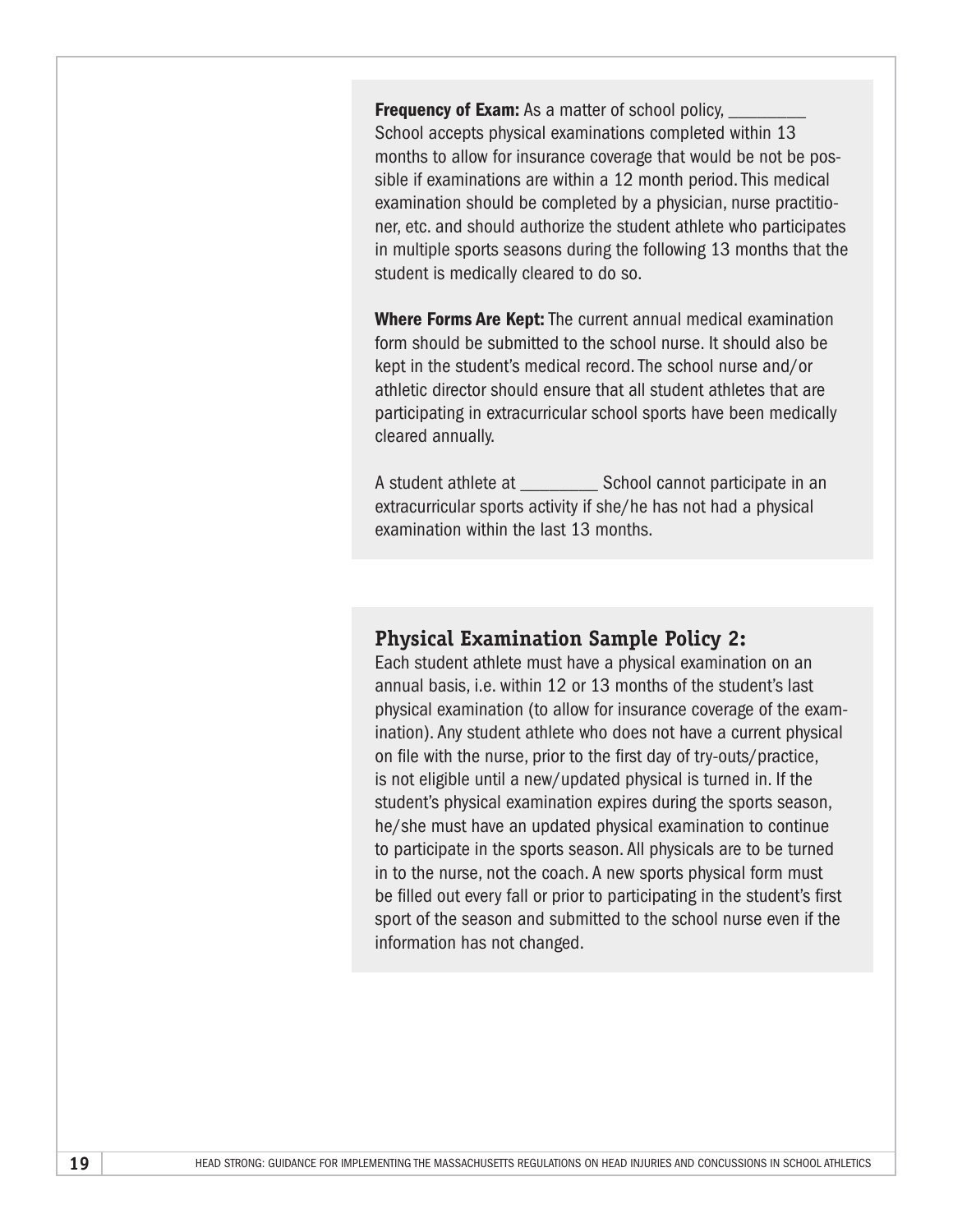**Frequency of Exam:** As a matter of school policy, _________ School accepts physical examinations completed within 13 months to allow for insurance coverage that would be not be possible if examinations are within a 12 month period. This medical examination should be completed by a physician, nurse practitioner, etc. and should authorize the student athlete who participates in multiple sports seasons during the following 13 months that the student is medically cleared to do so.

**Where Forms Are Kept:** The current annual medical examination form should be submitted to the school nurse. It should also be kept in the student's medical record. The school nurse and/or athletic director should ensure that all student athletes that are participating in extracurricular school sports have been medically cleared annually.

A student athlete at _________ School cannot participate in an extracurricular sports activity if she/he has not had a physical examination within the last 13 months.

### Physical Examination Sample Policy 2:

Each student athlete must have a physical examination on an annual basis, i.e. within 12 or 13 months of the student's last physical examination (to allow for insurance coverage of the examination). Any student athlete who does not have a current physical on file with the nurse, prior to the first day of try-outs/practice, is not eligible until a new/updated physical is turned in. If the student's physical examination expires during the sports season, he/she must have an updated physical examination to continue to participate in the sports season. All physicals are to be turned in to the nurse, not the coach. A new sports physical form must be filled out every fall or prior to participating in the student's first sport of the season and submitted to the school nurse even if the information has not changed.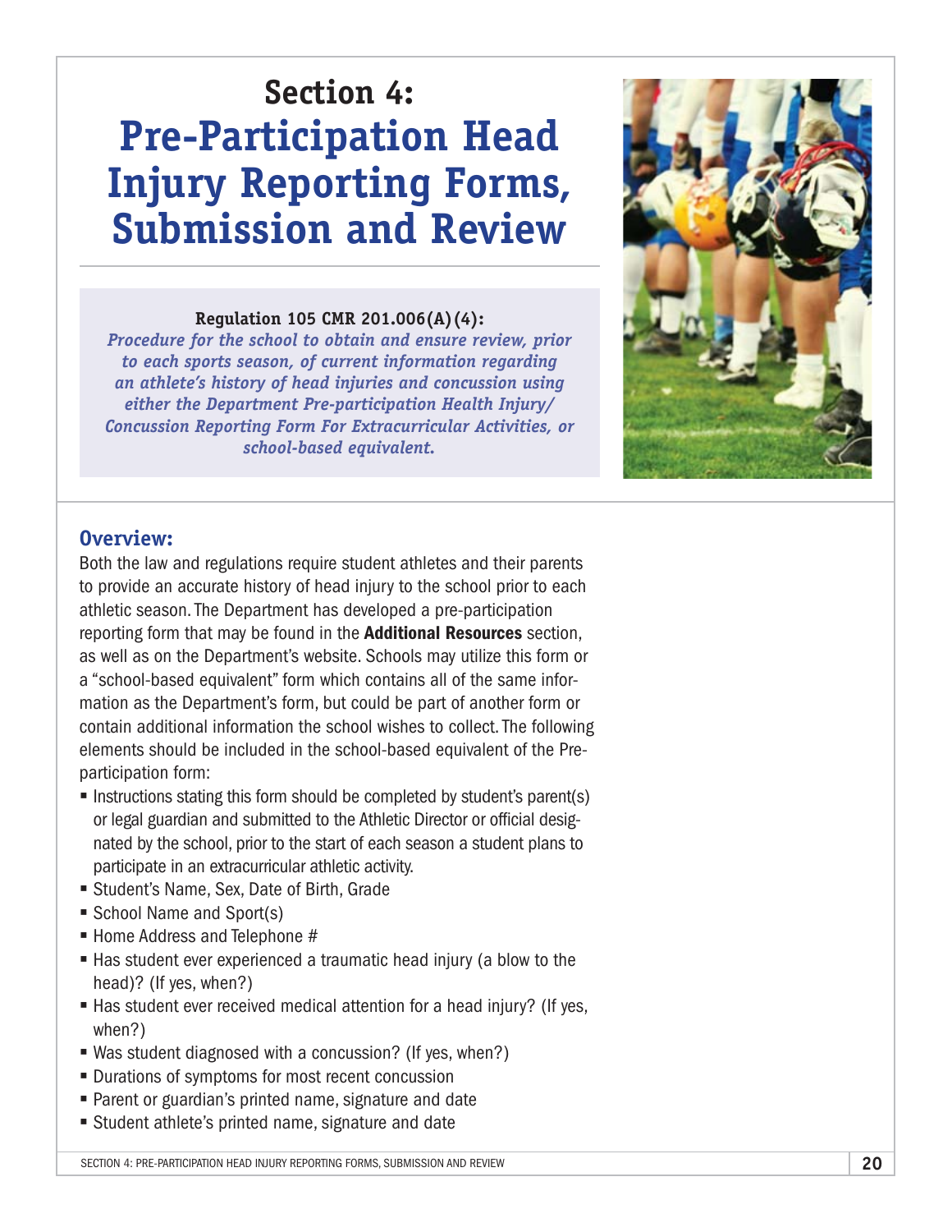# Section 4: Pre-Participation Head Injury Reporting Forms, Submission and Review

**Regulation 105 CMR 201.006(A)(4):**

***Procedure for the school to obtain and ensure review, prior to each sports season, of current information regarding an athlete's history of head injuries and concussion using either the Department Pre-participation Health Injury/ Concussion Reporting Form For Extracurricular Activities, or school-based equivalent.***

## Overview:

Both the law and regulations require student athletes and their parents to provide an accurate history of head injury to the school prior to each athletic season. The Department has developed a pre-participation reporting form that may be found in the **Additional Resources** section, as well as on the Department's website. Schools may utilize this form or a "school-based equivalent" form which contains all of the same information as the Department's form, but could be part of another form or contain additional information the school wishes to collect. The following elements should be included in the school-based equivalent of the Pre-participation form:

- Instructions stating this form should be completed by student's parent(s) or legal guardian and submitted to the Athletic Director or official designated by the school, prior to the start of each season a student plans to participate in an extracurricular athletic activity.
- Student's Name, Sex, Date of Birth, Grade
- School Name and Sport(s)
- Home Address and Telephone #
- Has student ever experienced a traumatic head injury (a blow to the head)? (If yes, when?)
- Has student ever received medical attention for a head injury? (If yes, when?)
- Was student diagnosed with a concussion? (If yes, when?)
- Durations of symptoms for most recent concussion
- Parent or guardian's printed name, signature and date
- Student athlete's printed name, signature and date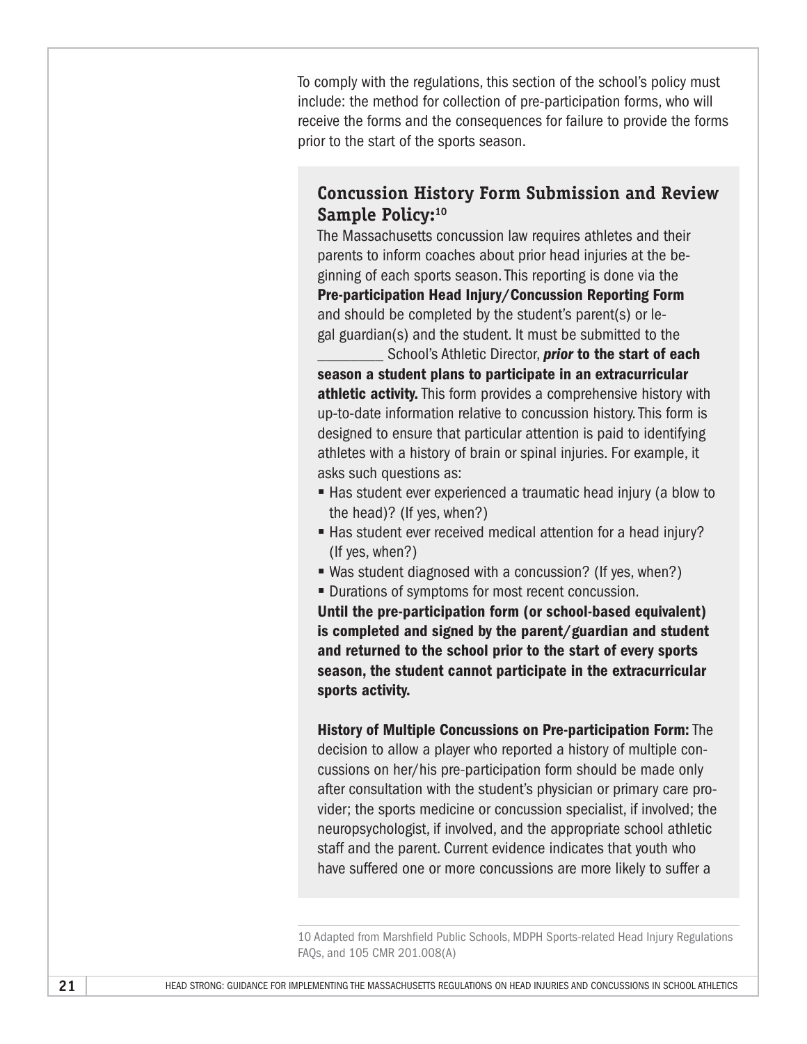To comply with the regulations, this section of the school's policy must include: the method for collection of pre-participation forms, who will receive the forms and the consequences for failure to provide the forms prior to the start of the sports season.

### Concussion History Form Submission and Review Sample Policy:[10]

The Massachusetts concussion law requires athletes and their parents to inform coaches about prior head injuries at the beginning of each sports season. This reporting is done via the **Pre-participation Head Injury/Concussion Reporting Form** and should be completed by the student's parent(s) or legal guardian(s) and the student. It must be submitted to the _________ School's Athletic Director, ***prior*** **to the start of each season a student plans to participate in an extracurricular athletic activity.** This form provides a comprehensive history with up-to-date information relative to concussion history. This form is designed to ensure that particular attention is paid to identifying athletes with a history of brain or spinal injuries. For example, it asks such questions as:

- Has student ever experienced a traumatic head injury (a blow to the head)? (If yes, when?)
- Has student ever received medical attention for a head injury? (If yes, when?)
- Was student diagnosed with a concussion? (If yes, when?)
- Durations of symptoms for most recent concussion.

**Until the pre-participation form (or school-based equivalent) is completed and signed by the parent/guardian and student and returned to the school prior to the start of every sports season, the student cannot participate in the extracurricular sports activity.**

**History of Multiple Concussions on Pre-participation Form:** The decision to allow a player who reported a history of multiple concussions on her/his pre-participation form should be made only after consultation with the student's physician or primary care provider; the sports medicine or concussion specialist, if involved; the neuropsychologist, if involved, and the appropriate school athletic staff and the parent. Current evidence indicates that youth who have suffered one or more concussions are more likely to suffer a

10 Adapted from Marshfield Public Schools, MDPH Sports-related Head Injury Regulations FAQs, and 105 CMR 201.008(A)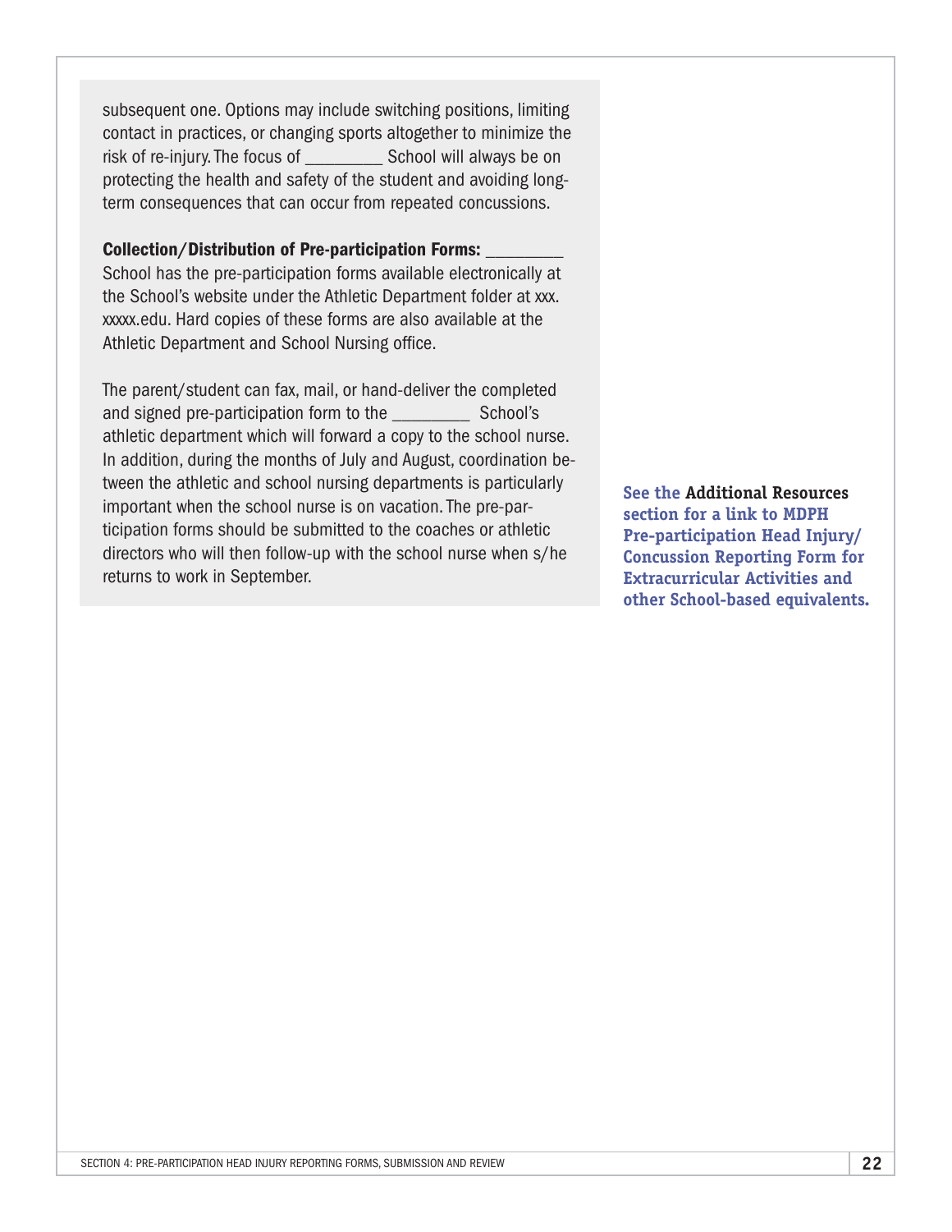subsequent one. Options may include switching positions, limiting contact in practices, or changing sports altogether to minimize the risk of re-injury. The focus of _________ School will always be on protecting the health and safety of the student and avoiding long-term consequences that can occur from repeated concussions.

**Collection/Distribution of Pre-participation Forms:** _________ School has the pre-participation forms available electronically at the School's website under the Athletic Department folder at xxx.xxxxx.edu. Hard copies of these forms are also available at the Athletic Department and School Nursing office.

The parent/student can fax, mail, or hand-deliver the completed and signed pre-participation form to the _________ School's athletic department which will forward a copy to the school nurse. In addition, during the months of July and August, coordination between the athletic and school nursing departments is particularly important when the school nurse is on vacation. The pre-participation forms should be submitted to the coaches or athletic directors who will then follow-up with the school nurse when s/he returns to work in September.

**See the Additional Resources section for a link to MDPH Pre-participation Head Injury/Concussion Reporting Form for Extracurricular Activities and other School-based equivalents.**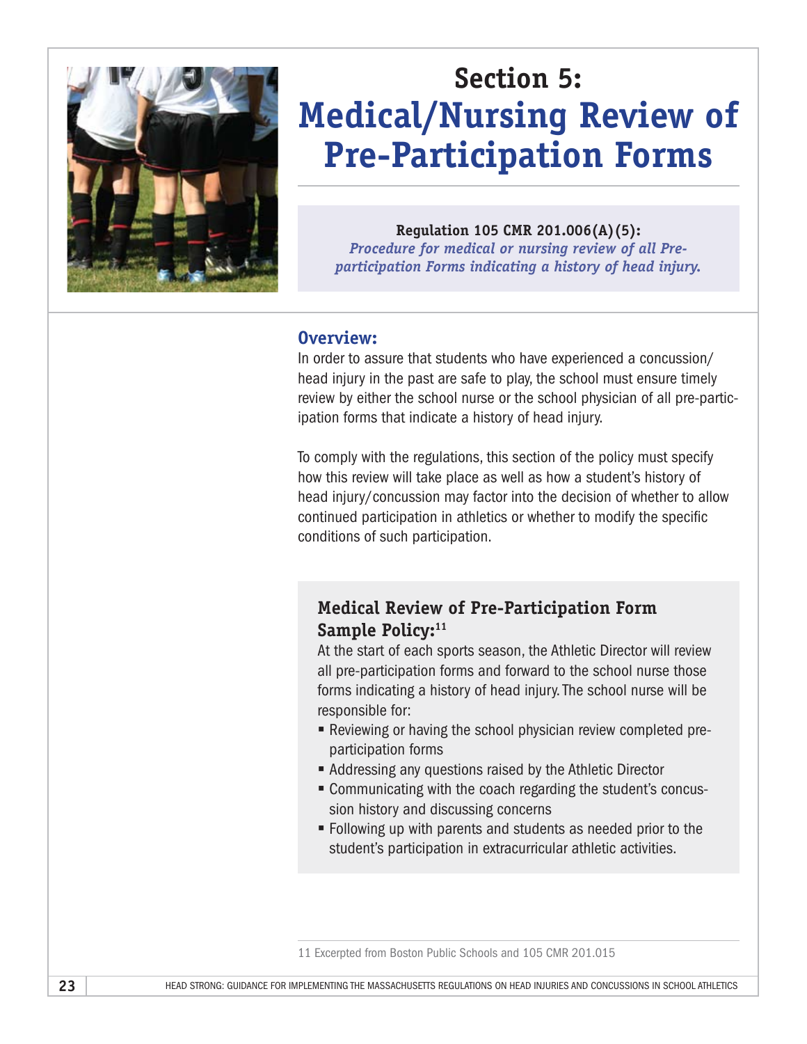# Section 5: Medical/Nursing Review of Pre-Participation Forms

**Regulation 105 CMR 201.006(A)(5):**
*Procedure for medical or nursing review of all Pre-participation Forms indicating a history of head injury.*

## Overview:

In order to assure that students who have experienced a concussion/head injury in the past are safe to play, the school must ensure timely review by either the school nurse or the school physician of all pre-participation forms that indicate a history of head injury.

To comply with the regulations, this section of the policy must specify how this review will take place as well as how a student's history of head injury/concussion may factor into the decision of whether to allow continued participation in athletics or whether to modify the specific conditions of such participation.

### Medical Review of Pre-Participation Form Sample Policy:[11]

At the start of each sports season, the Athletic Director will review all pre-participation forms and forward to the school nurse those forms indicating a history of head injury. The school nurse will be responsible for:

- Reviewing or having the school physician review completed pre-participation forms
- Addressing any questions raised by the Athletic Director
- Communicating with the coach regarding the student's concussion history and discussing concerns
- Following up with parents and students as needed prior to the student's participation in extracurricular athletic activities.

11 Excerpted from Boston Public Schools and 105 CMR 201.015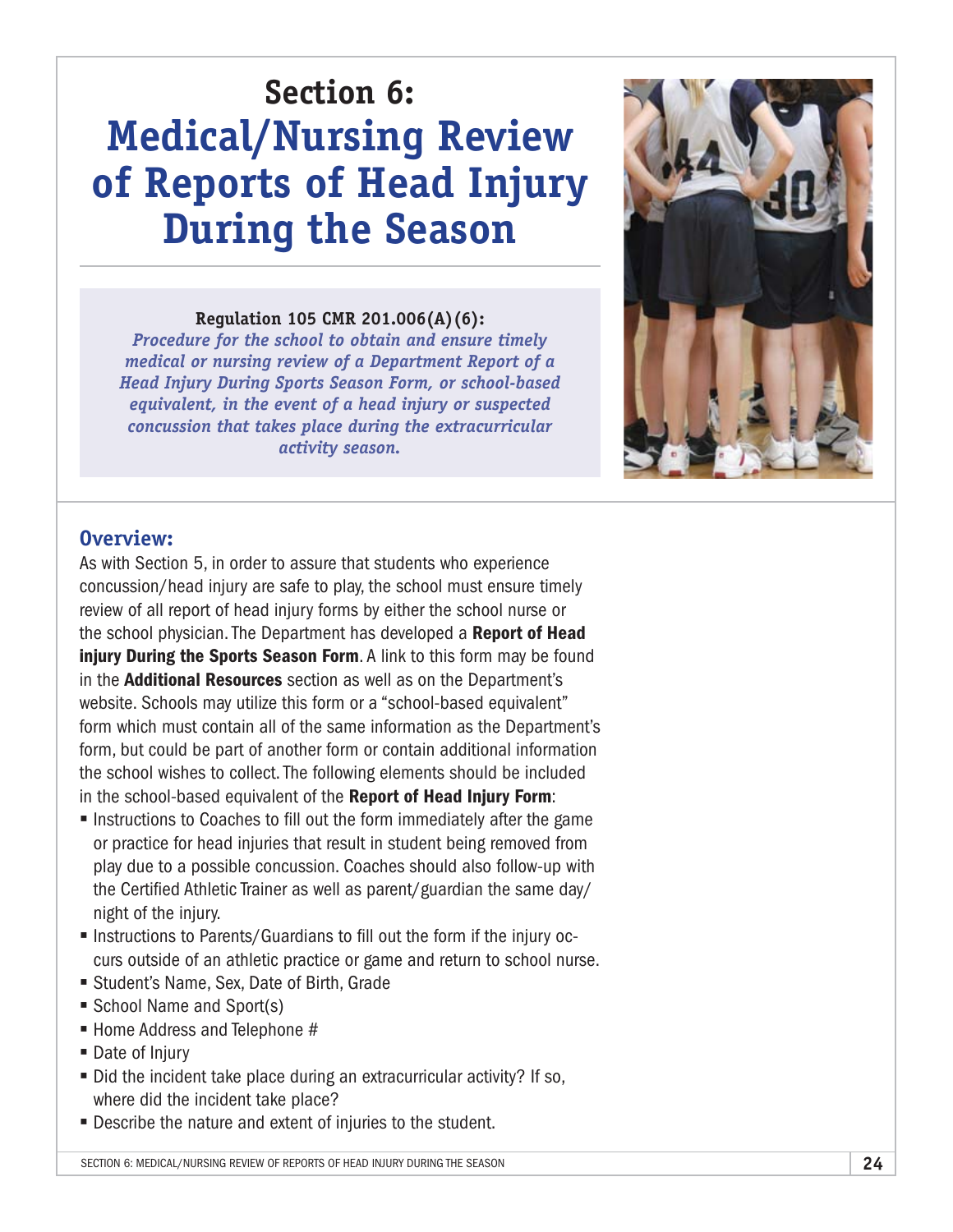# Section 6: Medical/Nursing Review of Reports of Head Injury During the Season

**Regulation 105 CMR 201.006(A)(6):**
***Procedure for the school to obtain and ensure timely medical or nursing review of a Department Report of a Head Injury During Sports Season Form, or school-based equivalent, in the event of a head injury or suspected concussion that takes place during the extracurricular activity season.***

## Overview:

As with Section 5, in order to assure that students who experience concussion/head injury are safe to play, the school must ensure timely review of all report of head injury forms by either the school nurse or the school physician. The Department has developed a **Report of Head injury During the Sports Season Form**. A link to this form may be found in the **Additional Resources** section as well as on the Department's website. Schools may utilize this form or a "school-based equivalent" form which must contain all of the same information as the Department's form, but could be part of another form or contain additional information the school wishes to collect. The following elements should be included in the school-based equivalent of the **Report of Head Injury Form**:

- Instructions to Coaches to fill out the form immediately after the game or practice for head injuries that result in student being removed from play due to a possible concussion. Coaches should also follow-up with the Certified Athletic Trainer as well as parent/guardian the same day/night of the injury.
- Instructions to Parents/Guardians to fill out the form if the injury occurs outside of an athletic practice or game and return to school nurse.
- Student's Name, Sex, Date of Birth, Grade
- School Name and Sport(s)
- Home Address and Telephone #
- Date of Injury
- Did the incident take place during an extracurricular activity? If so, where did the incident take place?
- Describe the nature and extent of injuries to the student.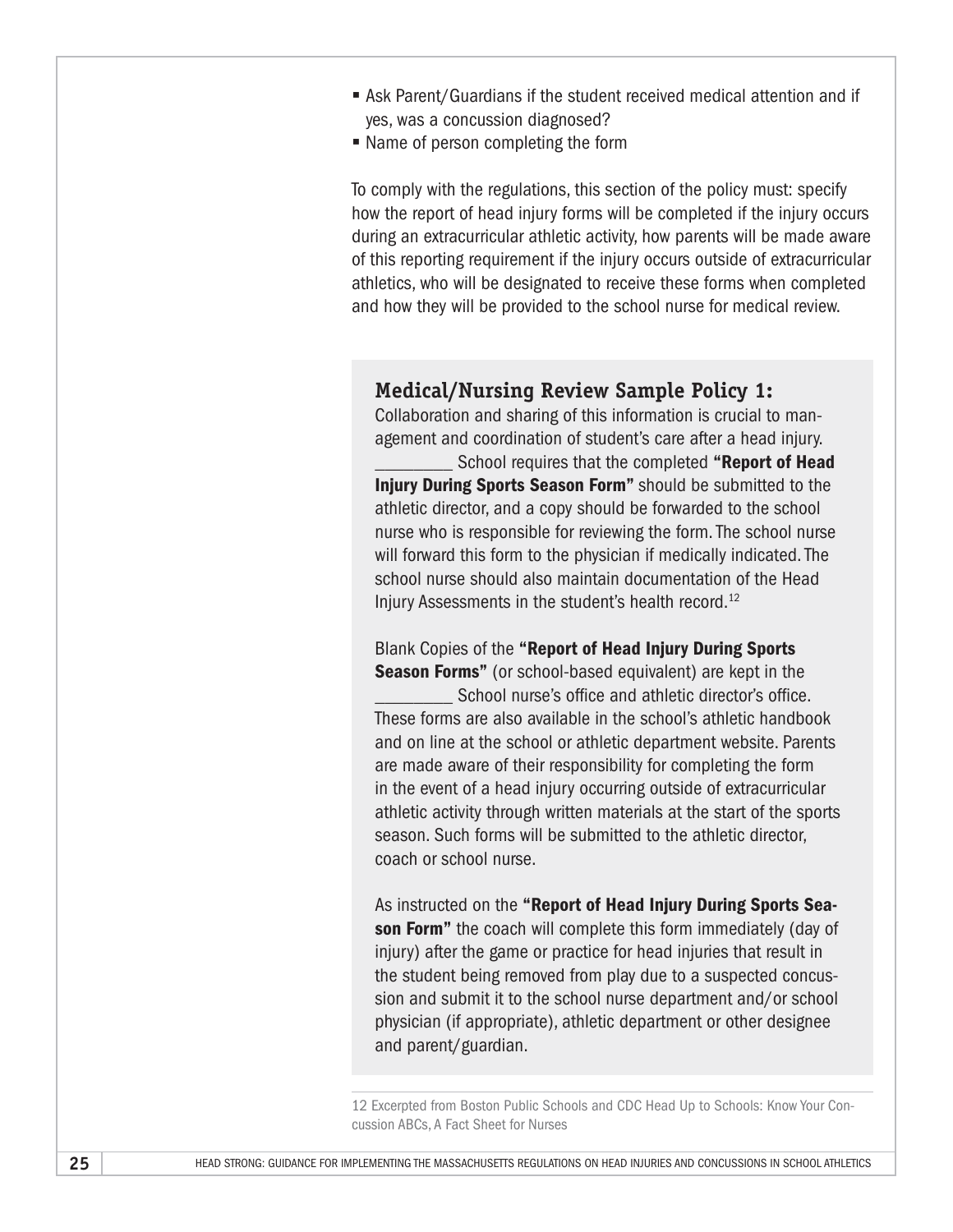- Ask Parent/Guardians if the student received medical attention and if yes, was a concussion diagnosed?
- Name of person completing the form

To comply with the regulations, this section of the policy must: specify how the report of head injury forms will be completed if the injury occurs during an extracurricular athletic activity, how parents will be made aware of this reporting requirement if the injury occurs outside of extracurricular athletics, who will be designated to receive these forms when completed and how they will be provided to the school nurse for medical review.

### Medical/Nursing Review Sample Policy 1:

Collaboration and sharing of this information is crucial to management and coordination of student's care after a head injury. _________ School requires that the completed **"Report of Head Injury During Sports Season Form"** should be submitted to the athletic director, and a copy should be forwarded to the school nurse who is responsible for reviewing the form. The school nurse will forward this form to the physician if medically indicated. The school nurse should also maintain documentation of the Head Injury Assessments in the student's health record.[12]

Blank Copies of the **"Report of Head Injury During Sports Season Forms"** (or school-based equivalent) are kept in the _________ School nurse's office and athletic director's office. These forms are also available in the school's athletic handbook and on line at the school or athletic department website. Parents are made aware of their responsibility for completing the form in the event of a head injury occurring outside of extracurricular athletic activity through written materials at the start of the sports season. Such forms will be submitted to the athletic director, coach or school nurse.

As instructed on the **"Report of Head Injury During Sports Season Form"** the coach will complete this form immediately (day of injury) after the game or practice for head injuries that result in the student being removed from play due to a suspected concussion and submit it to the school nurse department and/or school physician (if appropriate), athletic department or other designee and parent/guardian.

12 Excerpted from Boston Public Schools and CDC Head Up to Schools: Know Your Concussion ABCs, A Fact Sheet for Nurses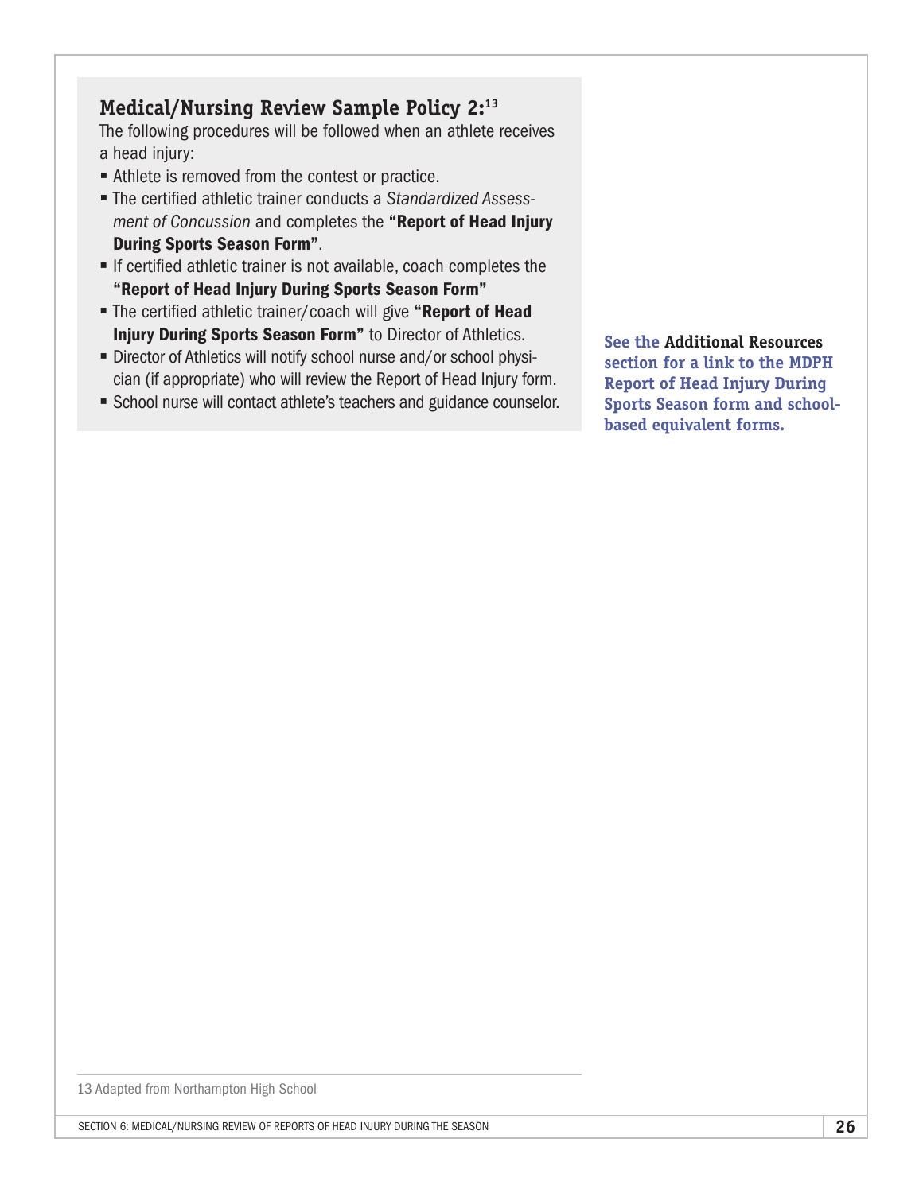### Medical/Nursing Review Sample Policy 2:[13]

The following procedures will be followed when an athlete receives a head injury:

- Athlete is removed from the contest or practice.
- The certified athletic trainer conducts a *Standardized Assessment of Concussion* and completes the **"Report of Head Injury During Sports Season Form"**.
- If certified athletic trainer is not available, coach completes the **"Report of Head Injury During Sports Season Form"**
- The certified athletic trainer/coach will give **"Report of Head Injury During Sports Season Form"** to Director of Athletics.
- Director of Athletics will notify school nurse and/or school physician (if appropriate) who will review the Report of Head Injury form.
- School nurse will contact athlete's teachers and guidance counselor.

**See the Additional Resources section for a link to the MDPH Report of Head Injury During Sports Season form and school-based equivalent forms.**

13 Adapted from Northampton High School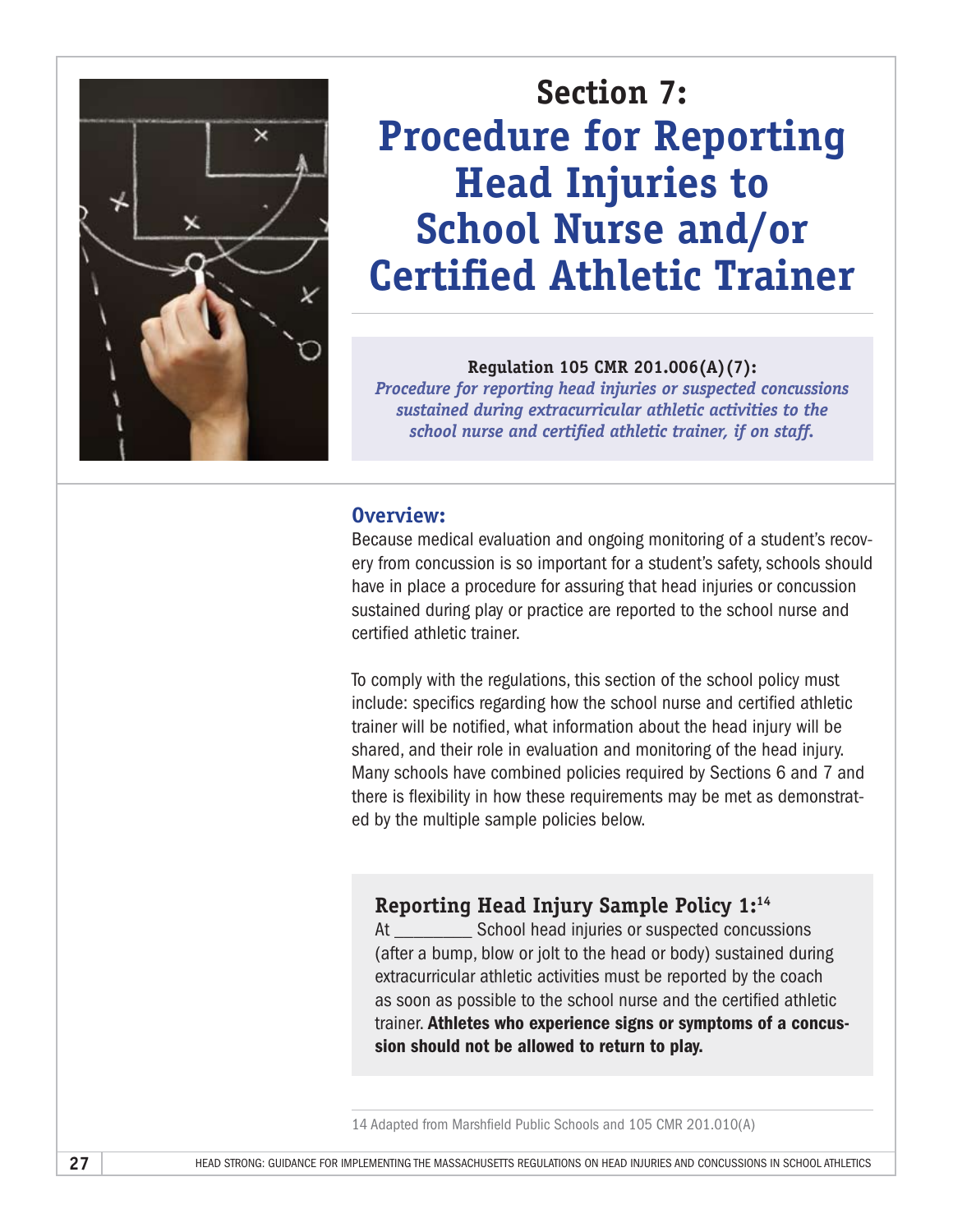# Section 7: Procedure for Reporting Head Injuries to School Nurse and/or Certified Athletic Trainer

**Regulation 105 CMR 201.006(A)(7):**
***Procedure for reporting head injuries or suspected concussions sustained during extracurricular athletic activities to the school nurse and certified athletic trainer, if on staff.***

## Overview:

Because medical evaluation and ongoing monitoring of a student's recovery from concussion is so important for a student's safety, schools should have in place a procedure for assuring that head injuries or concussion sustained during play or practice are reported to the school nurse and certified athletic trainer.

To comply with the regulations, this section of the school policy must include: specifics regarding how the school nurse and certified athletic trainer will be notified, what information about the head injury will be shared, and their role in evaluation and monitoring of the head injury. Many schools have combined policies required by Sections 6 and 7 and there is flexibility in how these requirements may be met as demonstrated by the multiple sample policies below.

### Reporting Head Injury Sample Policy 1:[14]

At _________ School head injuries or suspected concussions (after a bump, blow or jolt to the head or body) sustained during extracurricular athletic activities must be reported by the coach as soon as possible to the school nurse and the certified athletic trainer. **Athletes who experience signs or symptoms of a concussion should not be allowed to return to play.**

14 Adapted from Marshfield Public Schools and 105 CMR 201.010(A)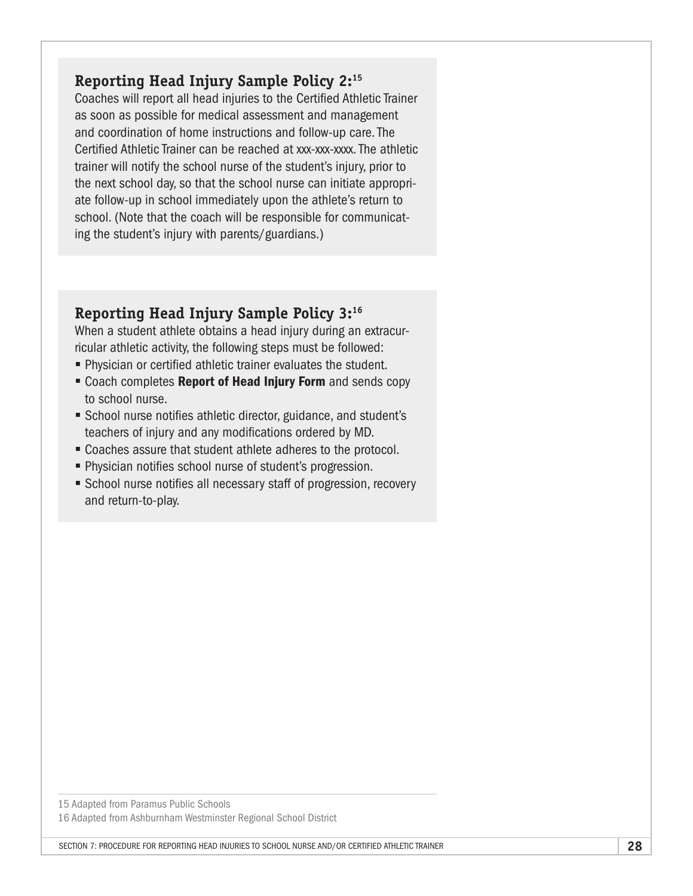### Reporting Head Injury Sample Policy 2:[15]

Coaches will report all head injuries to the Certified Athletic Trainer as soon as possible for medical assessment and management and coordination of home instructions and follow-up care. The Certified Athletic Trainer can be reached at xxx-xxx-xxxx. The athletic trainer will notify the school nurse of the student's injury, prior to the next school day, so that the school nurse can initiate appropriate follow-up in school immediately upon the athlete's return to school. (Note that the coach will be responsible for communicating the student's injury with parents/guardians.)

### Reporting Head Injury Sample Policy 3:[16]

When a student athlete obtains a head injury during an extracurricular athletic activity, the following steps must be followed:

- Physician or certified athletic trainer evaluates the student.
- Coach completes **Report of Head Injury Form** and sends copy to school nurse.
- School nurse notifies athletic director, guidance, and student's teachers of injury and any modifications ordered by MD.
- Coaches assure that student athlete adheres to the protocol.
- Physician notifies school nurse of student's progression.
- School nurse notifies all necessary staff of progression, recovery and return-to-play.

---

15 Adapted from Paramus Public Schools

16 Adapted from Ashburnham Westminster Regional School District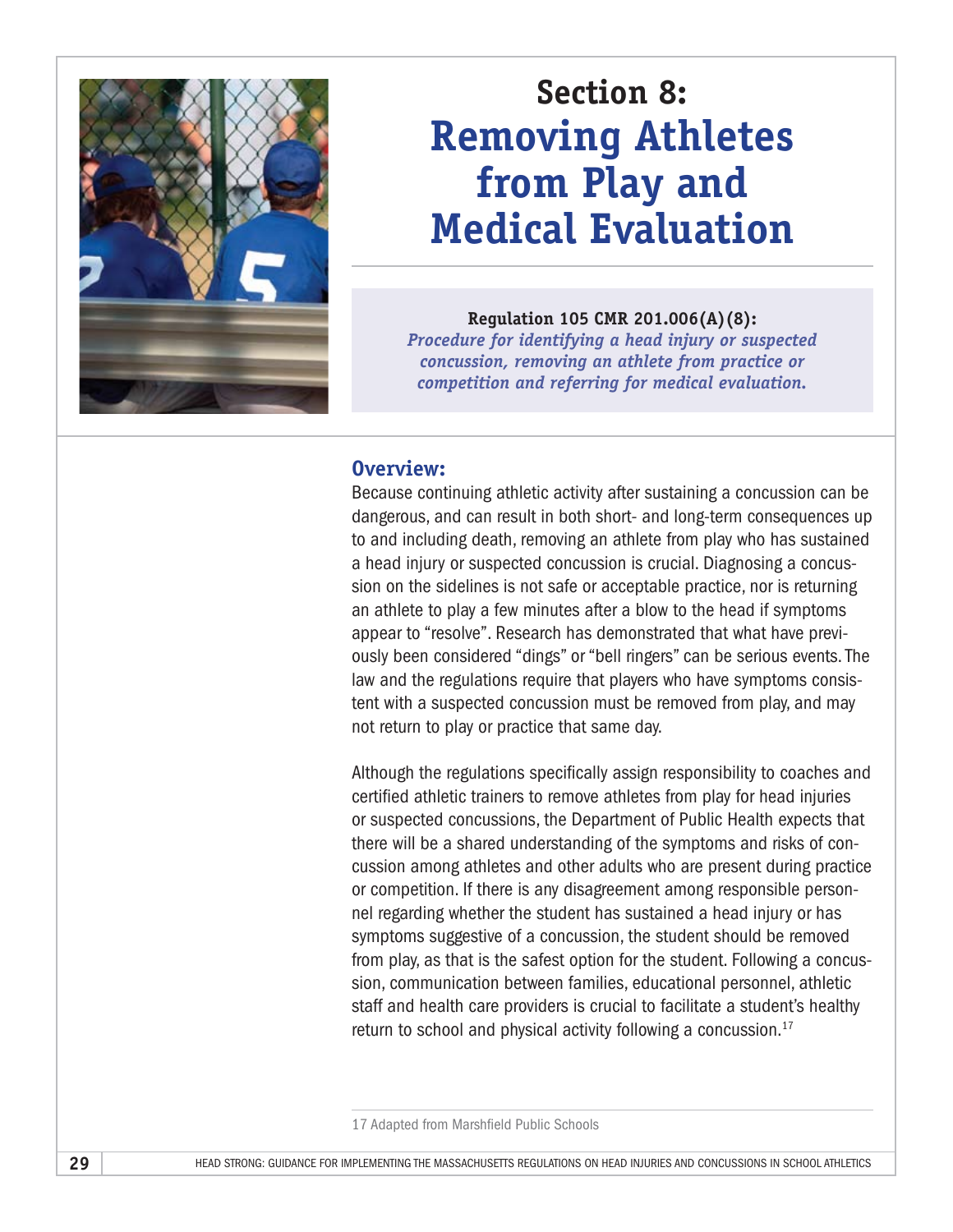# Section 8: Removing Athletes from Play and Medical Evaluation

**Regulation 105 CMR 201.006(A)(8):**
*Procedure for identifying a head injury or suspected concussion, removing an athlete from practice or competition and referring for medical evaluation.*

## Overview:

Because continuing athletic activity after sustaining a concussion can be dangerous, and can result in both short- and long-term consequences up to and including death, removing an athlete from play who has sustained a head injury or suspected concussion is crucial. Diagnosing a concussion on the sidelines is not safe or acceptable practice, nor is returning an athlete to play a few minutes after a blow to the head if symptoms appear to "resolve". Research has demonstrated that what have previously been considered "dings" or "bell ringers" can be serious events. The law and the regulations require that players who have symptoms consistent with a suspected concussion must be removed from play, and may not return to play or practice that same day.

Although the regulations specifically assign responsibility to coaches and certified athletic trainers to remove athletes from play for head injuries or suspected concussions, the Department of Public Health expects that there will be a shared understanding of the symptoms and risks of concussion among athletes and other adults who are present during practice or competition. If there is any disagreement among responsible personnel regarding whether the student has sustained a head injury or has symptoms suggestive of a concussion, the student should be removed from play, as that is the safest option for the student. Following a concussion, communication between families, educational personnel, athletic staff and health care providers is crucial to facilitate a student's healthy return to school and physical activity following a concussion.[17]

17 Adapted from Marshfield Public Schools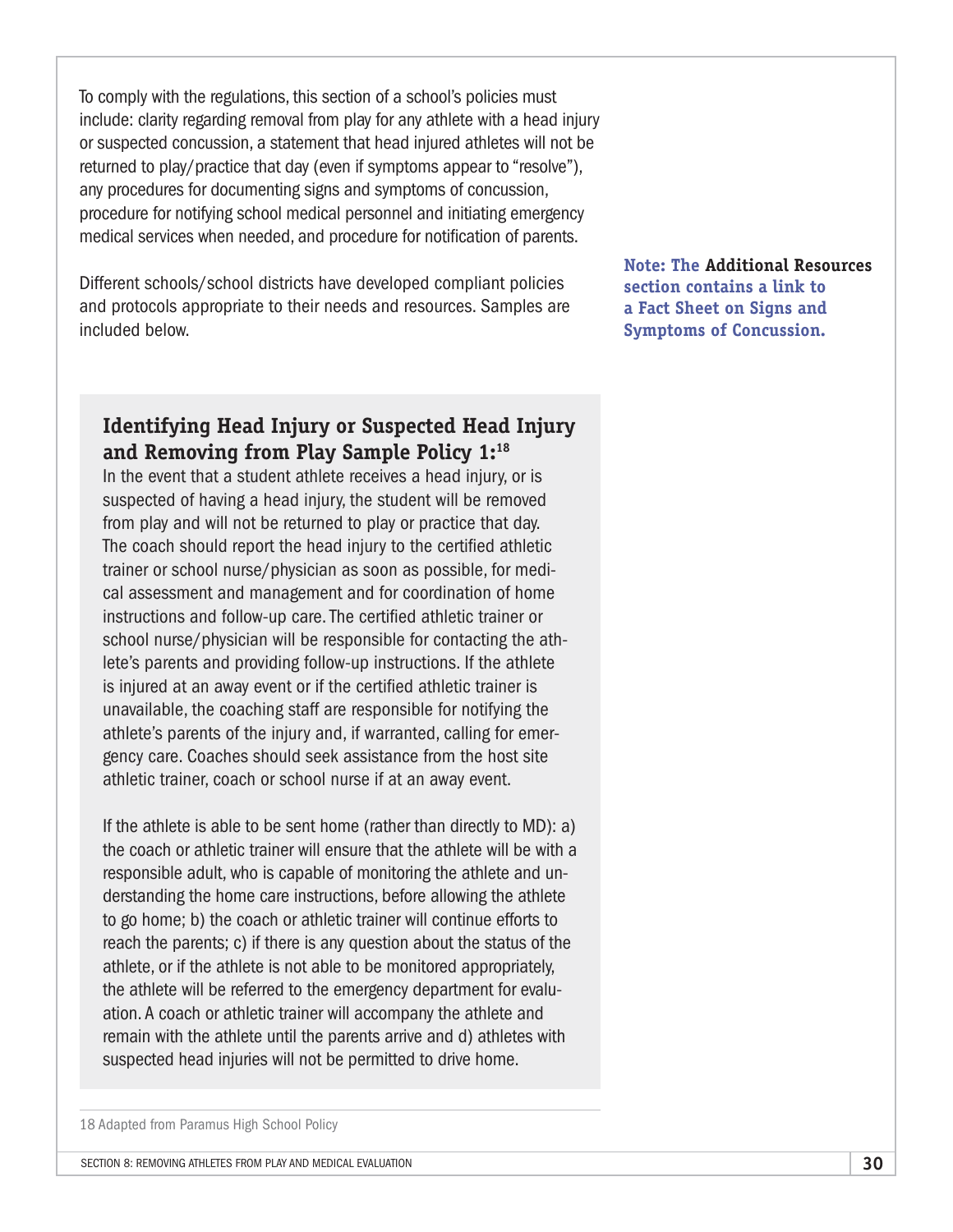To comply with the regulations, this section of a school's policies must include: clarity regarding removal from play for any athlete with a head injury or suspected concussion, a statement that head injured athletes will not be returned to play/practice that day (even if symptoms appear to "resolve"), any procedures for documenting signs and symptoms of concussion, procedure for notifying school medical personnel and initiating emergency medical services when needed, and procedure for notification of parents.

Different schools/school districts have developed compliant policies and protocols appropriate to their needs and resources. Samples are included below.

**Note: The Additional Resources section contains a link to a Fact Sheet on Signs and Symptoms of Concussion.**

### Identifying Head Injury or Suspected Head Injury and Removing from Play Sample Policy 1:[18]

In the event that a student athlete receives a head injury, or is suspected of having a head injury, the student will be removed from play and will not be returned to play or practice that day. The coach should report the head injury to the certified athletic trainer or school nurse/physician as soon as possible, for medical assessment and management and for coordination of home instructions and follow-up care. The certified athletic trainer or school nurse/physician will be responsible for contacting the athlete's parents and providing follow-up instructions. If the athlete is injured at an away event or if the certified athletic trainer is unavailable, the coaching staff are responsible for notifying the athlete's parents of the injury and, if warranted, calling for emergency care. Coaches should seek assistance from the host site athletic trainer, coach or school nurse if at an away event.

If the athlete is able to be sent home (rather than directly to MD): a) the coach or athletic trainer will ensure that the athlete will be with a responsible adult, who is capable of monitoring the athlete and understanding the home care instructions, before allowing the athlete to go home; b) the coach or athletic trainer will continue efforts to reach the parents; c) if there is any question about the status of the athlete, or if the athlete is not able to be monitored appropriately, the athlete will be referred to the emergency department for evaluation. A coach or athletic trainer will accompany the athlete and remain with the athlete until the parents arrive and d) athletes with suspected head injuries will not be permitted to drive home.

18 Adapted from Paramus High School Policy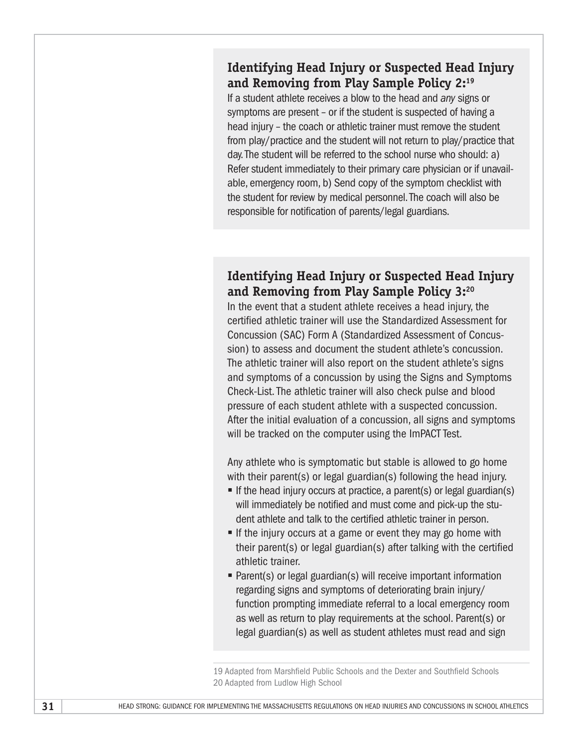### Identifying Head Injury or Suspected Head Injury and Removing from Play Sample Policy 2:[19]

If a student athlete receives a blow to the head and *any* signs or symptoms are present – or if the student is suspected of having a head injury – the coach or athletic trainer must remove the student from play/practice and the student will not return to play/practice that day. The student will be referred to the school nurse who should: a) Refer student immediately to their primary care physician or if unavailable, emergency room, b) Send copy of the symptom checklist with the student for review by medical personnel. The coach will also be responsible for notification of parents/legal guardians.

### Identifying Head Injury or Suspected Head Injury and Removing from Play Sample Policy 3:[20]

In the event that a student athlete receives a head injury, the certified athletic trainer will use the Standardized Assessment for Concussion (SAC) Form A (Standardized Assessment of Concussion) to assess and document the student athlete's concussion. The athletic trainer will also report on the student athlete's signs and symptoms of a concussion by using the Signs and Symptoms Check-List. The athletic trainer will also check pulse and blood pressure of each student athlete with a suspected concussion. After the initial evaluation of a concussion, all signs and symptoms will be tracked on the computer using the ImPACT Test.

Any athlete who is symptomatic but stable is allowed to go home with their parent(s) or legal guardian(s) following the head injury.

- If the head injury occurs at practice, a parent(s) or legal guardian(s) will immediately be notified and must come and pick-up the student athlete and talk to the certified athletic trainer in person.
- If the injury occurs at a game or event they may go home with their parent(s) or legal guardian(s) after talking with the certified athletic trainer.
- Parent(s) or legal guardian(s) will receive important information regarding signs and symptoms of deteriorating brain injury/function prompting immediate referral to a local emergency room as well as return to play requirements at the school. Parent(s) or legal guardian(s) as well as student athletes must read and sign

19 Adapted from Marshfield Public Schools and the Dexter and Southfield Schools
20 Adapted from Ludlow High School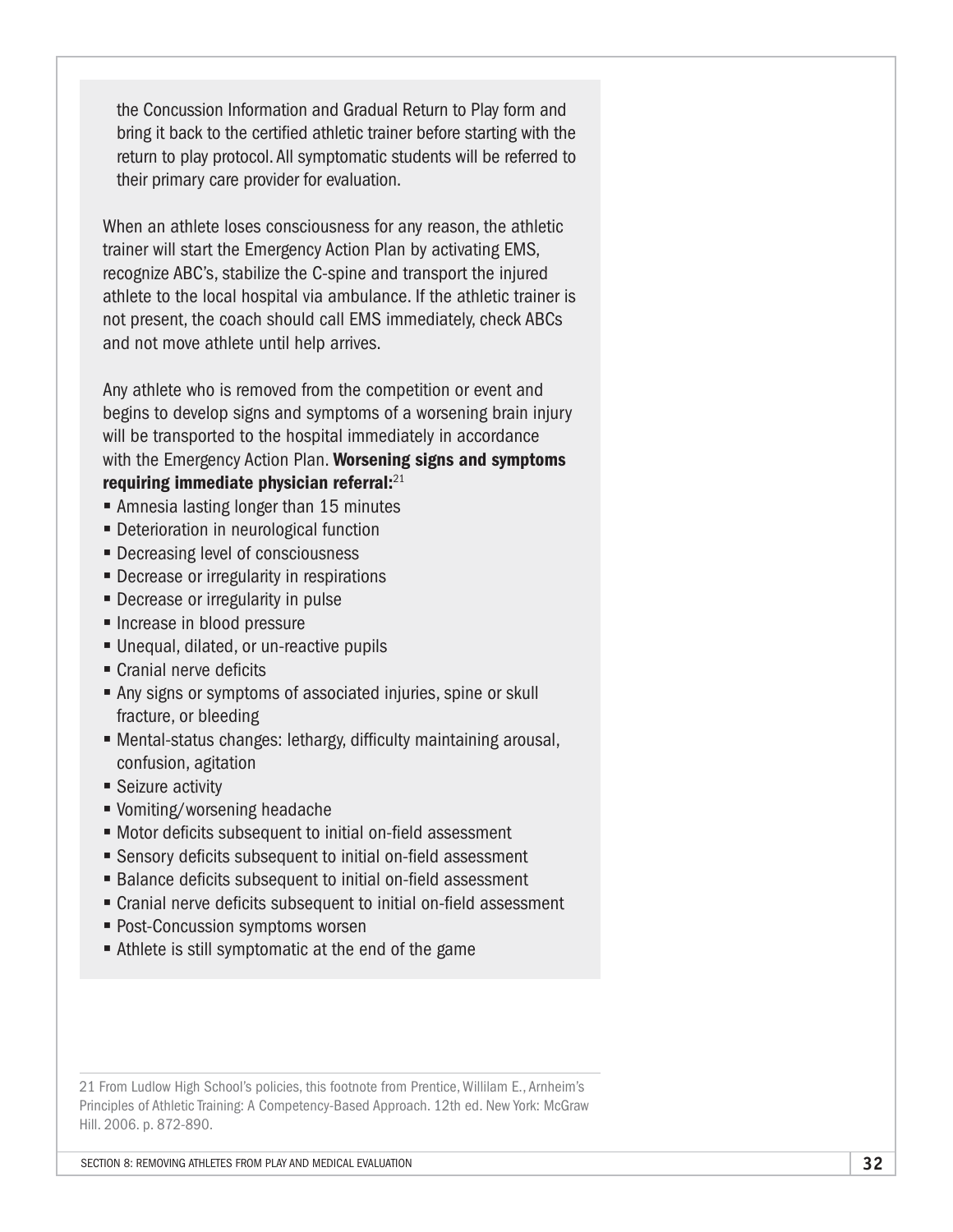the Concussion Information and Gradual Return to Play form and bring it back to the certified athletic trainer before starting with the return to play protocol. All symptomatic students will be referred to their primary care provider for evaluation.

When an athlete loses consciousness for any reason, the athletic trainer will start the Emergency Action Plan by activating EMS, recognize ABC's, stabilize the C-spine and transport the injured athlete to the local hospital via ambulance. If the athletic trainer is not present, the coach should call EMS immediately, check ABCs and not move athlete until help arrives.

Any athlete who is removed from the competition or event and begins to develop signs and symptoms of a worsening brain injury will be transported to the hospital immediately in accordance with the Emergency Action Plan. **Worsening signs and symptoms requiring immediate physician referral:**[21]

- Amnesia lasting longer than 15 minutes
- Deterioration in neurological function
- Decreasing level of consciousness
- Decrease or irregularity in respirations
- Decrease or irregularity in pulse
- Increase in blood pressure
- Unequal, dilated, or un-reactive pupils
- Cranial nerve deficits
- Any signs or symptoms of associated injuries, spine or skull fracture, or bleeding
- Mental-status changes: lethargy, difficulty maintaining arousal, confusion, agitation
- Seizure activity
- Vomiting/worsening headache
- Motor deficits subsequent to initial on-field assessment
- Sensory deficits subsequent to initial on-field assessment
- Balance deficits subsequent to initial on-field assessment
- Cranial nerve deficits subsequent to initial on-field assessment
- Post-Concussion symptoms worsen
- Athlete is still symptomatic at the end of the game

---

21 From Ludlow High School's policies, this footnote from Prentice, Willilam E., Arnheim's Principles of Athletic Training: A Competency-Based Approach. 12th ed. New York: McGraw Hill. 2006. p. 872-890.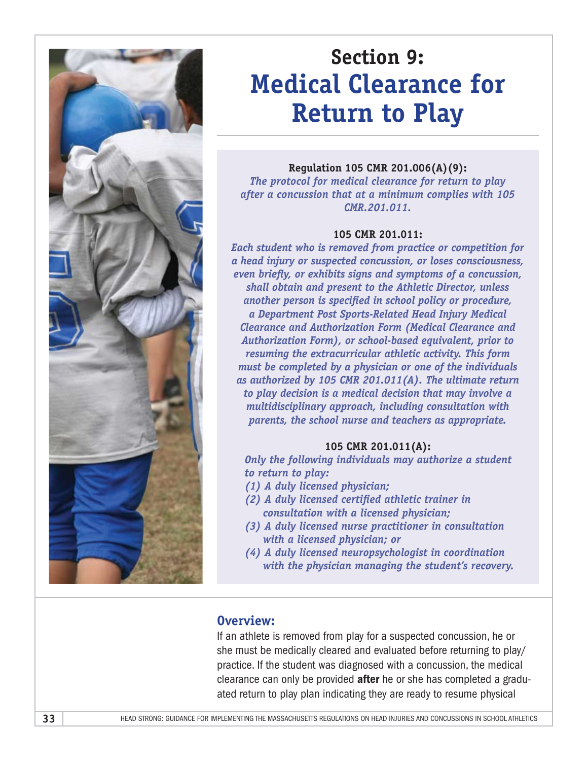# Section 9: Medical Clearance for Return to Play

**Regulation 105 CMR 201.006(A)(9):**

*The protocol for medical clearance for return to play after a concussion that at a minimum complies with 105 CMR.201.011.*

**105 CMR 201.011:**

*Each student who is removed from practice or competition for a head injury or suspected concussion, or loses consciousness, even briefly, or exhibits signs and symptoms of a concussion, shall obtain and present to the Athletic Director, unless another person is specified in school policy or procedure, a Department Post Sports-Related Head Injury Medical Clearance and Authorization Form (Medical Clearance and Authorization Form), or school-based equivalent, prior to resuming the extracurricular athletic activity. This form must be completed by a physician or one of the individuals as authorized by 105 CMR 201.011(A). The ultimate return to play decision is a medical decision that may involve a multidisciplinary approach, including consultation with parents, the school nurse and teachers as appropriate.*

**105 CMR 201.011(A):**

*Only the following individuals may authorize a student to return to play:*

*(1) A duly licensed physician;*
*(2) A duly licensed certified athletic trainer in consultation with a licensed physician;*
*(3) A duly licensed nurse practitioner in consultation with a licensed physician; or*
*(4) A duly licensed neuropsychologist in coordination with the physician managing the student's recovery.*

## Overview:

If an athlete is removed from play for a suspected concussion, he or she must be medically cleared and evaluated before returning to play/ practice. If the student was diagnosed with a concussion, the medical clearance can only be provided **after** he or she has completed a graduated return to play plan indicating they are ready to resume physical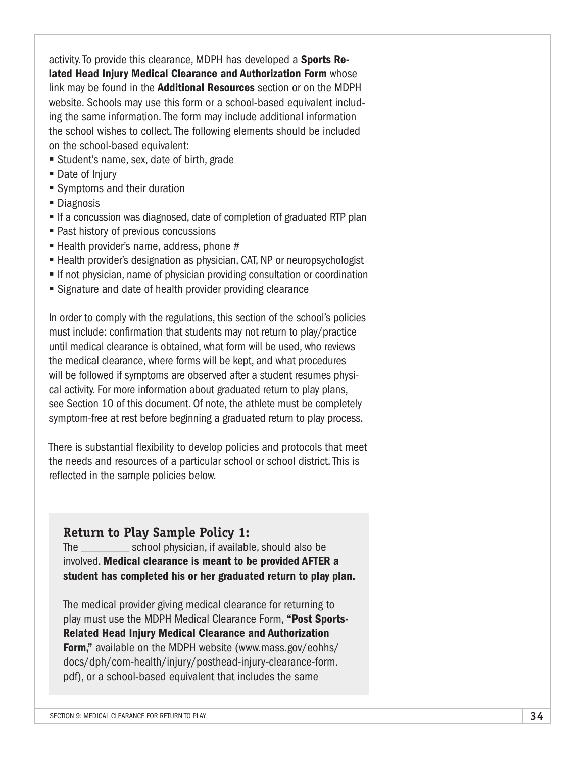activity. To provide this clearance, MDPH has developed a **Sports Related Head Injury Medical Clearance and Authorization Form** whose link may be found in the **Additional Resources** section or on the MDPH website. Schools may use this form or a school-based equivalent including the same information. The form may include additional information the school wishes to collect. The following elements should be included on the school-based equivalent:

- Student's name, sex, date of birth, grade
- Date of Injury
- Symptoms and their duration
- Diagnosis
- If a concussion was diagnosed, date of completion of graduated RTP plan
- Past history of previous concussions
- Health provider's name, address, phone #
- Health provider's designation as physician, CAT, NP or neuropsychologist
- If not physician, name of physician providing consultation or coordination
- Signature and date of health provider providing clearance

In order to comply with the regulations, this section of the school's policies must include: confirmation that students may not return to play/practice until medical clearance is obtained, what form will be used, who reviews the medical clearance, where forms will be kept, and what procedures will be followed if symptoms are observed after a student resumes physical activity. For more information about graduated return to play plans, see Section 10 of this document. Of note, the athlete must be completely symptom-free at rest before beginning a graduated return to play process.

There is substantial flexibility to develop policies and protocols that meet the needs and resources of a particular school or school district. This is reflected in the sample policies below.

### Return to Play Sample Policy 1:

The _________ school physician, if available, should also be involved. **Medical clearance is meant to be provided AFTER a student has completed his or her graduated return to play plan.**

The medical provider giving medical clearance for returning to play must use the MDPH Medical Clearance Form, **"Post Sports-Related Head Injury Medical Clearance and Authorization Form,"** available on the MDPH website (www.mass.gov/eohhs/docs/dph/com-health/injury/posthead-injury-clearance-form.pdf), or a school-based equivalent that includes the same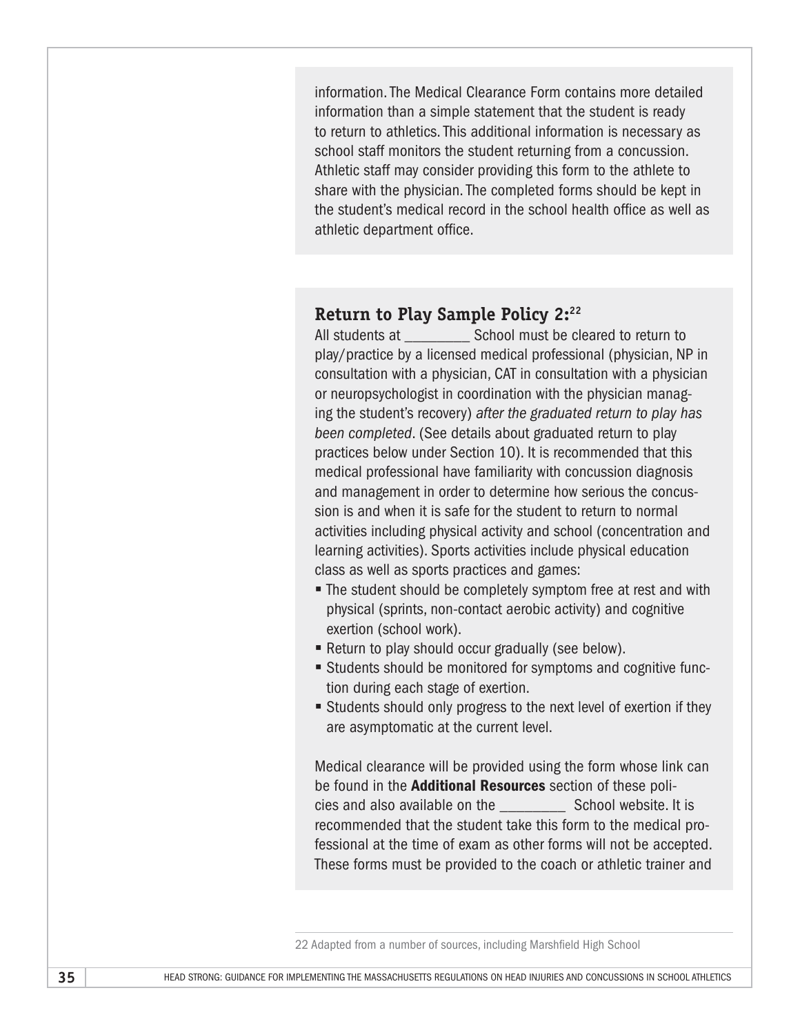information. The Medical Clearance Form contains more detailed information than a simple statement that the student is ready to return to athletics. This additional information is necessary as school staff monitors the student returning from a concussion. Athletic staff may consider providing this form to the athlete to share with the physician. The completed forms should be kept in the student's medical record in the school health office as well as athletic department office.

### Return to Play Sample Policy 2:[22]

All students at _________ School must be cleared to return to play/practice by a licensed medical professional (physician, NP in consultation with a physician, CAT in consultation with a physician or neuropsychologist in coordination with the physician managing the student's recovery) *after the graduated return to play has been completed*. (See details about graduated return to play practices below under Section 10). It is recommended that this medical professional have familiarity with concussion diagnosis and management in order to determine how serious the concussion is and when it is safe for the student to return to normal activities including physical activity and school (concentration and learning activities). Sports activities include physical education class as well as sports practices and games:

- The student should be completely symptom free at rest and with physical (sprints, non-contact aerobic activity) and cognitive exertion (school work).
- Return to play should occur gradually (see below).
- Students should be monitored for symptoms and cognitive function during each stage of exertion.
- Students should only progress to the next level of exertion if they are asymptomatic at the current level.

Medical clearance will be provided using the form whose link can be found in the **Additional Resources** section of these policies and also available on the _________ School website. It is recommended that the student take this form to the medical professional at the time of exam as other forms will not be accepted. These forms must be provided to the coach or athletic trainer and

22 Adapted from a number of sources, including Marshfield High School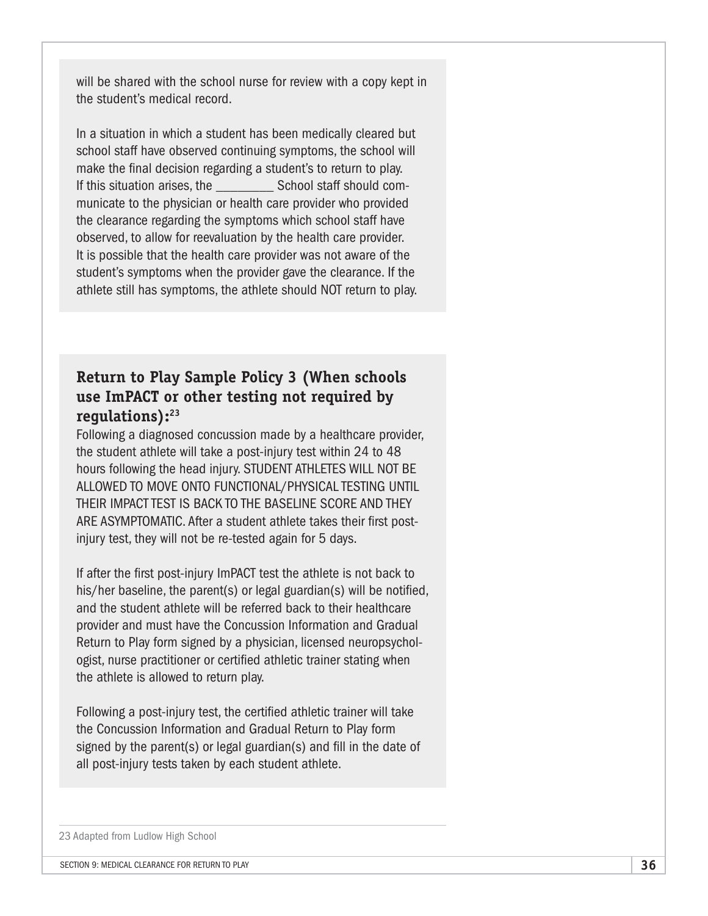will be shared with the school nurse for review with a copy kept in the student's medical record.

In a situation in which a student has been medically cleared but school staff have observed continuing symptoms, the school will make the final decision regarding a student's to return to play. If this situation arises, the _________ School staff should communicate to the physician or health care provider who provided the clearance regarding the symptoms which school staff have observed, to allow for reevaluation by the health care provider. It is possible that the health care provider was not aware of the student's symptoms when the provider gave the clearance. If the athlete still has symptoms, the athlete should NOT return to play.

### Return to Play Sample Policy 3 (When schools use ImPACT or other testing not required by regulations):[23]

Following a diagnosed concussion made by a healthcare provider, the student athlete will take a post-injury test within 24 to 48 hours following the head injury. STUDENT ATHLETES WILL NOT BE ALLOWED TO MOVE ONTO FUNCTIONAL/PHYSICAL TESTING UNTIL THEIR IMPACT TEST IS BACK TO THE BASELINE SCORE AND THEY ARE ASYMPTOMATIC. After a student athlete takes their first post-injury test, they will not be re-tested again for 5 days.

If after the first post-injury ImPACT test the athlete is not back to his/her baseline, the parent(s) or legal guardian(s) will be notified, and the student athlete will be referred back to their healthcare provider and must have the Concussion Information and Gradual Return to Play form signed by a physician, licensed neuropsychologist, nurse practitioner or certified athletic trainer stating when the athlete is allowed to return play.

Following a post-injury test, the certified athletic trainer will take the Concussion Information and Gradual Return to Play form signed by the parent(s) or legal guardian(s) and fill in the date of all post-injury tests taken by each student athlete.

---

23 Adapted from Ludlow High School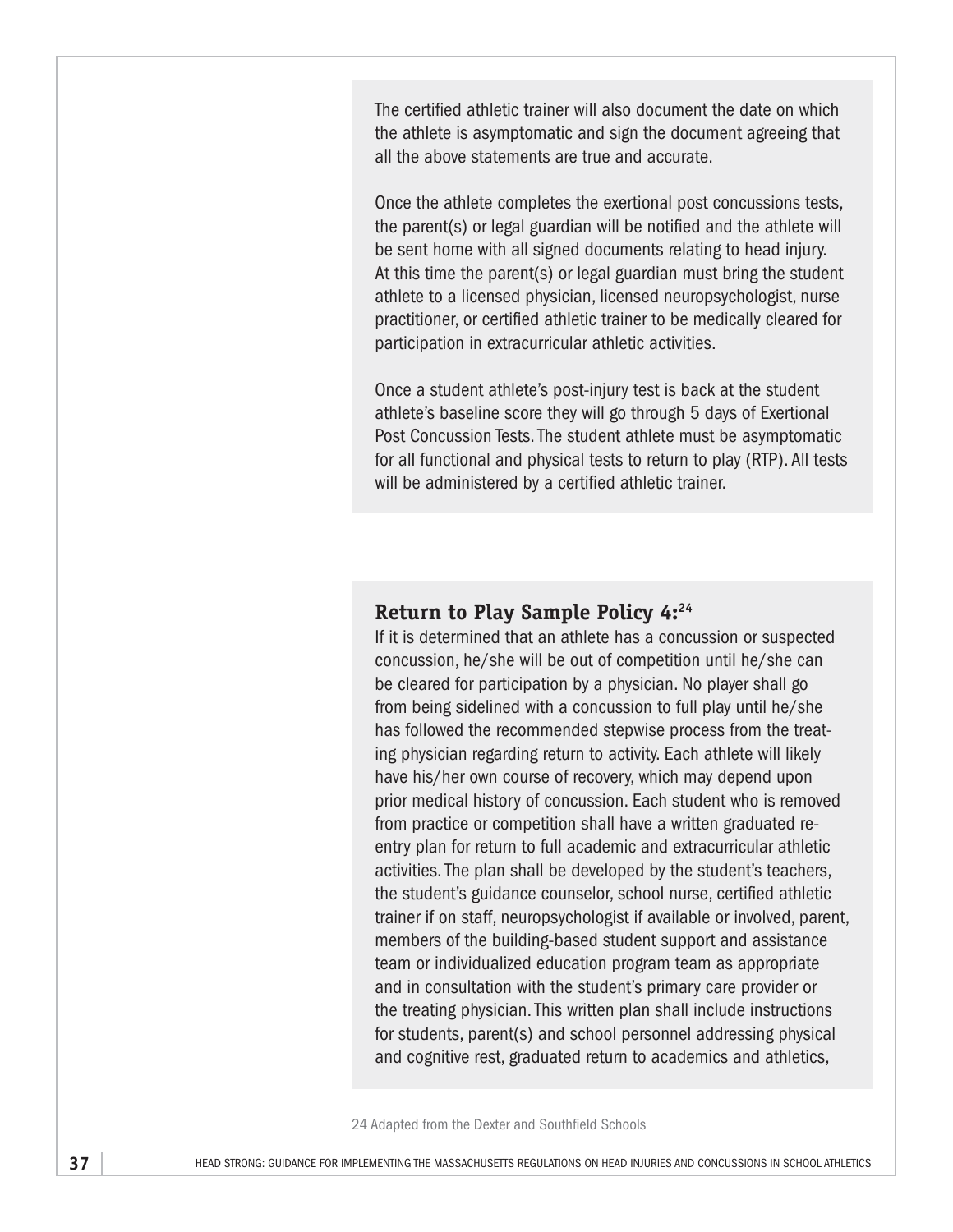The certified athletic trainer will also document the date on which the athlete is asymptomatic and sign the document agreeing that all the above statements are true and accurate.

Once the athlete completes the exertional post concussions tests, the parent(s) or legal guardian will be notified and the athlete will be sent home with all signed documents relating to head injury. At this time the parent(s) or legal guardian must bring the student athlete to a licensed physician, licensed neuropsychologist, nurse practitioner, or certified athletic trainer to be medically cleared for participation in extracurricular athletic activities.

Once a student athlete's post-injury test is back at the student athlete's baseline score they will go through 5 days of Exertional Post Concussion Tests. The student athlete must be asymptomatic for all functional and physical tests to return to play (RTP). All tests will be administered by a certified athletic trainer.

### Return to Play Sample Policy 4:[24]

If it is determined that an athlete has a concussion or suspected concussion, he/she will be out of competition until he/she can be cleared for participation by a physician. No player shall go from being sidelined with a concussion to full play until he/she has followed the recommended stepwise process from the treating physician regarding return to activity. Each athlete will likely have his/her own course of recovery, which may depend upon prior medical history of concussion. Each student who is removed from practice or competition shall have a written graduated re-entry plan for return to full academic and extracurricular athletic activities. The plan shall be developed by the student's teachers, the student's guidance counselor, school nurse, certified athletic trainer if on staff, neuropsychologist if available or involved, parent, members of the building-based student support and assistance team or individualized education program team as appropriate and in consultation with the student's primary care provider or the treating physician. This written plan shall include instructions for students, parent(s) and school personnel addressing physical and cognitive rest, graduated return to academics and athletics,

24 Adapted from the Dexter and Southfield Schools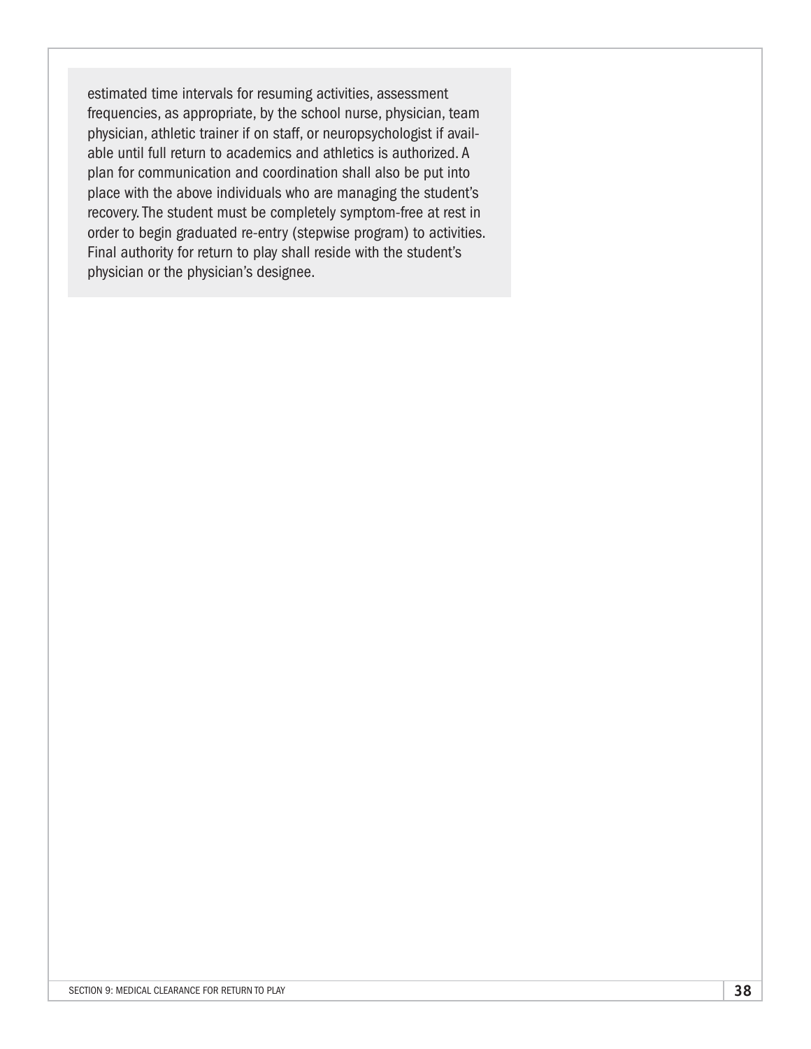estimated time intervals for resuming activities, assessment frequencies, as appropriate, by the school nurse, physician, team physician, athletic trainer if on staff, or neuropsychologist if available until full return to academics and athletics is authorized. A plan for communication and coordination shall also be put into place with the above individuals who are managing the student's recovery. The student must be completely symptom-free at rest in order to begin graduated re-entry (stepwise program) to activities. Final authority for return to play shall reside with the student's physician or the physician's designee.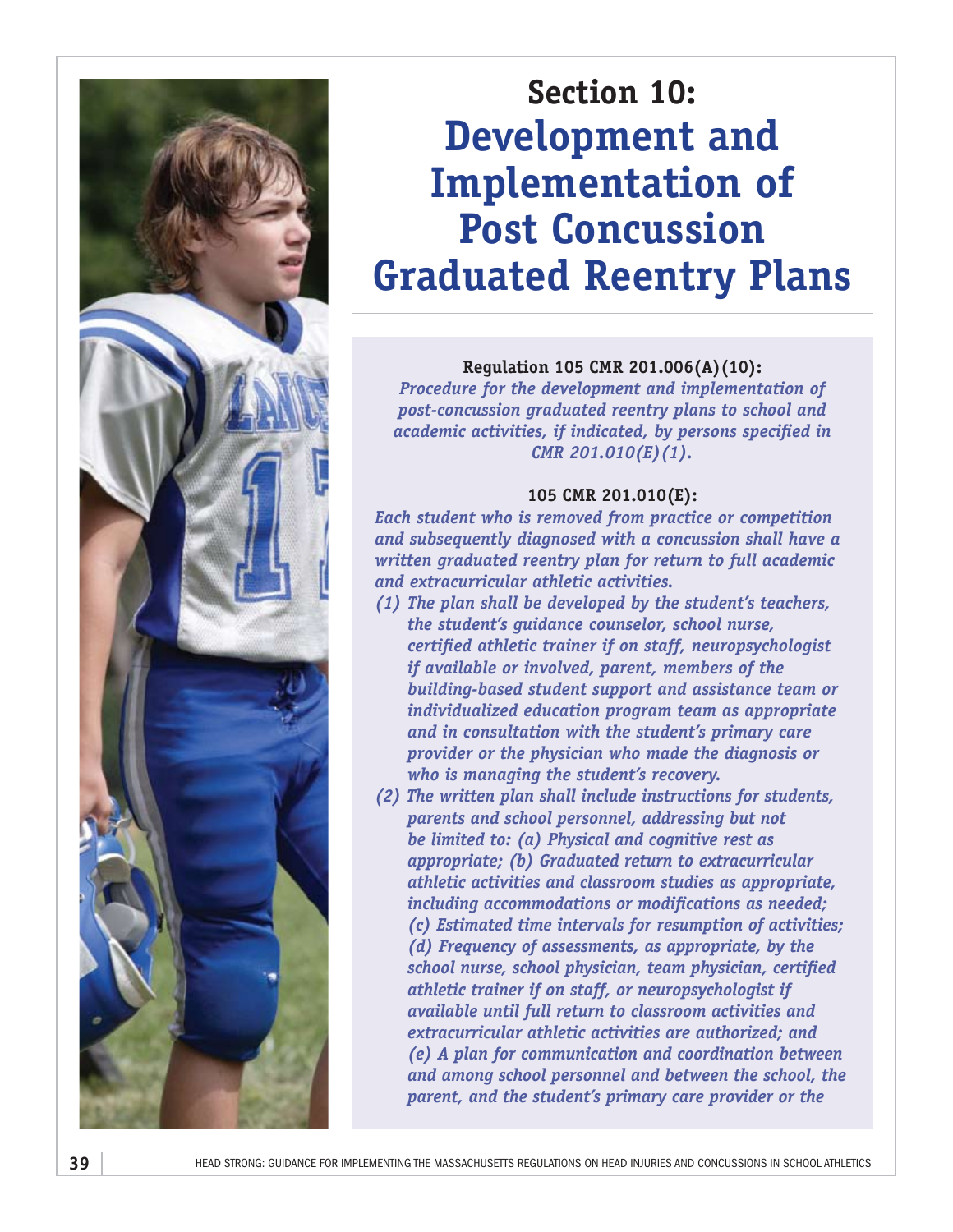# Section 10: Development and Implementation of Post Concussion Graduated Reentry Plans

**Regulation 105 CMR 201.006(A)(10):**

*Procedure for the development and implementation of post-concussion graduated reentry plans to school and academic activities, if indicated, by persons specified in CMR 201.010(E)(1).*

**105 CMR 201.010(E):**

*Each student who is removed from practice or competition and subsequently diagnosed with a concussion shall have a written graduated reentry plan for return to full academic and extracurricular athletic activities.*

*(1) The plan shall be developed by the student's teachers, the student's guidance counselor, school nurse, certified athletic trainer if on staff, neuropsychologist if available or involved, parent, members of the building-based student support and assistance team or individualized education program team as appropriate and in consultation with the student's primary care provider or the physician who made the diagnosis or who is managing the student's recovery.*

*(2) The written plan shall include instructions for students, parents and school personnel, addressing but not be limited to: (a) Physical and cognitive rest as appropriate; (b) Graduated return to extracurricular athletic activities and classroom studies as appropriate, including accommodations or modifications as needed; (c) Estimated time intervals for resumption of activities; (d) Frequency of assessments, as appropriate, by the school nurse, school physician, team physician, certified athletic trainer if on staff, or neuropsychologist if available until full return to classroom activities and extracurricular athletic activities are authorized; and (e) A plan for communication and coordination between and among school personnel and between the school, the parent, and the student's primary care provider or the*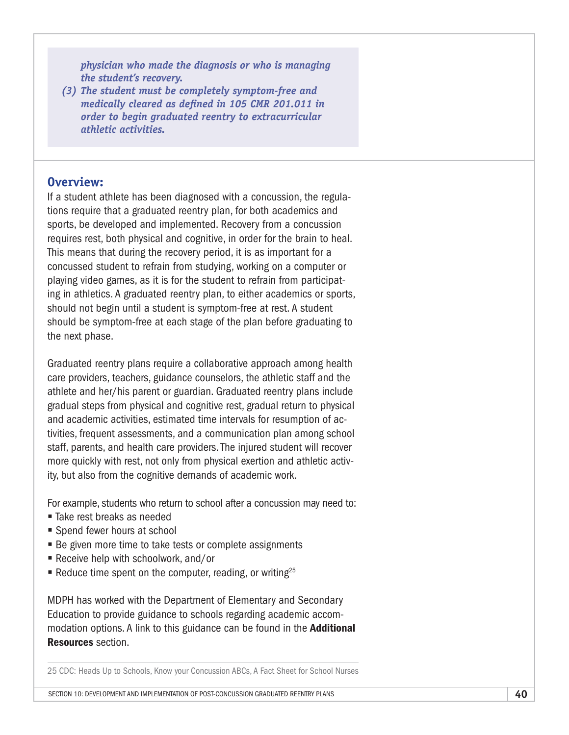*physician who made the diagnosis or who is managing the student's recovery.*

*(3) The student must be completely symptom-free and medically cleared as defined in 105 CMR 201.011 in order to begin graduated reentry to extracurricular athletic activities.*

## Overview:

If a student athlete has been diagnosed with a concussion, the regulations require that a graduated reentry plan, for both academics and sports, be developed and implemented. Recovery from a concussion requires rest, both physical and cognitive, in order for the brain to heal. This means that during the recovery period, it is as important for a concussed student to refrain from studying, working on a computer or playing video games, as it is for the student to refrain from participating in athletics. A graduated reentry plan, to either academics or sports, should not begin until a student is symptom-free at rest. A student should be symptom-free at each stage of the plan before graduating to the next phase.

Graduated reentry plans require a collaborative approach among health care providers, teachers, guidance counselors, the athletic staff and the athlete and her/his parent or guardian. Graduated reentry plans include gradual steps from physical and cognitive rest, gradual return to physical and academic activities, estimated time intervals for resumption of activities, frequent assessments, and a communication plan among school staff, parents, and health care providers. The injured student will recover more quickly with rest, not only from physical exertion and athletic activity, but also from the cognitive demands of academic work.

For example, students who return to school after a concussion may need to:

- Take rest breaks as needed
- Spend fewer hours at school
- Be given more time to take tests or complete assignments
- Receive help with schoolwork, and/or
- Reduce time spent on the computer, reading, or writing[25]

MDPH has worked with the Department of Elementary and Secondary Education to provide guidance to schools regarding academic accommodation options. A link to this guidance can be found in the **Additional Resources** section.

25 CDC: Heads Up to Schools, Know your Concussion ABCs, A Fact Sheet for School Nurses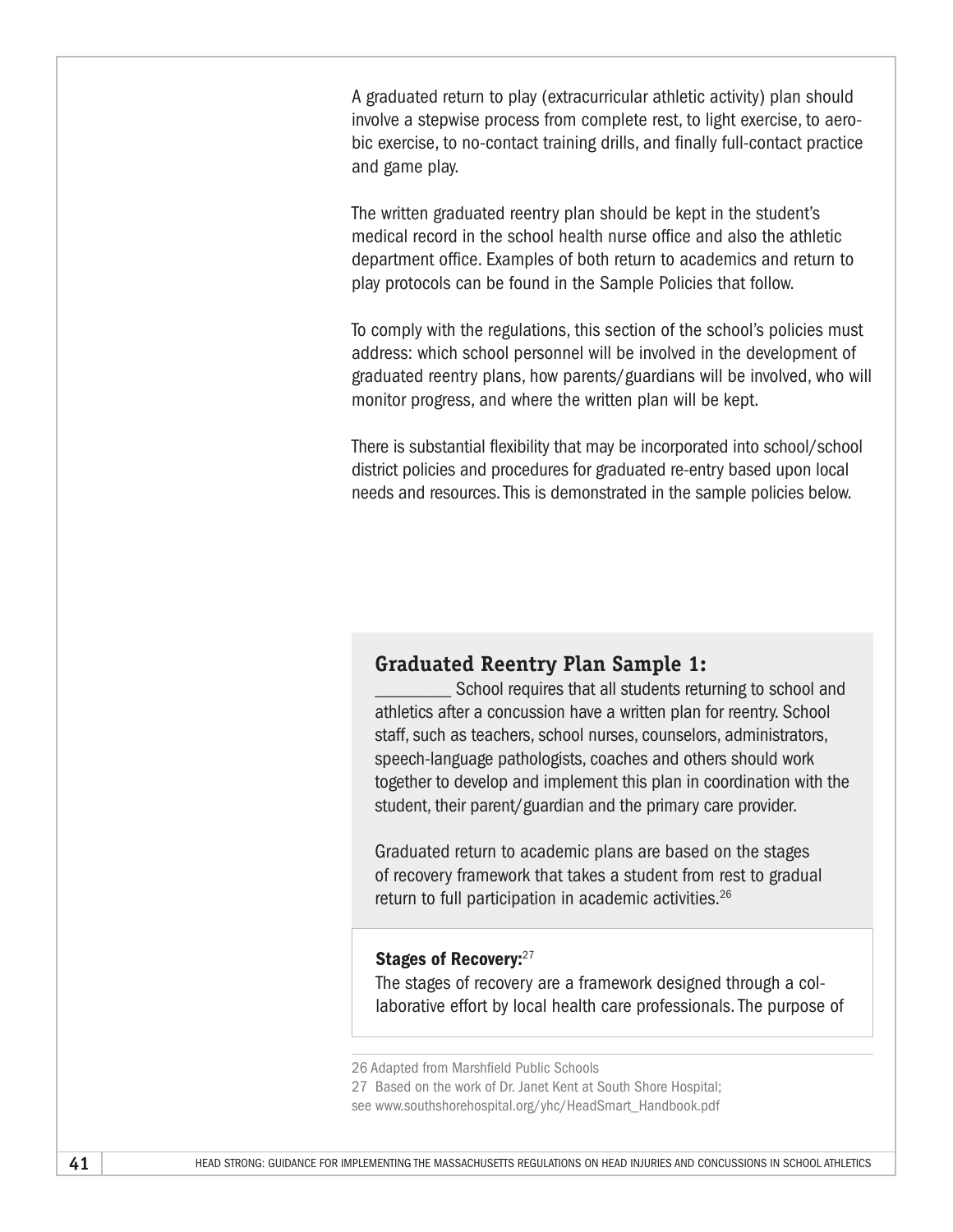A graduated return to play (extracurricular athletic activity) plan should involve a stepwise process from complete rest, to light exercise, to aerobic exercise, to no-contact training drills, and finally full-contact practice and game play.

The written graduated reentry plan should be kept in the student's medical record in the school health nurse office and also the athletic department office. Examples of both return to academics and return to play protocols can be found in the Sample Policies that follow.

To comply with the regulations, this section of the school's policies must address: which school personnel will be involved in the development of graduated reentry plans, how parents/guardians will be involved, who will monitor progress, and where the written plan will be kept.

There is substantial flexibility that may be incorporated into school/school district policies and procedures for graduated re-entry based upon local needs and resources. This is demonstrated in the sample policies below.

### Graduated Reentry Plan Sample 1:

_________ School requires that all students returning to school and athletics after a concussion have a written plan for reentry. School staff, such as teachers, school nurses, counselors, administrators, speech-language pathologists, coaches and others should work together to develop and implement this plan in coordination with the student, their parent/guardian and the primary care provider.

Graduated return to academic plans are based on the stages of recovery framework that takes a student from rest to gradual return to full participation in academic activities.[26]

**Stages of Recovery:**[27]

The stages of recovery are a framework designed through a collaborative effort by local health care professionals. The purpose of

26 Adapted from Marshfield Public Schools

27 Based on the work of Dr. Janet Kent at South Shore Hospital; see www.southshorehospital.org/yhc/HeadSmart_Handbook.pdf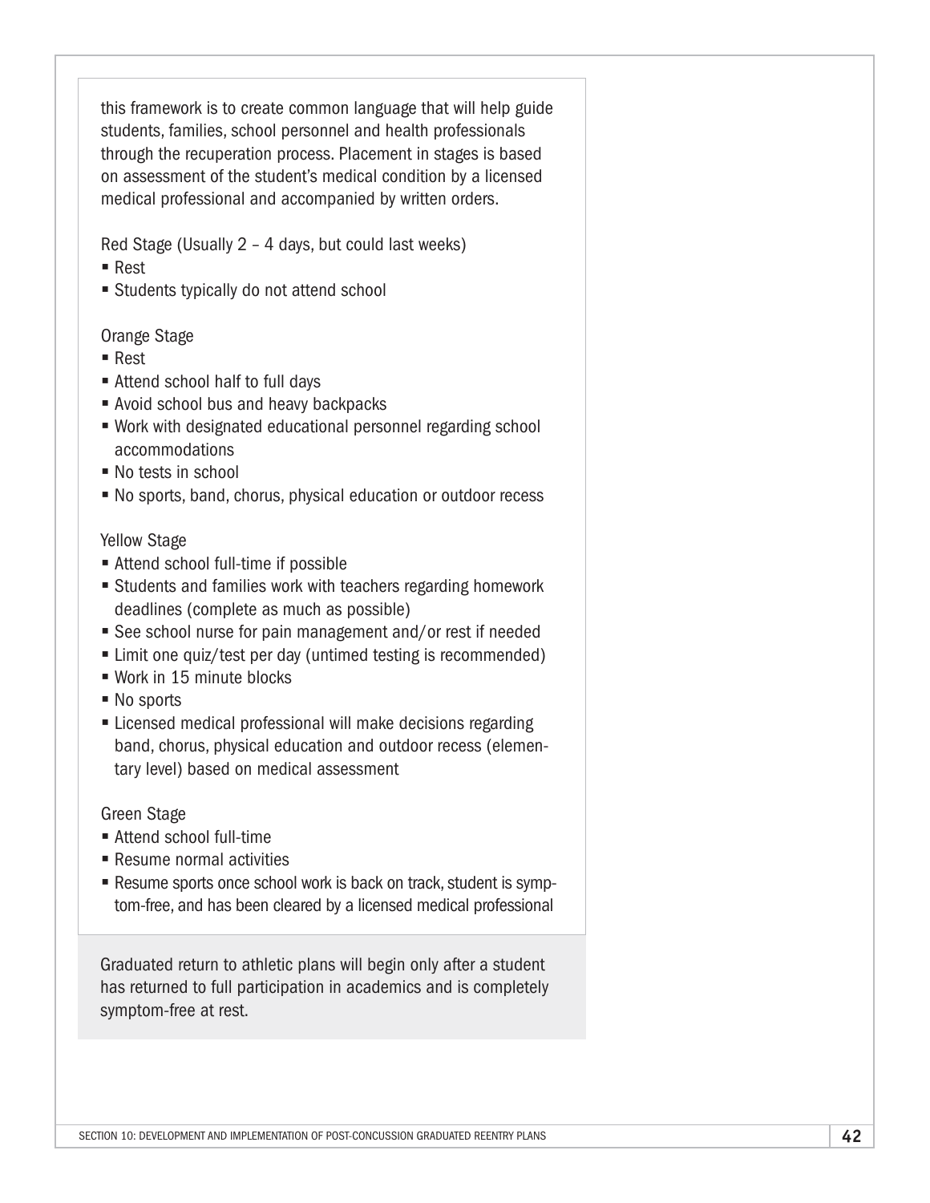this framework is to create common language that will help guide students, families, school personnel and health professionals through the recuperation process. Placement in stages is based on assessment of the student's medical condition by a licensed medical professional and accompanied by written orders.

Red Stage (Usually 2 – 4 days, but could last weeks)

- Rest
- Students typically do not attend school

Orange Stage

- Rest
- Attend school half to full days
- Avoid school bus and heavy backpacks
- Work with designated educational personnel regarding school accommodations
- No tests in school
- No sports, band, chorus, physical education or outdoor recess

Yellow Stage

- Attend school full-time if possible
- Students and families work with teachers regarding homework deadlines (complete as much as possible)
- See school nurse for pain management and/or rest if needed
- Limit one quiz/test per day (untimed testing is recommended)
- Work in 15 minute blocks
- No sports
- Licensed medical professional will make decisions regarding band, chorus, physical education and outdoor recess (elementary level) based on medical assessment

Green Stage

- Attend school full-time
- Resume normal activities
- Resume sports once school work is back on track, student is symptom-free, and has been cleared by a licensed medical professional

Graduated return to athletic plans will begin only after a student has returned to full participation in academics and is completely symptom-free at rest.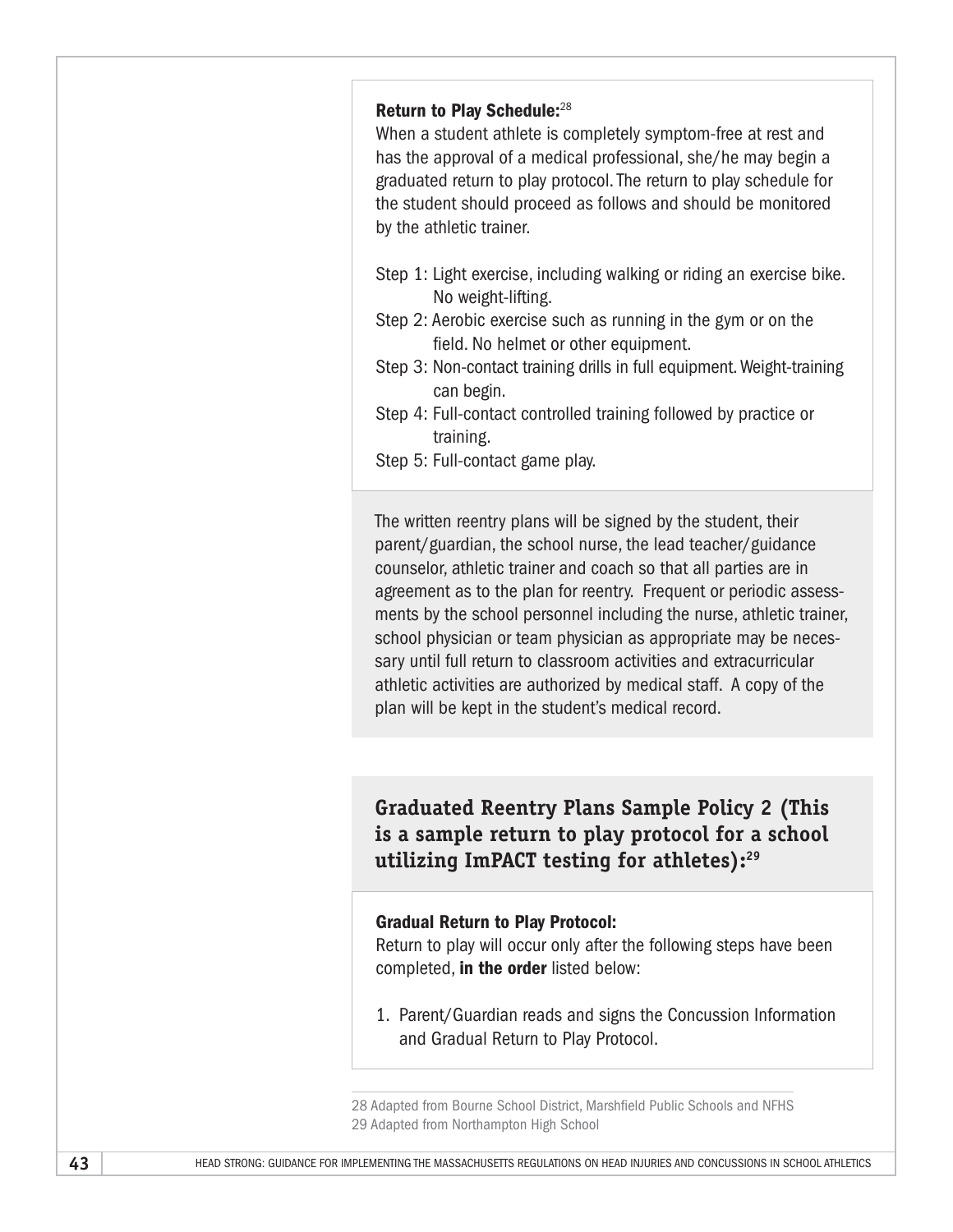**Return to Play Schedule:**[28]

When a student athlete is completely symptom-free at rest and has the approval of a medical professional, she/he may begin a graduated return to play protocol. The return to play schedule for the student should proceed as follows and should be monitored by the athletic trainer.

- Step 1: Light exercise, including walking or riding an exercise bike. No weight-lifting.
- Step 2: Aerobic exercise such as running in the gym or on the field. No helmet or other equipment.
- Step 3: Non-contact training drills in full equipment. Weight-training can begin.
- Step 4: Full-contact controlled training followed by practice or training.
- Step 5: Full-contact game play.

The written reentry plans will be signed by the student, their parent/guardian, the school nurse, the lead teacher/guidance counselor, athletic trainer and coach so that all parties are in agreement as to the plan for reentry. Frequent or periodic assessments by the school personnel including the nurse, athletic trainer, school physician or team physician as appropriate may be necessary until full return to classroom activities and extracurricular athletic activities are authorized by medical staff. A copy of the plan will be kept in the student's medical record.

## Graduated Reentry Plans Sample Policy 2 (This is a sample return to play protocol for a school utilizing ImPACT testing for athletes):[29]

**Gradual Return to Play Protocol:**

Return to play will occur only after the following steps have been completed, **in the order** listed below:

1. Parent/Guardian reads and signs the Concussion Information and Gradual Return to Play Protocol.

28 Adapted from Bourne School District, Marshfield Public Schools and NFHS

29 Adapted from Northampton High School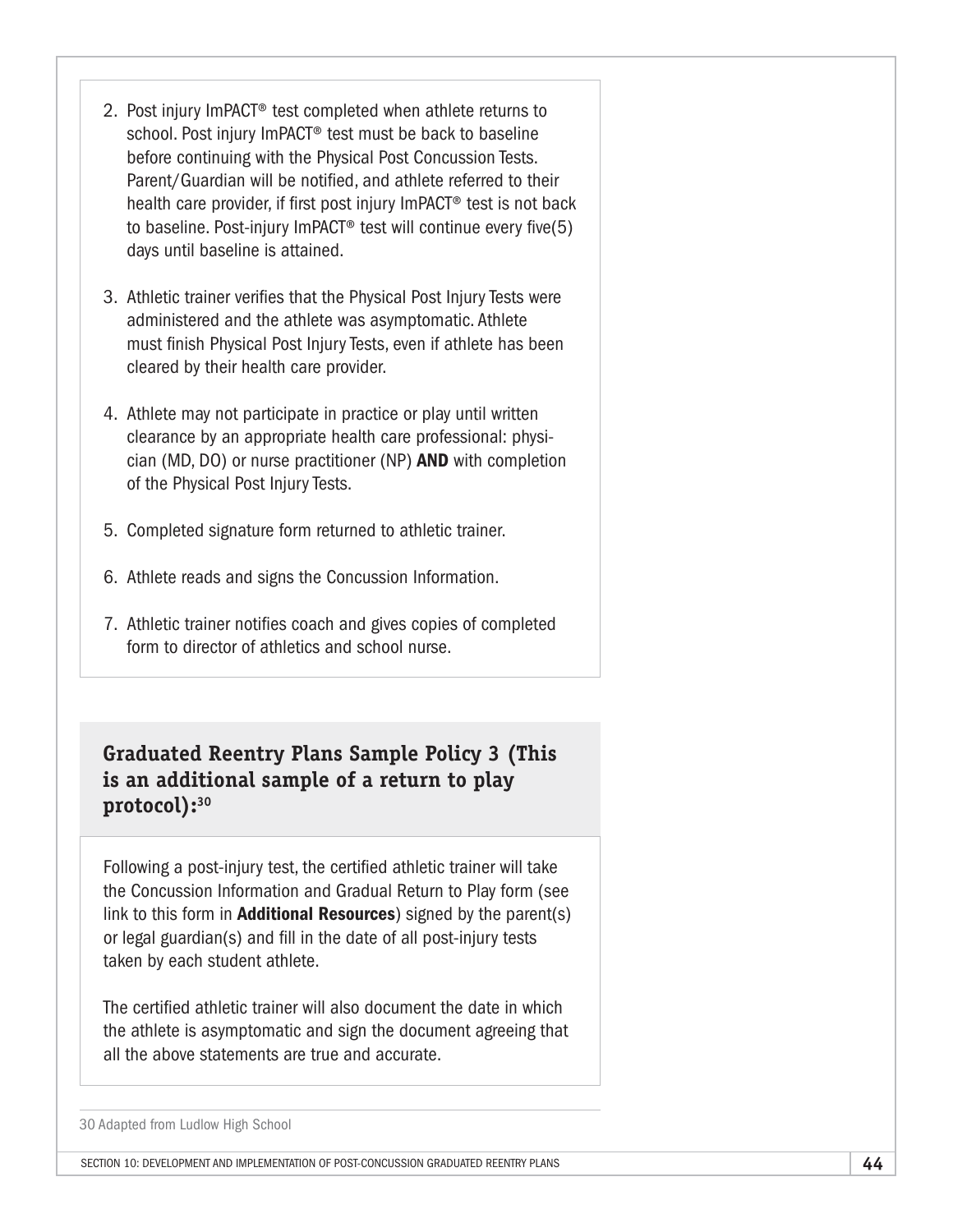2. Post injury ImPACT® test completed when athlete returns to school. Post injury ImPACT® test must be back to baseline before continuing with the Physical Post Concussion Tests. Parent/Guardian will be notified, and athlete referred to their health care provider, if first post injury ImPACT® test is not back to baseline. Post-injury ImPACT® test will continue every five(5) days until baseline is attained.

3. Athletic trainer verifies that the Physical Post Injury Tests were administered and the athlete was asymptomatic. Athlete must finish Physical Post Injury Tests, even if athlete has been cleared by their health care provider.

4. Athlete may not participate in practice or play until written clearance by an appropriate health care professional: physician (MD, DO) or nurse practitioner (NP) **AND** with completion of the Physical Post Injury Tests.

5. Completed signature form returned to athletic trainer.

6. Athlete reads and signs the Concussion Information.

7. Athletic trainer notifies coach and gives copies of completed form to director of athletics and school nurse.

### Graduated Reentry Plans Sample Policy 3 (This is an additional sample of a return to play protocol):[30]

Following a post-injury test, the certified athletic trainer will take the Concussion Information and Gradual Return to Play form (see link to this form in **Additional Resources**) signed by the parent(s) or legal guardian(s) and fill in the date of all post-injury tests taken by each student athlete.

The certified athletic trainer will also document the date in which the athlete is asymptomatic and sign the document agreeing that all the above statements are true and accurate.

30 Adapted from Ludlow High School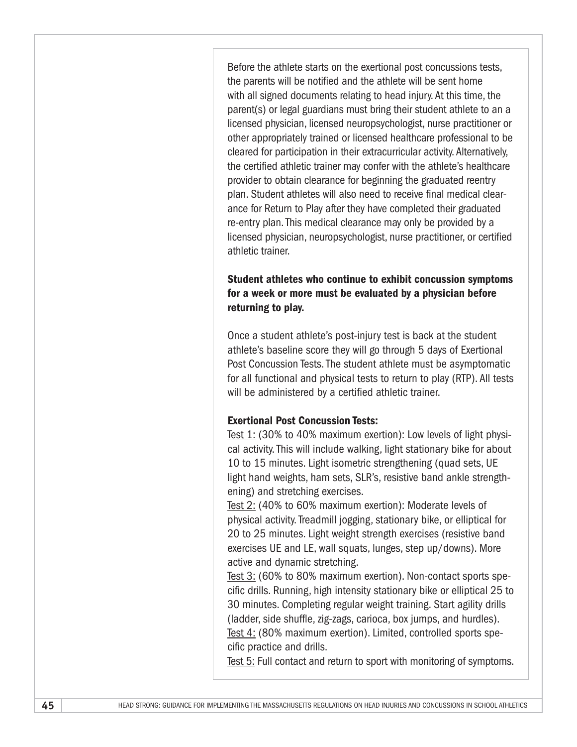Before the athlete starts on the exertional post concussions tests, the parents will be notified and the athlete will be sent home with all signed documents relating to head injury. At this time, the parent(s) or legal guardians must bring their student athlete to an a licensed physician, licensed neuropsychologist, nurse practitioner or other appropriately trained or licensed healthcare professional to be cleared for participation in their extracurricular activity. Alternatively, the certified athletic trainer may confer with the athlete's healthcare provider to obtain clearance for beginning the graduated reentry plan. Student athletes will also need to receive final medical clearance for Return to Play after they have completed their graduated re-entry plan. This medical clearance may only be provided by a licensed physician, neuropsychologist, nurse practitioner, or certified athletic trainer.

**Student athletes who continue to exhibit concussion symptoms for a week or more must be evaluated by a physician before returning to play.**

Once a student athlete's post-injury test is back at the student athlete's baseline score they will go through 5 days of Exertional Post Concussion Tests. The student athlete must be asymptomatic for all functional and physical tests to return to play (RTP). All tests will be administered by a certified athletic trainer.

**Exertional Post Concussion Tests:**

Test 1: (30% to 40% maximum exertion): Low levels of light physical activity. This will include walking, light stationary bike for about 10 to 15 minutes. Light isometric strengthening (quad sets, UE light hand weights, ham sets, SLR's, resistive band ankle strengthening) and stretching exercises.

Test 2: (40% to 60% maximum exertion): Moderate levels of physical activity. Treadmill jogging, stationary bike, or elliptical for 20 to 25 minutes. Light weight strength exercises (resistive band exercises UE and LE, wall squats, lunges, step up/downs). More active and dynamic stretching.

Test 3: (60% to 80% maximum exertion). Non-contact sports specific drills. Running, high intensity stationary bike or elliptical 25 to 30 minutes. Completing regular weight training. Start agility drills (ladder, side shuffle, zig-zags, carioca, box jumps, and hurdles).

Test 4: (80% maximum exertion). Limited, controlled sports specific practice and drills.

Test 5: Full contact and return to sport with monitoring of symptoms.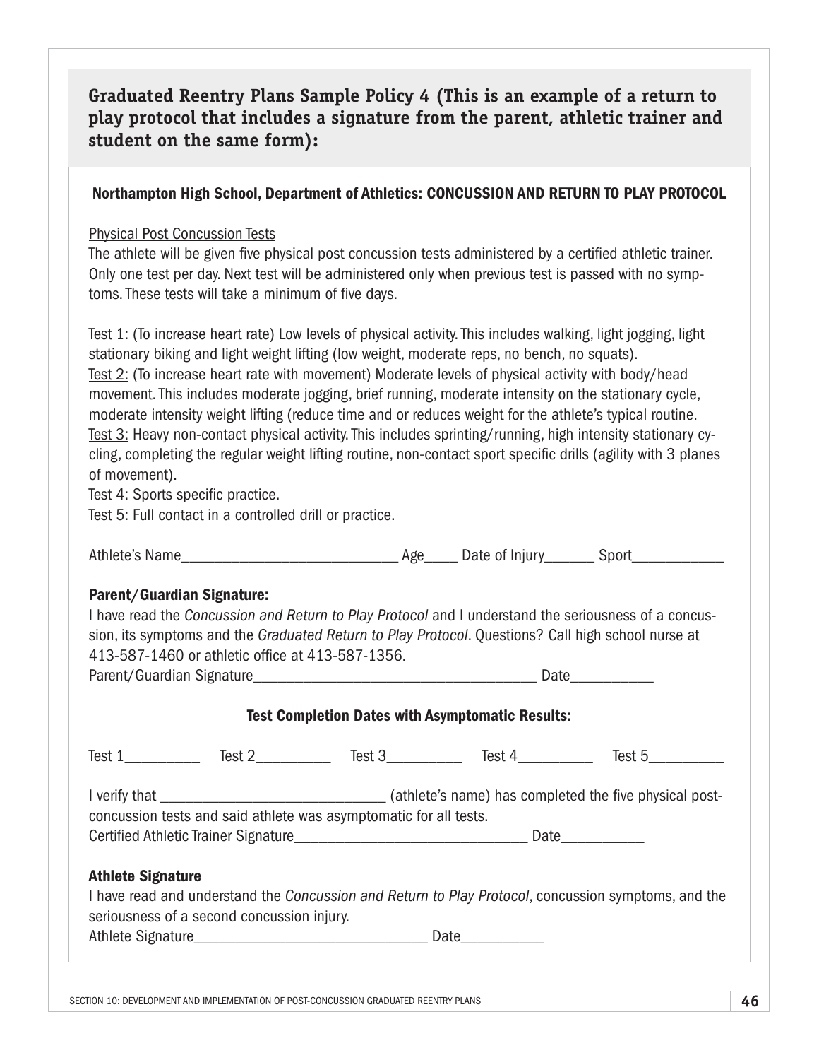## Graduated Reentry Plans Sample Policy 4 (This is an example of a return to play protocol that includes a signature from the parent, athletic trainer and student on the same form):

### Northampton High School, Department of Athletics: CONCUSSION AND RETURN TO PLAY PROTOCOL

Physical Post Concussion Tests

The athlete will be given five physical post concussion tests administered by a certified athletic trainer. Only one test per day. Next test will be administered only when previous test is passed with no symptoms. These tests will take a minimum of five days.

Test 1: (To increase heart rate) Low levels of physical activity. This includes walking, light jogging, light stationary biking and light weight lifting (low weight, moderate reps, no bench, no squats).
Test 2: (To increase heart rate with movement) Moderate levels of physical activity with body/head movement. This includes moderate jogging, brief running, moderate intensity on the stationary cycle, moderate intensity weight lifting (reduce time and or reduces weight for the athlete's typical routine.
Test 3: Heavy non-contact physical activity. This includes sprinting/running, high intensity stationary cycling, completing the regular weight lifting routine, non-contact sport specific drills (agility with 3 planes of movement).
Test 4: Sports specific practice.
Test 5: Full contact in a controlled drill or practice.

Athlete's Name_____________________________ Age____ Date of Injury______ Sport____________

**Parent/Guardian Signature:**

I have read the *Concussion and Return to Play Protocol* and I understand the seriousness of a concussion, its symptoms and the *Graduated Return to Play Protocol*. Questions? Call high school nurse at 413-587-1460 or athletic office at 413-587-1356.
Parent/Guardian Signature_____________________________________ Date___________

**Test Completion Dates with Asymptomatic Results:**

Test 1_________ Test 2_________ Test 3_________ Test 4_________ Test 5_________

I verify that _____________________________ (athlete's name) has completed the five physical post-concussion tests and said athlete was asymptomatic for all tests.
Certified Athletic Trainer Signature_______________________________ Date___________

**Athlete Signature**

I have read and understand the *Concussion and Return to Play Protocol*, concussion symptoms, and the seriousness of a second concussion injury.
Athlete Signature_______________________________ Date___________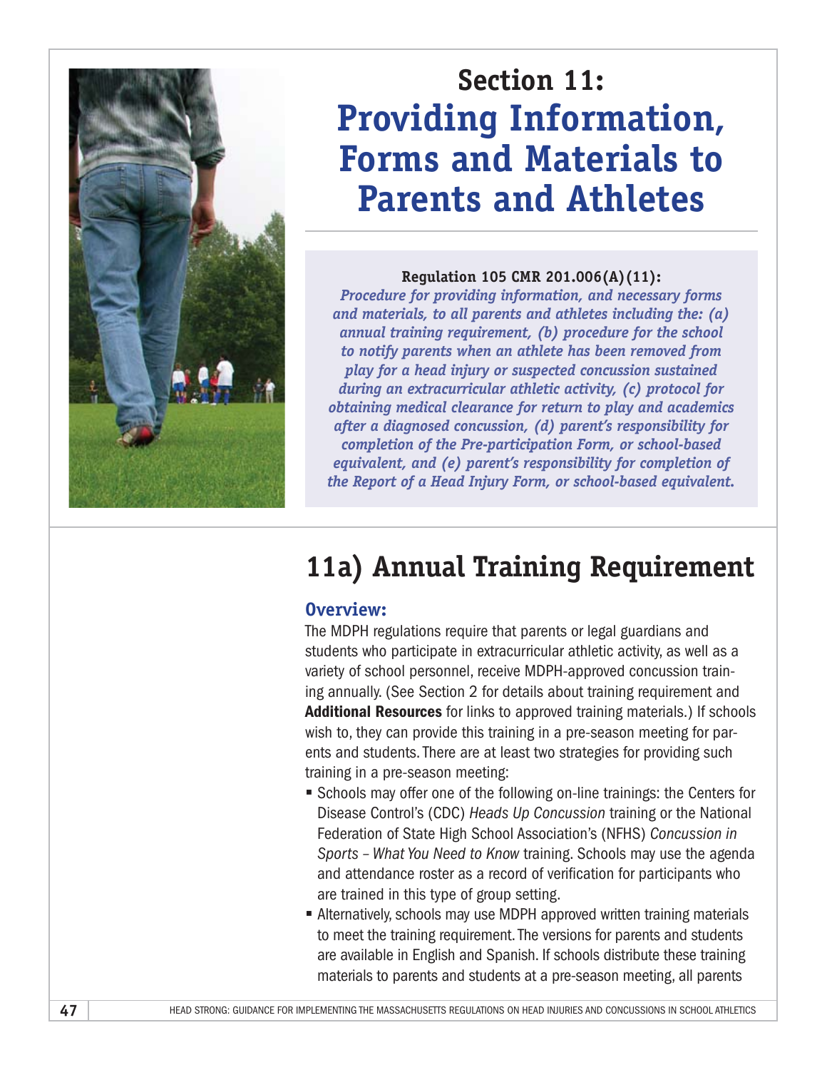# Section 11: Providing Information, Forms and Materials to Parents and Athletes

**Regulation 105 CMR 201.006(A)(11):**

***Procedure for providing information, and necessary forms and materials, to all parents and athletes including the: (a) annual training requirement, (b) procedure for the school to notify parents when an athlete has been removed from play for a head injury or suspected concussion sustained during an extracurricular athletic activity, (c) protocol for obtaining medical clearance for return to play and academics after a diagnosed concussion, (d) parent's responsibility for completion of the Pre-participation Form, or school-based equivalent, and (e) parent's responsibility for completion of the Report of a Head Injury Form, or school-based equivalent.***

## 11a) Annual Training Requirement

### Overview:

The MDPH regulations require that parents or legal guardians and students who participate in extracurricular athletic activity, as well as a variety of school personnel, receive MDPH-approved concussion training annually. (See Section 2 for details about training requirement and **Additional Resources** for links to approved training materials.) If schools wish to, they can provide this training in a pre-season meeting for parents and students. There are at least two strategies for providing such training in a pre-season meeting:

- Schools may offer one of the following on-line trainings: the Centers for Disease Control's (CDC) *Heads Up Concussion* training or the National Federation of State High School Association's (NFHS) *Concussion in Sports – What You Need to Know* training. Schools may use the agenda and attendance roster as a record of verification for participants who are trained in this type of group setting.
- Alternatively, schools may use MDPH approved written training materials to meet the training requirement. The versions for parents and students are available in English and Spanish. If schools distribute these training materials to parents and students at a pre-season meeting, all parents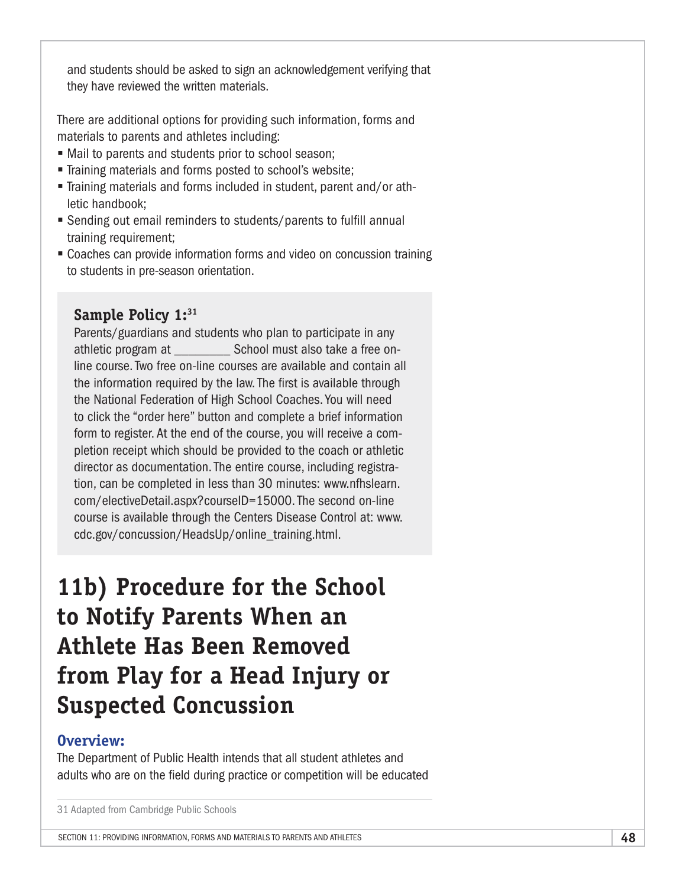and students should be asked to sign an acknowledgement verifying that they have reviewed the written materials.

There are additional options for providing such information, forms and materials to parents and athletes including:

- Mail to parents and students prior to school season;
- Training materials and forms posted to school's website;
- Training materials and forms included in student, parent and/or athletic handbook;
- Sending out email reminders to students/parents to fulfill annual training requirement;
- Coaches can provide information forms and video on concussion training to students in pre-season orientation.

**Sample Policy 1:**[31]

Parents/guardians and students who plan to participate in any athletic program at _________ School must also take a free on-line course. Two free on-line courses are available and contain all the information required by the law. The first is available through the National Federation of High School Coaches. You will need to click the "order here" button and complete a brief information form to register. At the end of the course, you will receive a completion receipt which should be provided to the coach or athletic director as documentation. The entire course, including registration, can be completed in less than 30 minutes: www.nfhslearn.com/electiveDetail.aspx?courseID=15000. The second on-line course is available through the Centers Disease Control at: www.cdc.gov/concussion/HeadsUp/online_training.html.

# 11b) Procedure for the School to Notify Parents When an Athlete Has Been Removed from Play for a Head Injury or Suspected Concussion

### Overview:

The Department of Public Health intends that all student athletes and adults who are on the field during practice or competition will be educated

31 Adapted from Cambridge Public Schools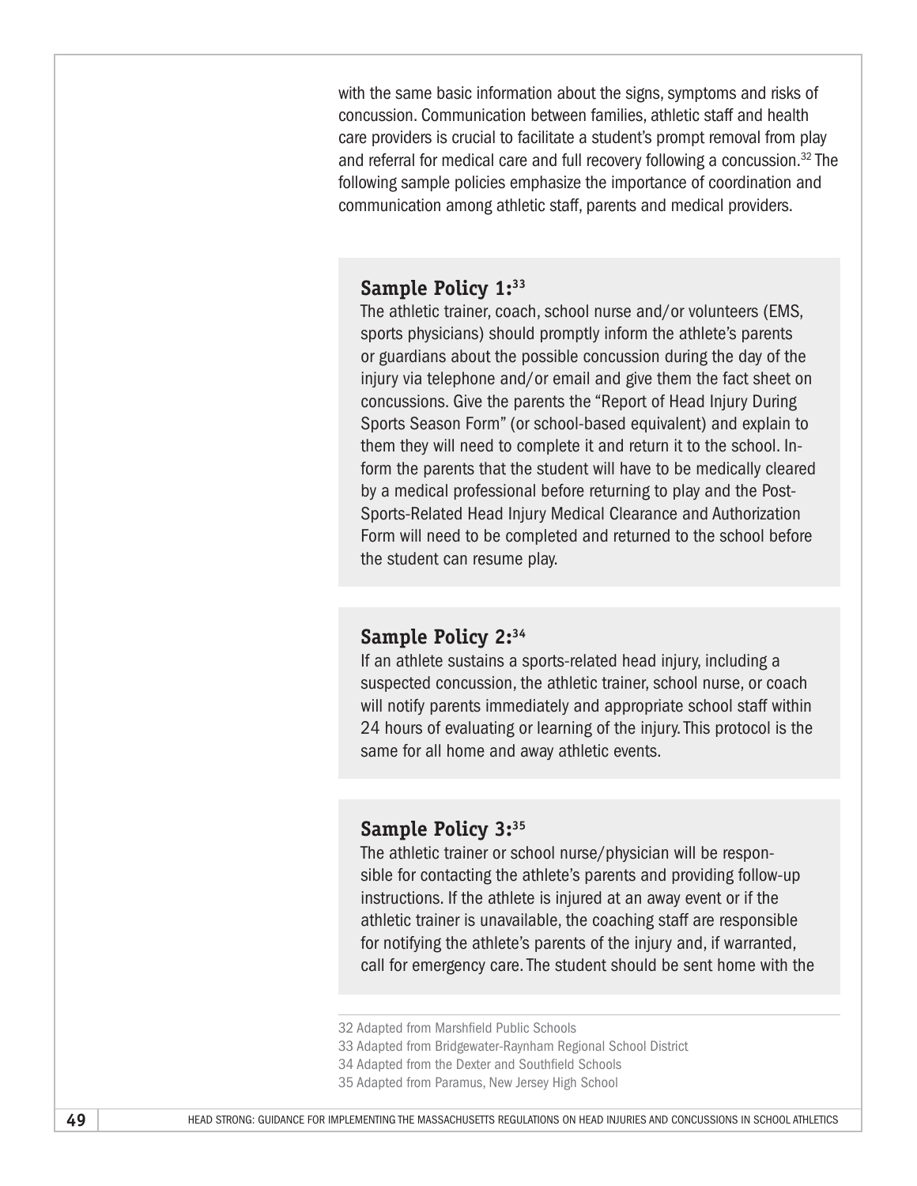with the same basic information about the signs, symptoms and risks of concussion. Communication between families, athletic staff and health care providers is crucial to facilitate a student's prompt removal from play and referral for medical care and full recovery following a concussion.[32] The following sample policies emphasize the importance of coordination and communication among athletic staff, parents and medical providers.

### Sample Policy 1:[33]

The athletic trainer, coach, school nurse and/or volunteers (EMS, sports physicians) should promptly inform the athlete's parents or guardians about the possible concussion during the day of the injury via telephone and/or email and give them the fact sheet on concussions. Give the parents the "Report of Head Injury During Sports Season Form" (or school-based equivalent) and explain to them they will need to complete it and return it to the school. Inform the parents that the student will have to be medically cleared by a medical professional before returning to play and the Post-Sports-Related Head Injury Medical Clearance and Authorization Form will need to be completed and returned to the school before the student can resume play.

### Sample Policy 2:[34]

If an athlete sustains a sports-related head injury, including a suspected concussion, the athletic trainer, school nurse, or coach will notify parents immediately and appropriate school staff within 24 hours of evaluating or learning of the injury. This protocol is the same for all home and away athletic events.

### Sample Policy 3:[35]

The athletic trainer or school nurse/physician will be responsible for contacting the athlete's parents and providing follow-up instructions. If the athlete is injured at an away event or if the athletic trainer is unavailable, the coaching staff are responsible for notifying the athlete's parents of the injury and, if warranted, call for emergency care. The student should be sent home with the

---

32 Adapted from Marshfield Public Schools

33 Adapted from Bridgewater-Raynham Regional School District

34 Adapted from the Dexter and Southfield Schools

35 Adapted from Paramus, New Jersey High School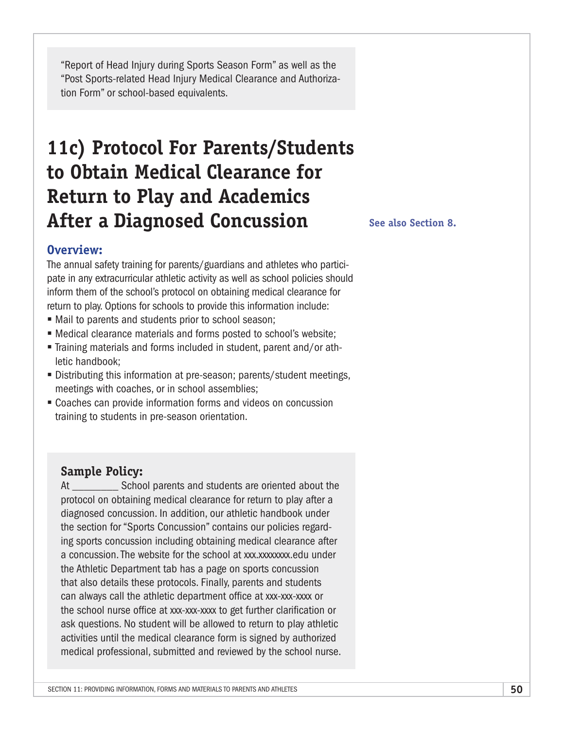"Report of Head Injury during Sports Season Form" as well as the "Post Sports-related Head Injury Medical Clearance and Authorization Form" or school-based equivalents.

## 11c) Protocol For Parents/Students to Obtain Medical Clearance for Return to Play and Academics After a Diagnosed Concussion

**See also Section 8.**

### Overview:

The annual safety training for parents/guardians and athletes who participate in any extracurricular athletic activity as well as school policies should inform them of the school's protocol on obtaining medical clearance for return to play. Options for schools to provide this information include:

- Mail to parents and students prior to school season;
- Medical clearance materials and forms posted to school's website;
- Training materials and forms included in student, parent and/or athletic handbook;
- Distributing this information at pre-season; parents/student meetings, meetings with coaches, or in school assemblies;
- Coaches can provide information forms and videos on concussion training to students in pre-season orientation.

### Sample Policy:

At _________ School parents and students are oriented about the protocol on obtaining medical clearance for return to play after a diagnosed concussion. In addition, our athletic handbook under the section for "Sports Concussion" contains our policies regarding sports concussion including obtaining medical clearance after a concussion. The website for the school at xxx.xxxxxxx.edu under the Athletic Department tab has a page on sports concussion that also details these protocols. Finally, parents and students can always call the athletic department office at xxx-xxx-xxxx or the school nurse office at xxx-xxx-xxxx to get further clarification or ask questions. No student will be allowed to return to play athletic activities until the medical clearance form is signed by authorized medical professional, submitted and reviewed by the school nurse.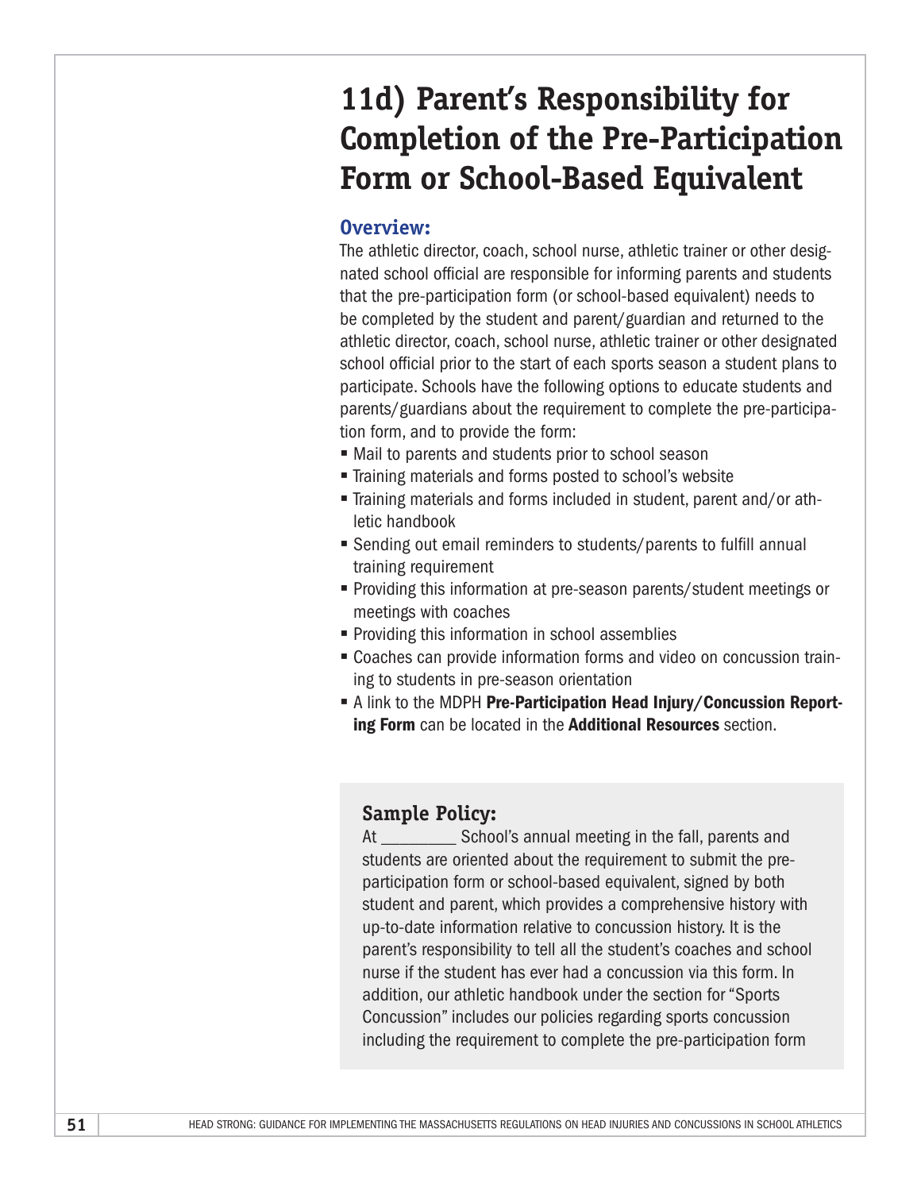# 11d) Parent's Responsibility for Completion of the Pre-Participation Form or School-Based Equivalent

## Overview:

The athletic director, coach, school nurse, athletic trainer or other designated school official are responsible for informing parents and students that the pre-participation form (or school-based equivalent) needs to be completed by the student and parent/guardian and returned to the athletic director, coach, school nurse, athletic trainer or other designated school official prior to the start of each sports season a student plans to participate. Schools have the following options to educate students and parents/guardians about the requirement to complete the pre-participation form, and to provide the form:

- Mail to parents and students prior to school season
- Training materials and forms posted to school's website
- Training materials and forms included in student, parent and/or athletic handbook
- Sending out email reminders to students/parents to fulfill annual training requirement
- Providing this information at pre-season parents/student meetings or meetings with coaches
- Providing this information in school assemblies
- Coaches can provide information forms and video on concussion training to students in pre-season orientation
- A link to the MDPH **Pre-Participation Head Injury/Concussion Reporting Form** can be located in the **Additional Resources** section.

### Sample Policy:

At _________ School's annual meeting in the fall, parents and students are oriented about the requirement to submit the pre-participation form or school-based equivalent, signed by both student and parent, which provides a comprehensive history with up-to-date information relative to concussion history. It is the parent's responsibility to tell all the student's coaches and school nurse if the student has ever had a concussion via this form. In addition, our athletic handbook under the section for "Sports Concussion" includes our policies regarding sports concussion including the requirement to complete the pre-participation form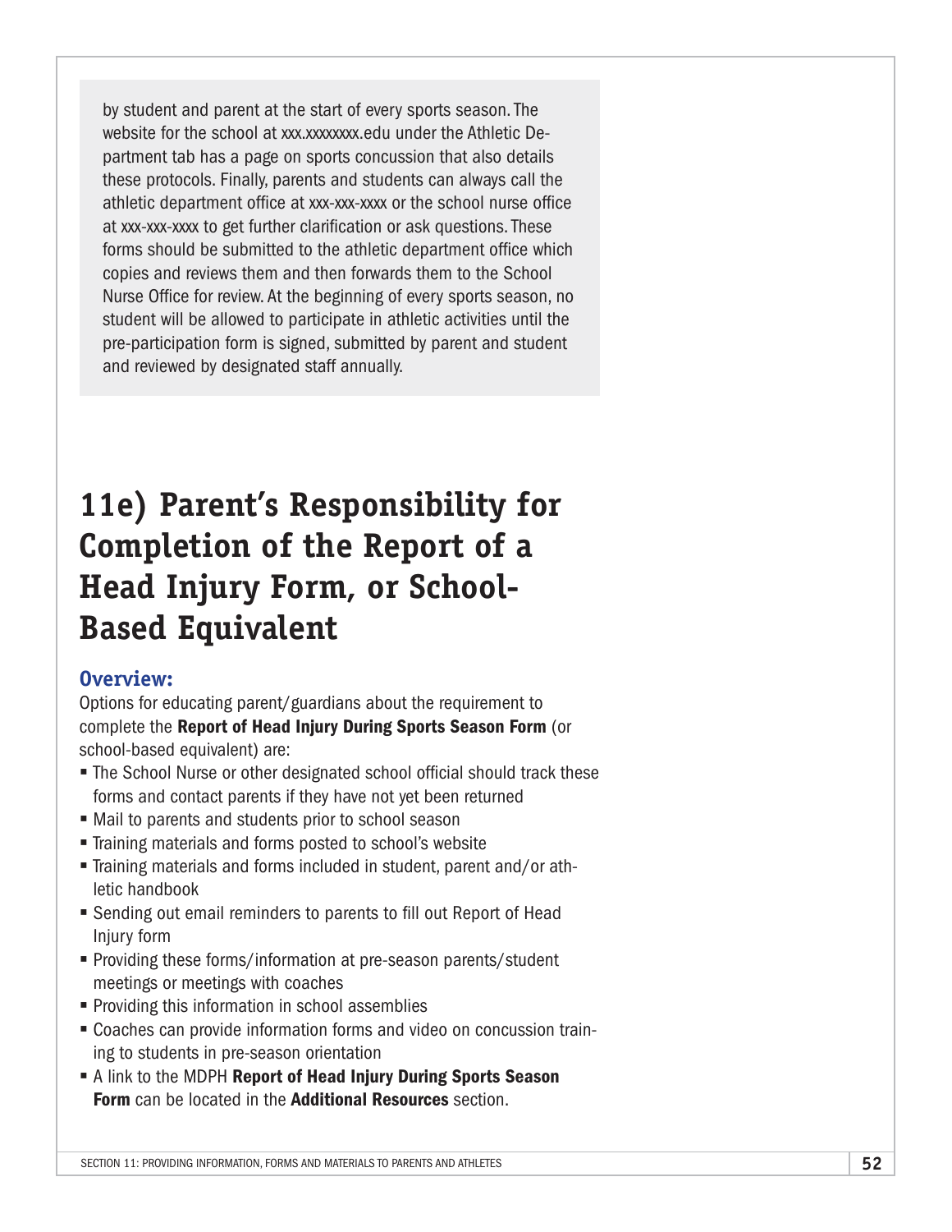by student and parent at the start of every sports season. The website for the school at xxx.xxxxxxxx.edu under the Athletic Department tab has a page on sports concussion that also details these protocols. Finally, parents and students can always call the athletic department office at xxx-xxx-xxxx or the school nurse office at xxx-xxx-xxxx to get further clarification or ask questions. These forms should be submitted to the athletic department office which copies and reviews them and then forwards them to the School Nurse Office for review. At the beginning of every sports season, no student will be allowed to participate in athletic activities until the pre-participation form is signed, submitted by parent and student and reviewed by designated staff annually.

# 11e) Parent's Responsibility for Completion of the Report of a Head Injury Form, or School-Based Equivalent

### Overview:

Options for educating parent/guardians about the requirement to complete the **Report of Head Injury During Sports Season Form** (or school-based equivalent) are:

- The School Nurse or other designated school official should track these forms and contact parents if they have not yet been returned
- Mail to parents and students prior to school season
- Training materials and forms posted to school's website
- Training materials and forms included in student, parent and/or athletic handbook
- Sending out email reminders to parents to fill out Report of Head Injury form
- Providing these forms/information at pre-season parents/student meetings or meetings with coaches
- Providing this information in school assemblies
- Coaches can provide information forms and video on concussion training to students in pre-season orientation
- A link to the MDPH **Report of Head Injury During Sports Season Form** can be located in the **Additional Resources** section.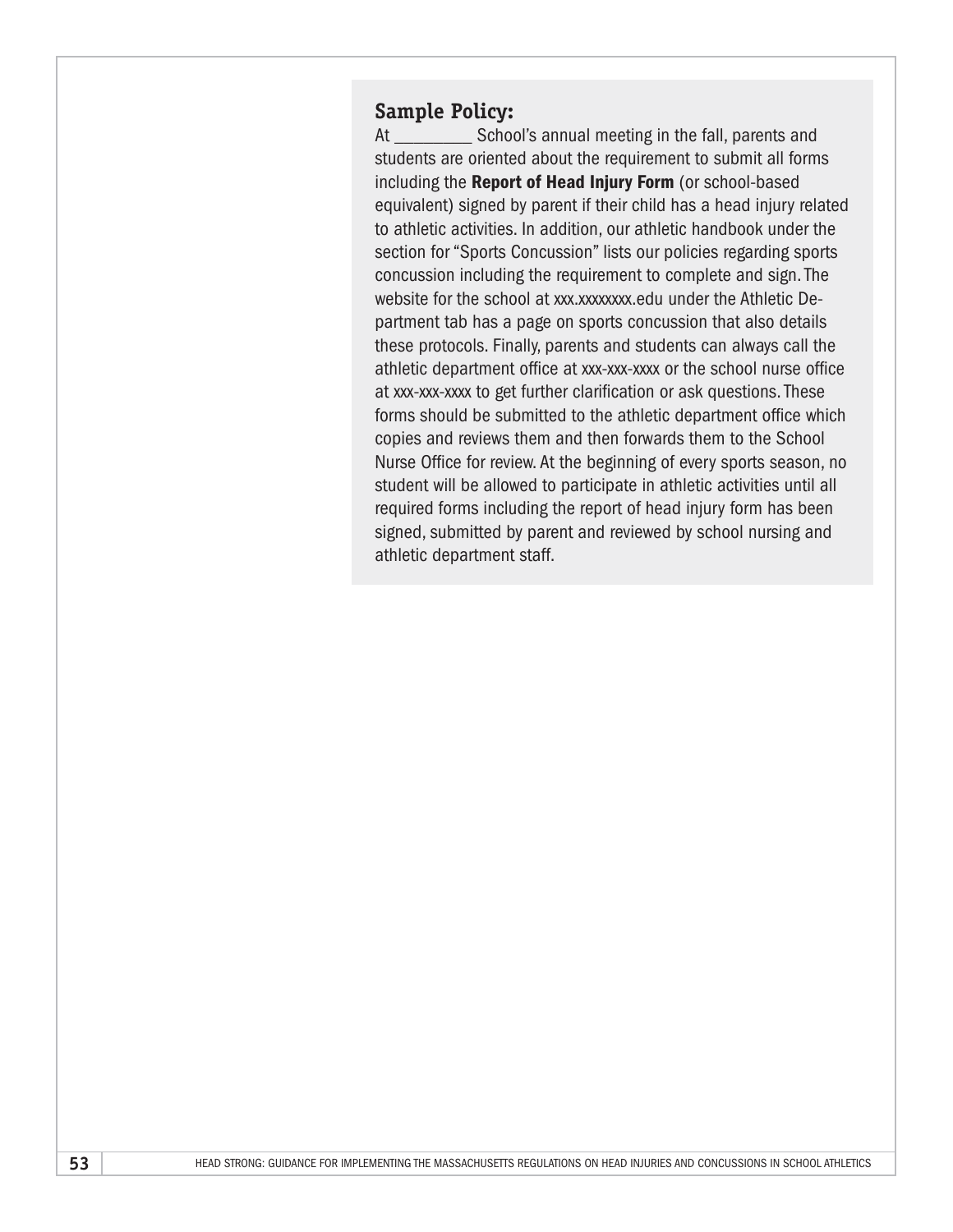**Sample Policy:**

At _________ School's annual meeting in the fall, parents and students are oriented about the requirement to submit all forms including the **Report of Head Injury Form** (or school-based equivalent) signed by parent if their child has a head injury related to athletic activities. In addition, our athletic handbook under the section for "Sports Concussion" lists our policies regarding sports concussion including the requirement to complete and sign. The website for the school at xxx.xxxxxxxx.edu under the Athletic Department tab has a page on sports concussion that also details these protocols. Finally, parents and students can always call the athletic department office at xxx-xxx-xxxx or the school nurse office at xxx-xxx-xxxx to get further clarification or ask questions. These forms should be submitted to the athletic department office which copies and reviews them and then forwards them to the School Nurse Office for review. At the beginning of every sports season, no student will be allowed to participate in athletic activities until all required forms including the report of head injury form has been signed, submitted by parent and reviewed by school nursing and athletic department staff.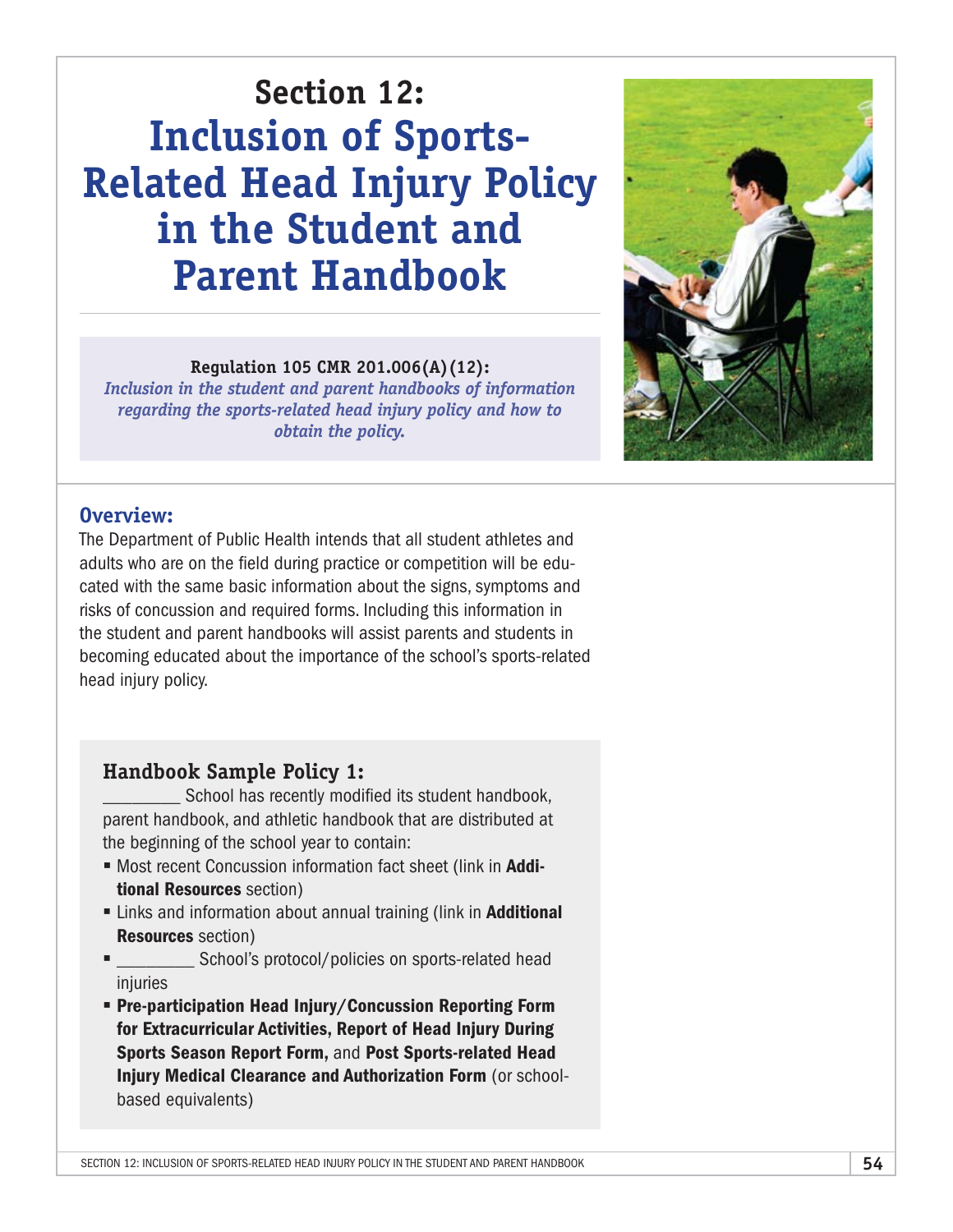# Section 12: Inclusion of Sports-Related Head Injury Policy in the Student and Parent Handbook

**Regulation 105 CMR 201.006(A)(12):**
*Inclusion in the student and parent handbooks of information regarding the sports-related head injury policy and how to obtain the policy.*

## Overview:

The Department of Public Health intends that all student athletes and adults who are on the field during practice or competition will be educated with the same basic information about the signs, symptoms and risks of concussion and required forms. Including this information in the student and parent handbooks will assist parents and students in becoming educated about the importance of the school's sports-related head injury policy.

### Handbook Sample Policy 1:

_________ School has recently modified its student handbook, parent handbook, and athletic handbook that are distributed at the beginning of the school year to contain:

- Most recent Concussion information fact sheet (link in **Additional Resources** section)
- Links and information about annual training (link in **Additional Resources** section)
- _________ School's protocol/policies on sports-related head injuries
- **Pre-participation Head Injury/Concussion Reporting Form for Extracurricular Activities, Report of Head Injury During Sports Season Report Form,** and **Post Sports-related Head Injury Medical Clearance and Authorization Form** (or school-based equivalents)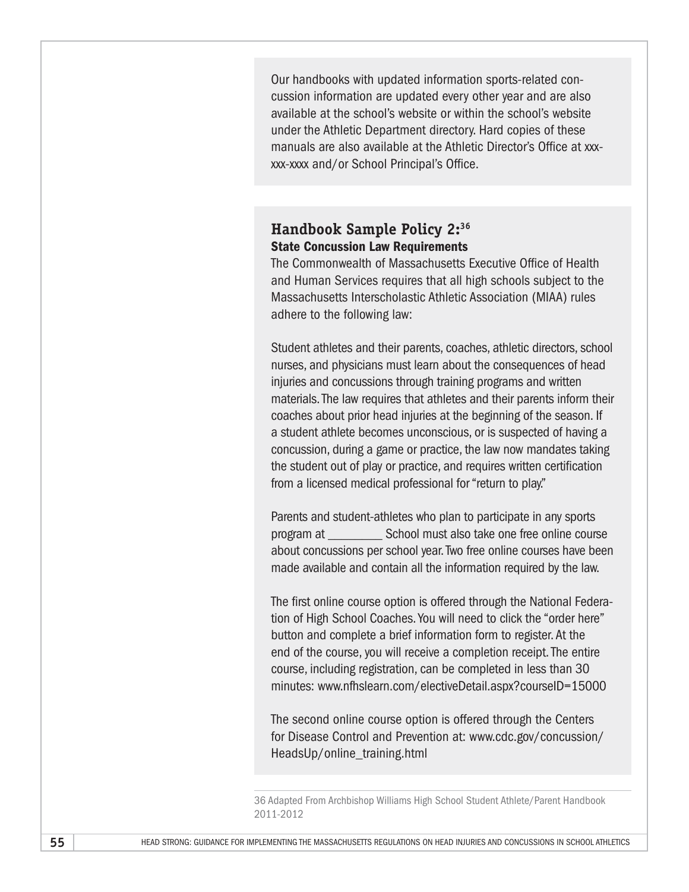Our handbooks with updated information sports-related concussion information are updated every other year and are also available at the school's website or within the school's website under the Athletic Department directory. Hard copies of these manuals are also available at the Athletic Director's Office at xxx-xxx-xxxx and/or School Principal's Office.

## Handbook Sample Policy 2:[36]

### State Concussion Law Requirements

The Commonwealth of Massachusetts Executive Office of Health and Human Services requires that all high schools subject to the Massachusetts Interscholastic Athletic Association (MIAA) rules adhere to the following law:

Student athletes and their parents, coaches, athletic directors, school nurses, and physicians must learn about the consequences of head injuries and concussions through training programs and written materials. The law requires that athletes and their parents inform their coaches about prior head injuries at the beginning of the season. If a student athlete becomes unconscious, or is suspected of having a concussion, during a game or practice, the law now mandates taking the student out of play or practice, and requires written certification from a licensed medical professional for "return to play."

Parents and student-athletes who plan to participate in any sports program at _________ School must also take one free online course about concussions per school year. Two free online courses have been made available and contain all the information required by the law.

The first online course option is offered through the National Federation of High School Coaches. You will need to click the "order here" button and complete a brief information form to register. At the end of the course, you will receive a completion receipt. The entire course, including registration, can be completed in less than 30 minutes: www.nfhslearn.com/electiveDetail.aspx?courseID=15000

The second online course option is offered through the Centers for Disease Control and Prevention at: www.cdc.gov/concussion/HeadsUp/online_training.html

36 Adapted From Archbishop Williams High School Student Athlete/Parent Handbook 2011-2012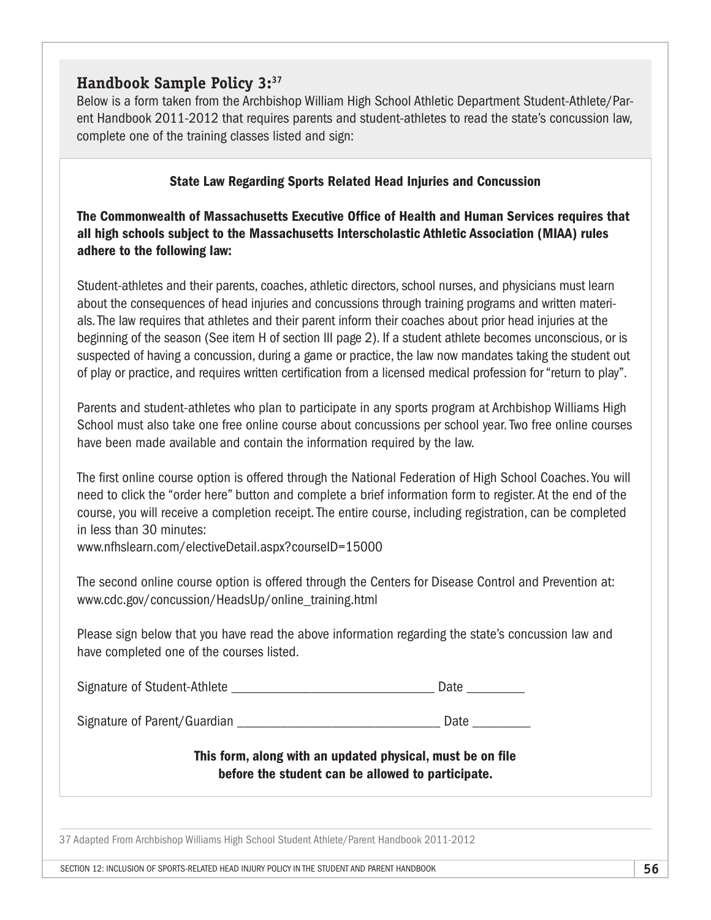### Handbook Sample Policy 3:[37]

Below is a form taken from the Archbishop William High School Athletic Department Student-Athlete/Parent Handbook 2011-2012 that requires parents and student-athletes to read the state's concussion law, complete one of the training classes listed and sign:

**State Law Regarding Sports Related Head Injuries and Concussion**

**The Commonwealth of Massachusetts Executive Office of Health and Human Services requires that all high schools subject to the Massachusetts Interscholastic Athletic Association (MIAA) rules adhere to the following law:**

Student-athletes and their parents, coaches, athletic directors, school nurses, and physicians must learn about the consequences of head injuries and concussions through training programs and written materials. The law requires that athletes and their parent inform their coaches about prior head injuries at the beginning of the season (See item H of section III page 2). If a student athlete becomes unconscious, or is suspected of having a concussion, during a game or practice, the law now mandates taking the student out of play or practice, and requires written certification from a licensed medical profession for "return to play".

Parents and student-athletes who plan to participate in any sports program at Archbishop Williams High School must also take one free online course about concussions per school year. Two free online courses have been made available and contain the information required by the law.

The first online course option is offered through the National Federation of High School Coaches. You will need to click the "order here" button and complete a brief information form to register. At the end of the course, you will receive a completion receipt. The entire course, including registration, can be completed in less than 30 minutes:
www.nfhslearn.com/electiveDetail.aspx?courseID=15000

The second online course option is offered through the Centers for Disease Control and Prevention at:
www.cdc.gov/concussion/HeadsUp/online_training.html

Please sign below that you have read the above information regarding the state's concussion law and have completed one of the courses listed.

Signature of Student-Athlete _______________________________ Date _________

Signature of Parent/Guardian _______________________________ Date _________

**This form, along with an updated physical, must be on file before the student can be allowed to participate.**

37 Adapted From Archbishop Williams High School Student Athlete/Parent Handbook 2011-2012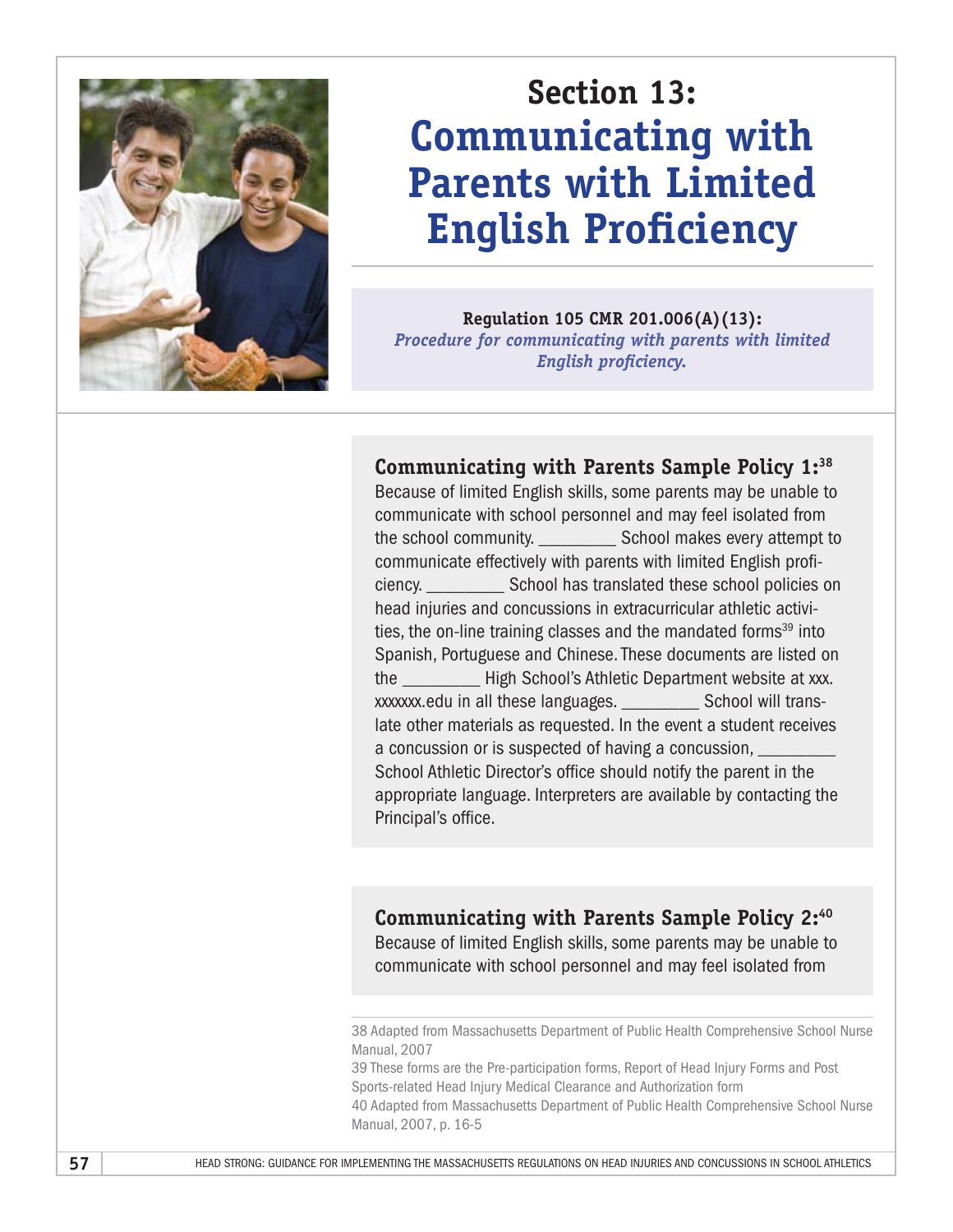# Section 13: Communicating with Parents with Limited English Proficiency

**Regulation 105 CMR 201.006(A)(13):**
*Procedure for communicating with parents with limited English proficiency.*

### Communicating with Parents Sample Policy 1:[38]

Because of limited English skills, some parents may be unable to communicate with school personnel and may feel isolated from the school community. _________ School makes every attempt to communicate effectively with parents with limited English proficiency. _________ School has translated these school policies on head injuries and concussions in extracurricular athletic activities, the on-line training classes and the mandated forms[39] into Spanish, Portuguese and Chinese. These documents are listed on the _________ High School's Athletic Department website at xxx.xxxxxxx.edu in all these languages. _________ School will translate other materials as requested. In the event a student receives a concussion or is suspected of having a concussion, _________ School Athletic Director's office should notify the parent in the appropriate language. Interpreters are available by contacting the Principal's office.

### Communicating with Parents Sample Policy 2:[40]

Because of limited English skills, some parents may be unable to communicate with school personnel and may feel isolated from

---

38 Adapted from Massachusetts Department of Public Health Comprehensive School Nurse Manual, 2007

39 These forms are the Pre-participation forms, Report of Head Injury Forms and Post Sports-related Head Injury Medical Clearance and Authorization form

40 Adapted from Massachusetts Department of Public Health Comprehensive School Nurse Manual, 2007, p. 16-5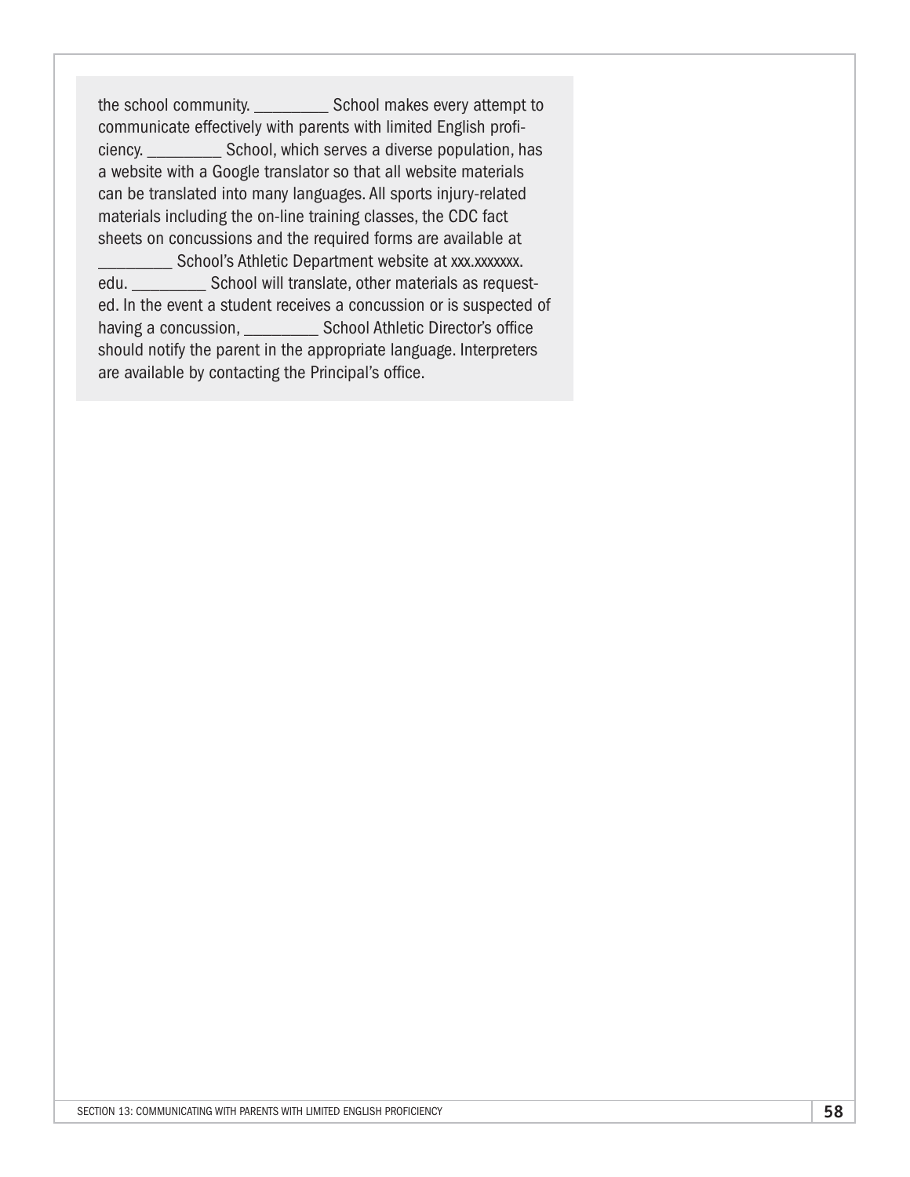the school community. _________ School makes every attempt to communicate effectively with parents with limited English proficiency. _________ School, which serves a diverse population, has a website with a Google translator so that all website materials can be translated into many languages. All sports injury-related materials including the on-line training classes, the CDC fact sheets on concussions and the required forms are available at _________ School's Athletic Department website at xxx.xxxxxxx.edu. _________ School will translate, other materials as requested. In the event a student receives a concussion or is suspected of having a concussion, _________ School Athletic Director's office should notify the parent in the appropriate language. Interpreters are available by contacting the Principal's office.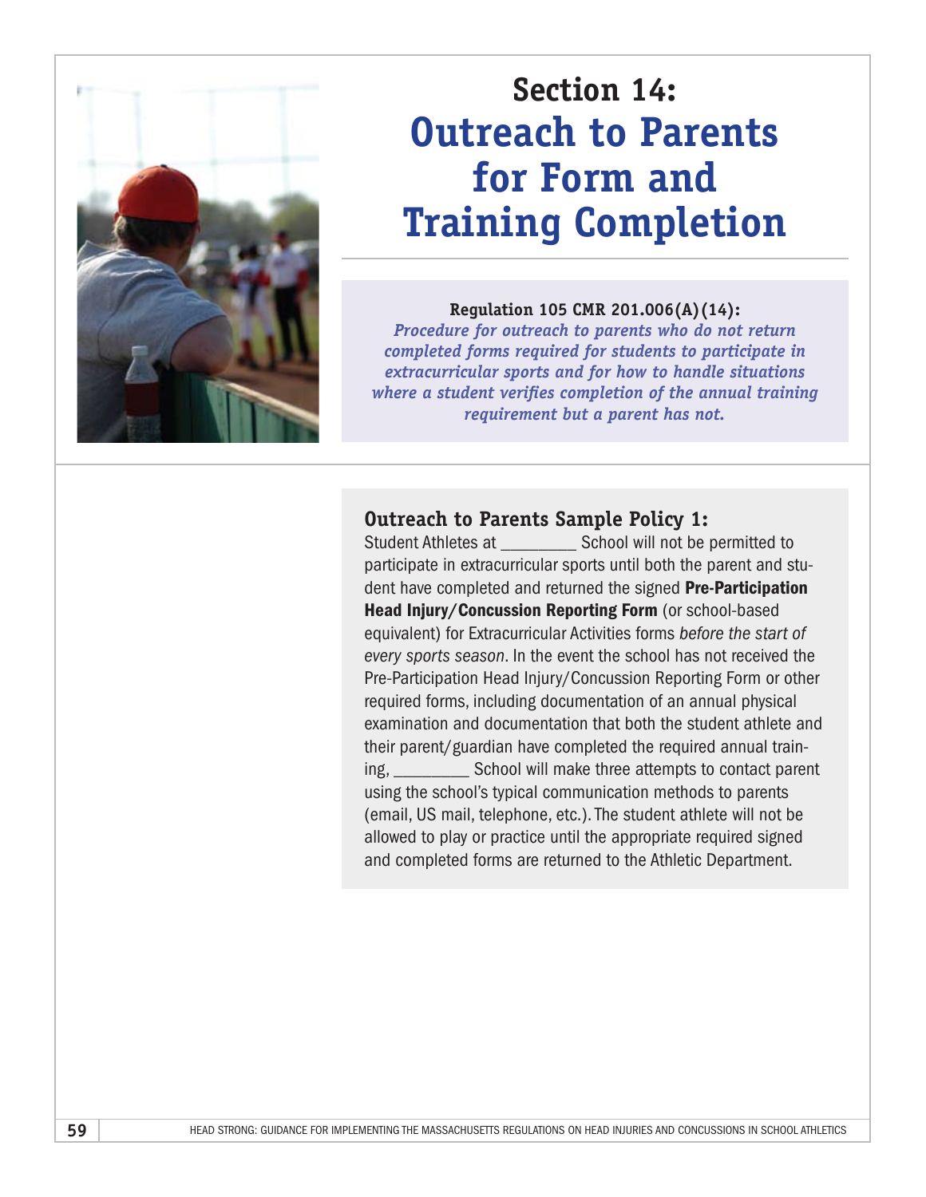# Section 14:
# Outreach to Parents for Form and Training Completion

**Regulation 105 CMR 201.006(A)(14):**
*Procedure for outreach to parents who do not return completed forms required for students to participate in extracurricular sports and for how to handle situations where a student verifies completion of the annual training requirement but a parent has not.*

### Outreach to Parents Sample Policy 1:

Student Athletes at _________ School will not be permitted to participate in extracurricular sports until both the parent and student have completed and returned the signed **Pre-Participation Head Injury/Concussion Reporting Form** (or school-based equivalent) for Extracurricular Activities forms *before the start of every sports season*. In the event the school has not received the Pre-Participation Head Injury/Concussion Reporting Form or other required forms, including documentation of an annual physical examination and documentation that both the student athlete and their parent/guardian have completed the required annual training, _________ School will make three attempts to contact parent using the school's typical communication methods to parents (email, US mail, telephone, etc.). The student athlete will not be allowed to play or practice until the appropriate required signed and completed forms are returned to the Athletic Department.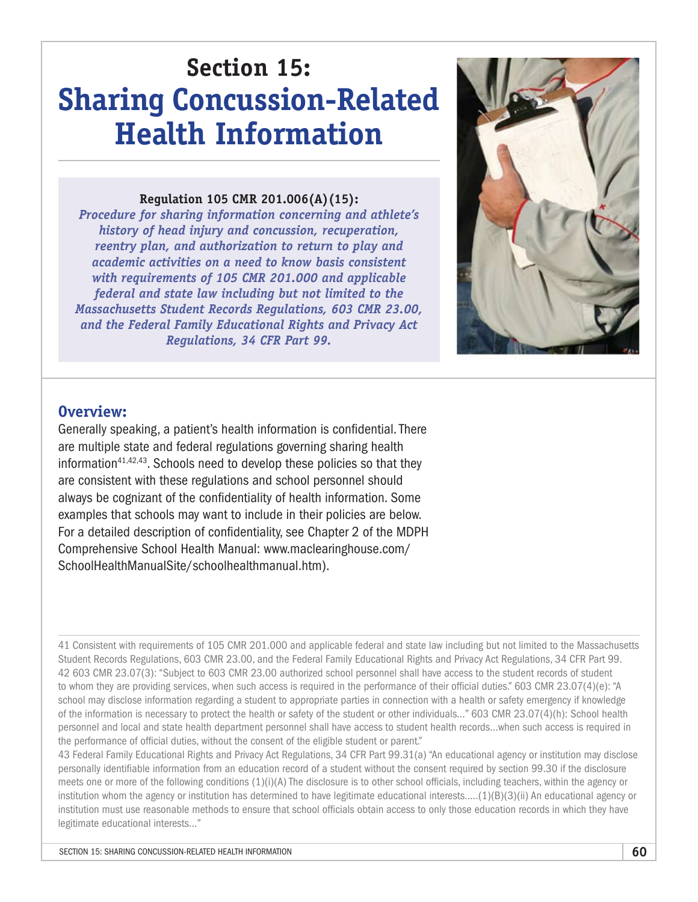# Section 15:
# Sharing Concussion-Related Health Information

**Regulation 105 CMR 201.006(A)(15):**
***Procedure for sharing information concerning and athlete's history of head injury and concussion, recuperation, reentry plan, and authorization to return to play and academic activities on a need to know basis consistent with requirements of 105 CMR 201.000 and applicable federal and state law including but not limited to the Massachusetts Student Records Regulations, 603 CMR 23.00, and the Federal Family Educational Rights and Privacy Act Regulations, 34 CFR Part 99.***

## Overview:

Generally speaking, a patient's health information is confidential. There are multiple state and federal regulations governing sharing health information[41,42,43]. Schools need to develop these policies so that they are consistent with these regulations and school personnel should always be cognizant of the confidentiality of health information. Some examples that schools may want to include in their policies are below. For a detailed description of confidentiality, see Chapter 2 of the MDPH Comprehensive School Health Manual: www.maclearinghouse.com/SchoolHealthManualSite/schoolhealthmanual.htm).

41 Consistent with requirements of 105 CMR 201.000 and applicable federal and state law including but not limited to the Massachusetts Student Records Regulations, 603 CMR 23.00, and the Federal Family Educational Rights and Privacy Act Regulations, 34 CFR Part 99.

42 603 CMR 23.07(3): "Subject to 603 CMR 23.00 authorized school personnel shall have access to the student records of student to whom they are providing services, when such access is required in the performance of their official duties." 603 CMR 23.07(4)(e): "A school may disclose information regarding a student to appropriate parties in connection with a health or safety emergency if knowledge of the information is necessary to protect the health or safety of the student or other individuals..." 603 CMR 23.07(4)(h): School health personnel and local and state health department personnel shall have access to student health records...when such access is required in the performance of official duties, without the consent of the eligible student or parent."

43 Federal Family Educational Rights and Privacy Act Regulations, 34 CFR Part 99.31(a) "An educational agency or institution may disclose personally identifiable information from an education record of a student without the consent required by section 99.30 if the disclosure meets one or more of the following conditions (1)(i)(A) The disclosure is to other school officials, including teachers, within the agency or institution whom the agency or institution has determined to have legitimate educational interests.....(1)(B)(3)(ii) An educational agency or institution must use reasonable methods to ensure that school officials obtain access to only those education records in which they have legitimate educational interests..."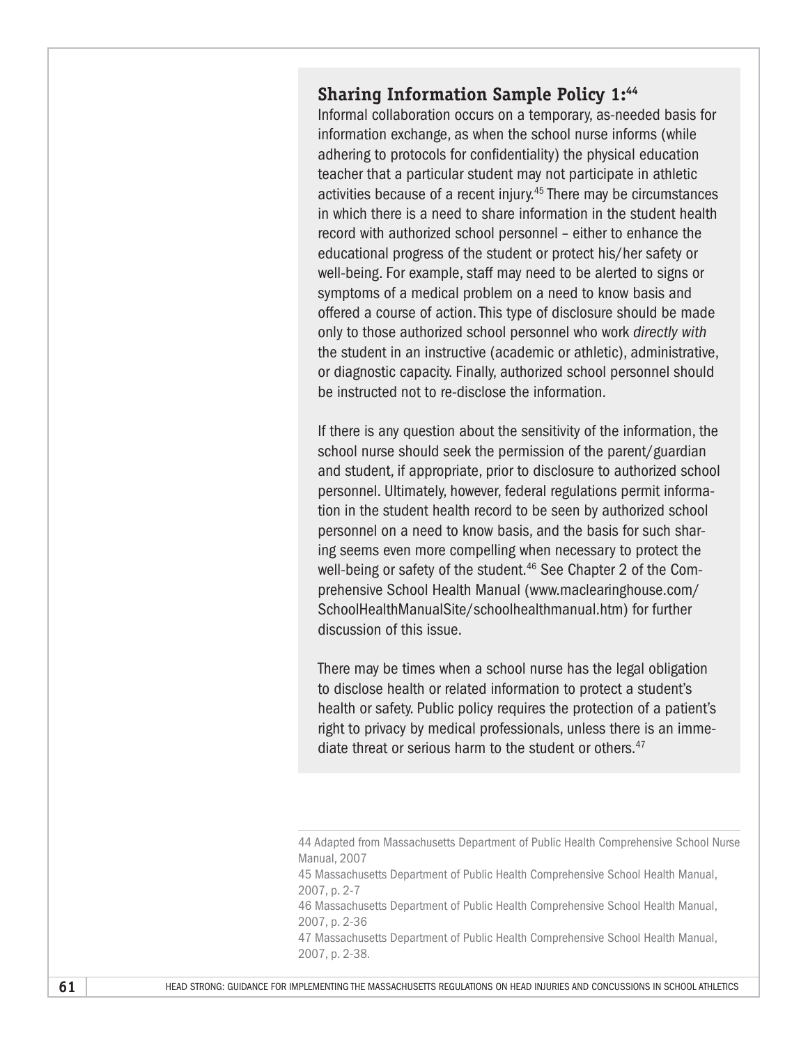## Sharing Information Sample Policy 1:[44]

Informal collaboration occurs on a temporary, as-needed basis for information exchange, as when the school nurse informs (while adhering to protocols for confidentiality) the physical education teacher that a particular student may not participate in athletic activities because of a recent injury.[45] There may be circumstances in which there is a need to share information in the student health record with authorized school personnel – either to enhance the educational progress of the student or protect his/her safety or well-being. For example, staff may need to be alerted to signs or symptoms of a medical problem on a need to know basis and offered a course of action. This type of disclosure should be made only to those authorized school personnel who work *directly with* the student in an instructive (academic or athletic), administrative, or diagnostic capacity. Finally, authorized school personnel should be instructed not to re-disclose the information.

If there is any question about the sensitivity of the information, the school nurse should seek the permission of the parent/guardian and student, if appropriate, prior to disclosure to authorized school personnel. Ultimately, however, federal regulations permit information in the student health record to be seen by authorized school personnel on a need to know basis, and the basis for such sharing seems even more compelling when necessary to protect the well-being or safety of the student.[46] See Chapter 2 of the Comprehensive School Health Manual (www.maclearinghouse.com/SchoolHealthManualSite/schoolhealthmanual.htm) for further discussion of this issue.

There may be times when a school nurse has the legal obligation to disclose health or related information to protect a student's health or safety. Public policy requires the protection of a patient's right to privacy by medical professionals, unless there is an immediate threat or serious harm to the student or others.[47]

---

44 Adapted from Massachusetts Department of Public Health Comprehensive School Nurse Manual, 2007

45 Massachusetts Department of Public Health Comprehensive School Health Manual, 2007, p. 2-7

46 Massachusetts Department of Public Health Comprehensive School Health Manual, 2007, p. 2-36

47 Massachusetts Department of Public Health Comprehensive School Health Manual, 2007, p. 2-38.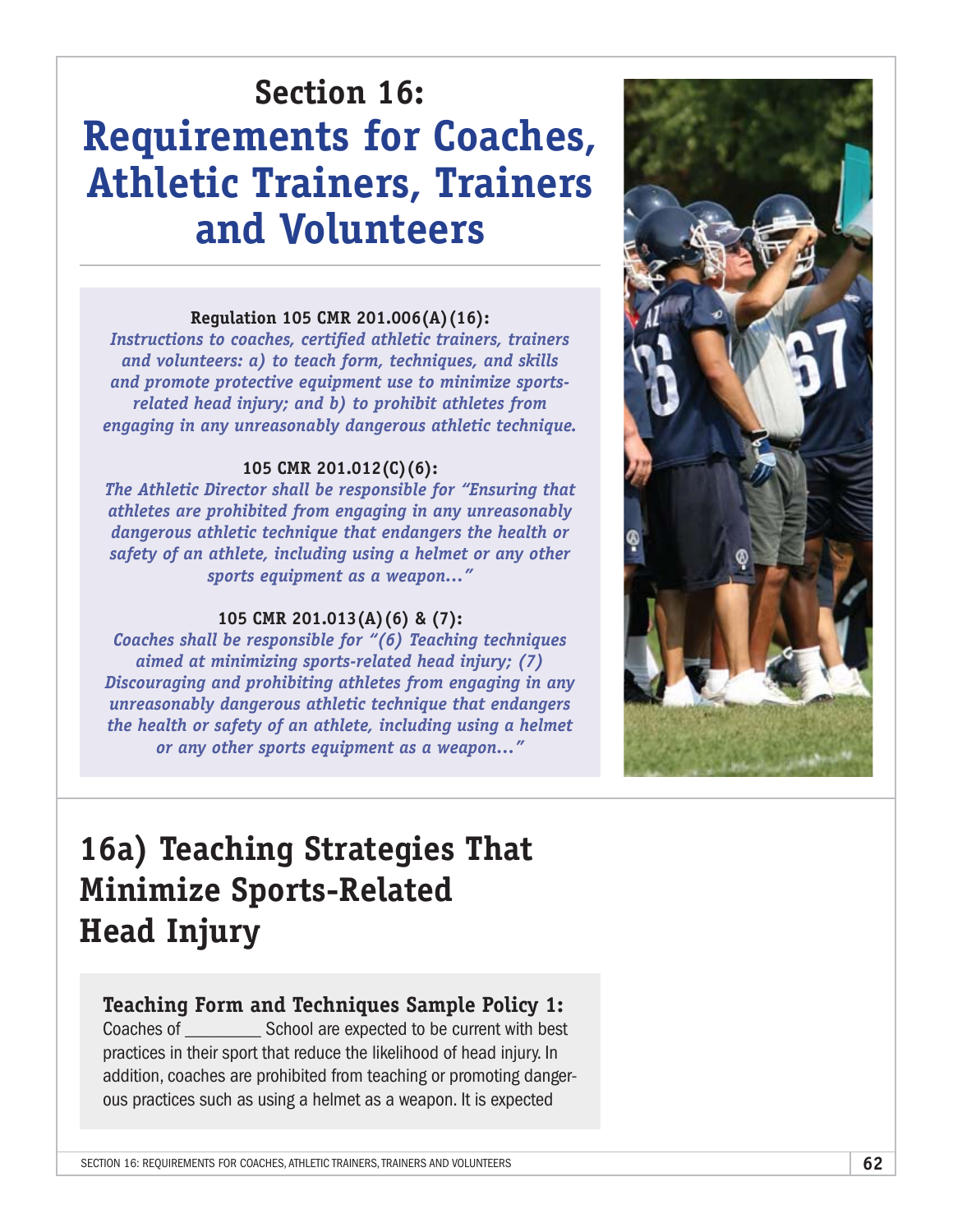# Section 16: Requirements for Coaches, Athletic Trainers, Trainers and Volunteers

**Regulation 105 CMR 201.006(A)(16):**
*Instructions to coaches, certified athletic trainers, trainers and volunteers: a) to teach form, techniques, and skills and promote protective equipment use to minimize sports-related head injury; and b) to prohibit athletes from engaging in any unreasonably dangerous athletic technique.*

**105 CMR 201.012(C)(6):**
*The Athletic Director shall be responsible for "Ensuring that athletes are prohibited from engaging in any unreasonably dangerous athletic technique that endangers the health or safety of an athlete, including using a helmet or any other sports equipment as a weapon..."*

**105 CMR 201.013(A)(6) & (7):**
*Coaches shall be responsible for "(6) Teaching techniques aimed at minimizing sports-related head injury; (7) Discouraging and prohibiting athletes from engaging in any unreasonably dangerous athletic technique that endangers the health or safety of an athlete, including using a helmet or any other sports equipment as a weapon..."*

## 16a) Teaching Strategies That Minimize Sports-Related Head Injury

**Teaching Form and Techniques Sample Policy 1:**
Coaches of _________ School are expected to be current with best practices in their sport that reduce the likelihood of head injury. In addition, coaches are prohibited from teaching or promoting dangerous practices such as using a helmet as a weapon. It is expected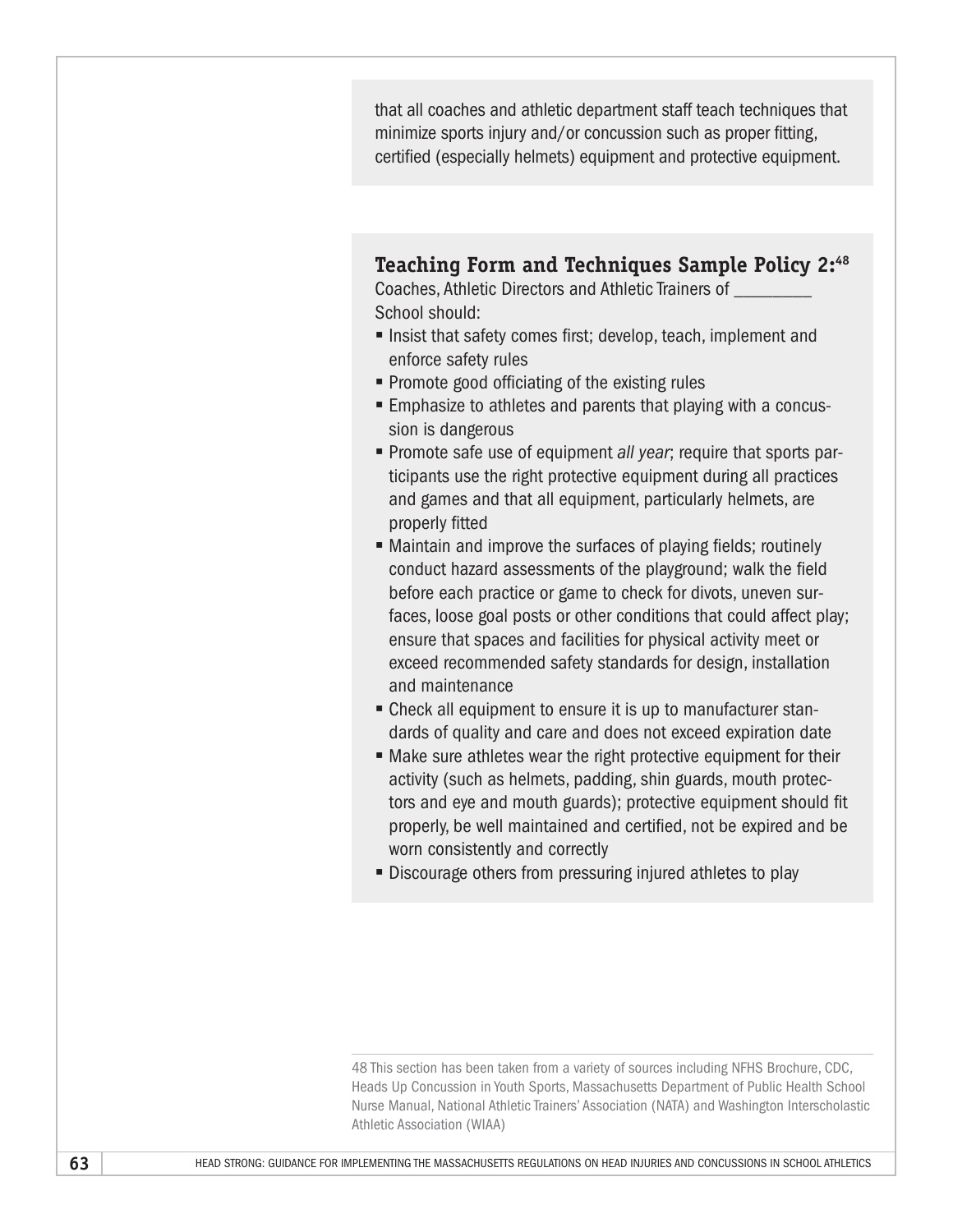that all coaches and athletic department staff teach techniques that minimize sports injury and/or concussion such as proper fitting, certified (especially helmets) equipment and protective equipment.

### Teaching Form and Techniques Sample Policy 2:[48]

Coaches, Athletic Directors and Athletic Trainers of _________ School should:

- Insist that safety comes first; develop, teach, implement and enforce safety rules
- Promote good officiating of the existing rules
- Emphasize to athletes and parents that playing with a concussion is dangerous
- Promote safe use of equipment *all year*; require that sports participants use the right protective equipment during all practices and games and that all equipment, particularly helmets, are properly fitted
- Maintain and improve the surfaces of playing fields; routinely conduct hazard assessments of the playground; walk the field before each practice or game to check for divots, uneven surfaces, loose goal posts or other conditions that could affect play; ensure that spaces and facilities for physical activity meet or exceed recommended safety standards for design, installation and maintenance
- Check all equipment to ensure it is up to manufacturer standards of quality and care and does not exceed expiration date
- Make sure athletes wear the right protective equipment for their activity (such as helmets, padding, shin guards, mouth protectors and eye and mouth guards); protective equipment should fit properly, be well maintained and certified, not be expired and be worn consistently and correctly
- Discourage others from pressuring injured athletes to play

48 This section has been taken from a variety of sources including NFHS Brochure, CDC, Heads Up Concussion in Youth Sports, Massachusetts Department of Public Health School Nurse Manual, National Athletic Trainers' Association (NATA) and Washington Interscholastic Athletic Association (WIAA)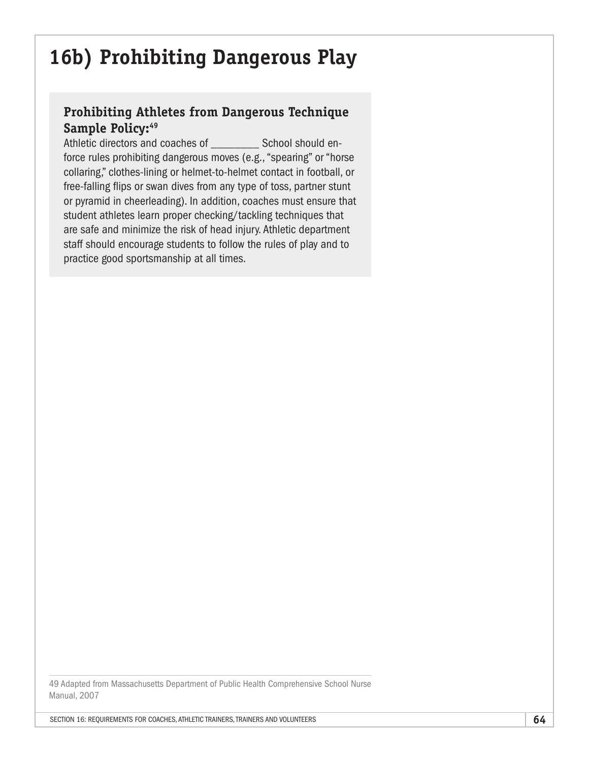# 16b) Prohibiting Dangerous Play

### Prohibiting Athletes from Dangerous Technique Sample Policy:[49]

Athletic directors and coaches of _________ School should enforce rules prohibiting dangerous moves (e.g., "spearing" or "horse collaring," clothes-lining or helmet-to-helmet contact in football, or free-falling flips or swan dives from any type of toss, partner stunt or pyramid in cheerleading). In addition, coaches must ensure that student athletes learn proper checking/tackling techniques that are safe and minimize the risk of head injury. Athletic department staff should encourage students to follow the rules of play and to practice good sportsmanship at all times.

---

49 Adapted from Massachusetts Department of Public Health Comprehensive School Nurse Manual, 2007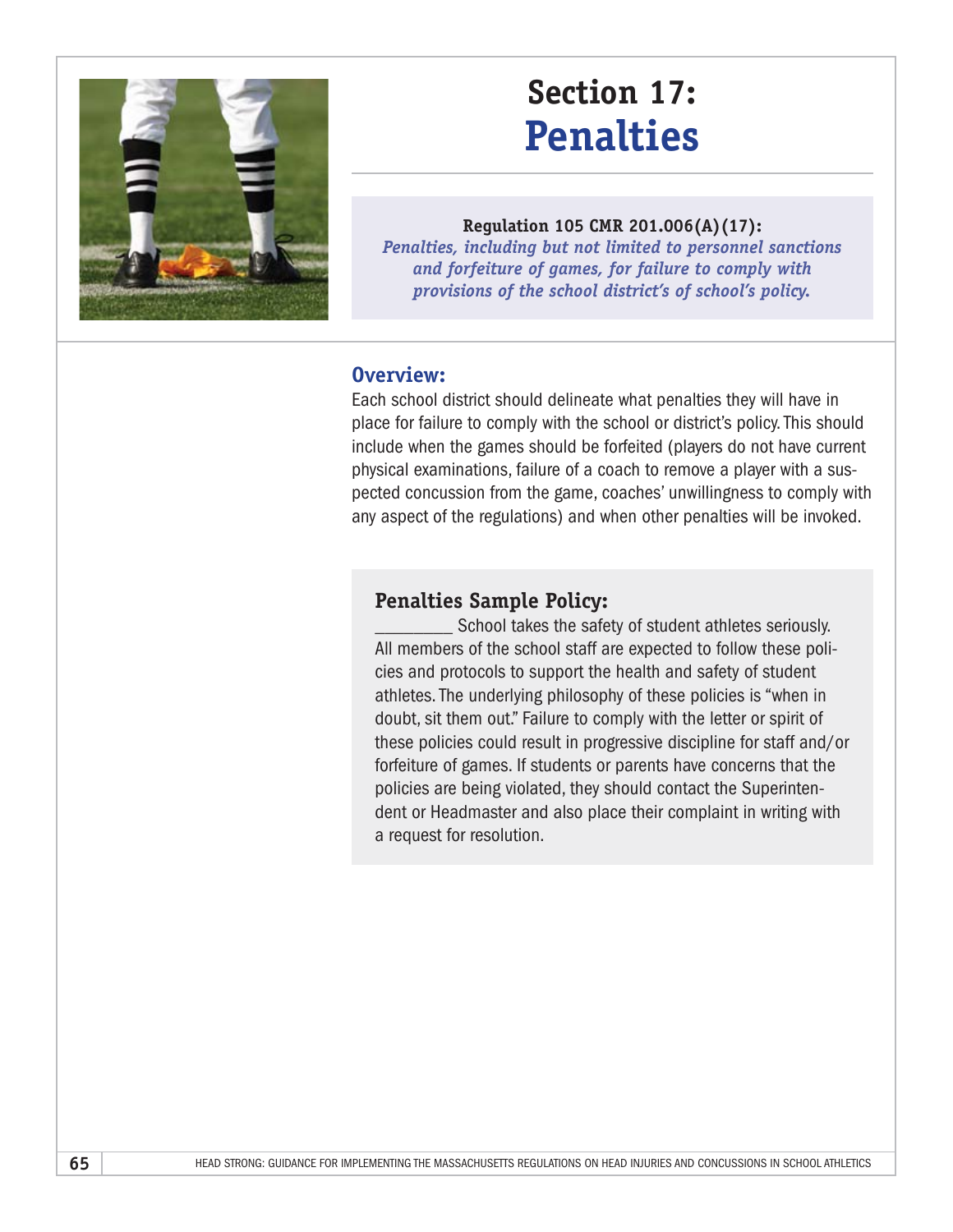# Section 17: Penalties

**Regulation 105 CMR 201.006(A)(17):**
***Penalties, including but not limited to personnel sanctions and forfeiture of games, for failure to comply with provisions of the school district's of school's policy.***

## Overview:

Each school district should delineate what penalties they will have in place for failure to comply with the school or district's policy. This should include when the games should be forfeited (players do not have current physical examinations, failure of a coach to remove a player with a suspected concussion from the game, coaches' unwillingness to comply with any aspect of the regulations) and when other penalties will be invoked.

### Penalties Sample Policy:

_________ School takes the safety of student athletes seriously. All members of the school staff are expected to follow these policies and protocols to support the health and safety of student athletes. The underlying philosophy of these policies is "when in doubt, sit them out." Failure to comply with the letter or spirit of these policies could result in progressive discipline for staff and/or forfeiture of games. If students or parents have concerns that the policies are being violated, they should contact the Superintendent or Headmaster and also place their complaint in writing with a request for resolution.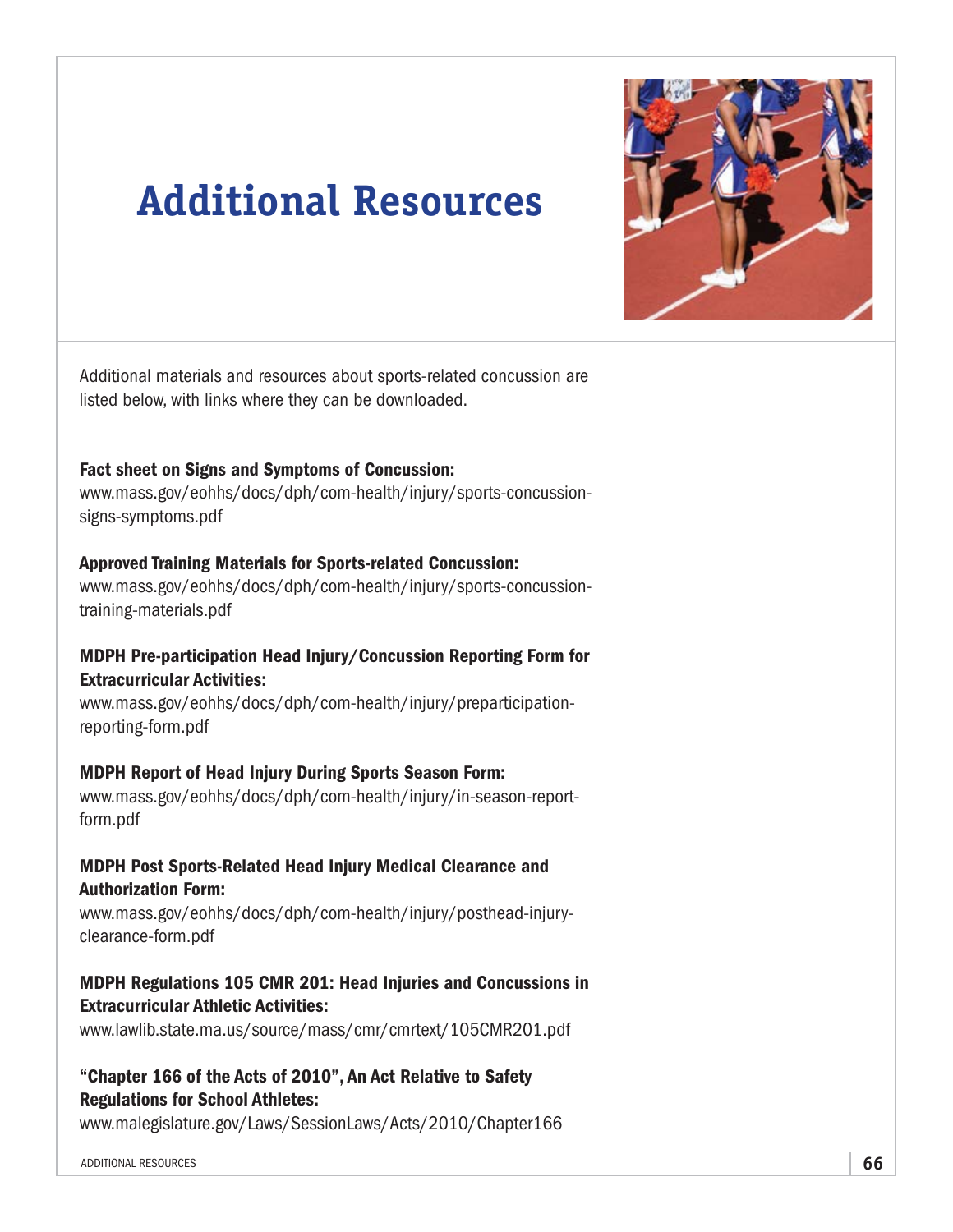# Additional Resources

Additional materials and resources about sports-related concussion are listed below, with links where they can be downloaded.

**Fact sheet on Signs and Symptoms of Concussion:**
www.mass.gov/eohhs/docs/dph/com-health/injury/sports-concussion-signs-symptoms.pdf

**Approved Training Materials for Sports-related Concussion:**
www.mass.gov/eohhs/docs/dph/com-health/injury/sports-concussion-training-materials.pdf

**MDPH Pre-participation Head Injury/Concussion Reporting Form for Extracurricular Activities:**
www.mass.gov/eohhs/docs/dph/com-health/injury/preparticipation-reporting-form.pdf

**MDPH Report of Head Injury During Sports Season Form:**
www.mass.gov/eohhs/docs/dph/com-health/injury/in-season-report-form.pdf

**MDPH Post Sports-Related Head Injury Medical Clearance and Authorization Form:**
www.mass.gov/eohhs/docs/dph/com-health/injury/posthead-injury-clearance-form.pdf

**MDPH Regulations 105 CMR 201: Head Injuries and Concussions in Extracurricular Athletic Activities:**
www.lawlib.state.ma.us/source/mass/cmr/cmrtext/105CMR201.pdf

**"Chapter 166 of the Acts of 2010", An Act Relative to Safety Regulations for School Athletes:**
www.malegislature.gov/Laws/SessionLaws/Acts/2010/Chapter166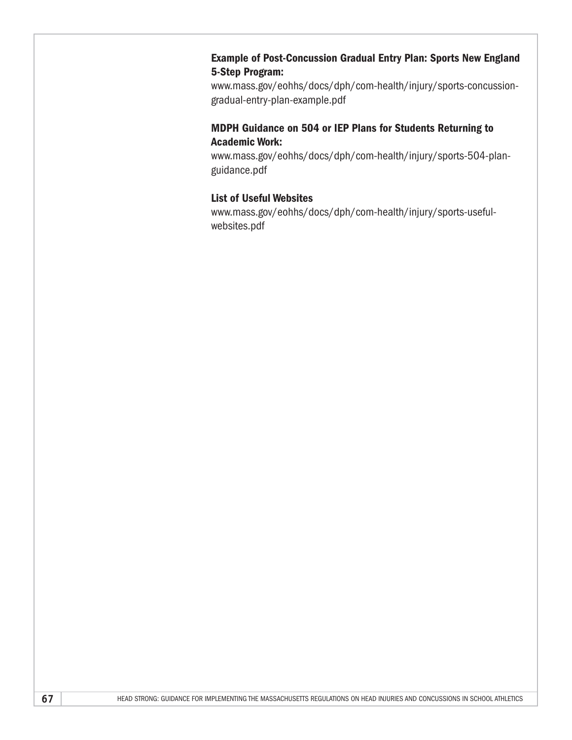**Example of Post-Concussion Gradual Entry Plan: Sports New England 5-Step Program:**

www.mass.gov/eohhs/docs/dph/com-health/injury/sports-concussion-gradual-entry-plan-example.pdf

**MDPH Guidance on 504 or IEP Plans for Students Returning to Academic Work:**

www.mass.gov/eohhs/docs/dph/com-health/injury/sports-504-plan-guidance.pdf

**List of Useful Websites**

www.mass.gov/eohhs/docs/dph/com-health/injury/sports-useful-websites.pdf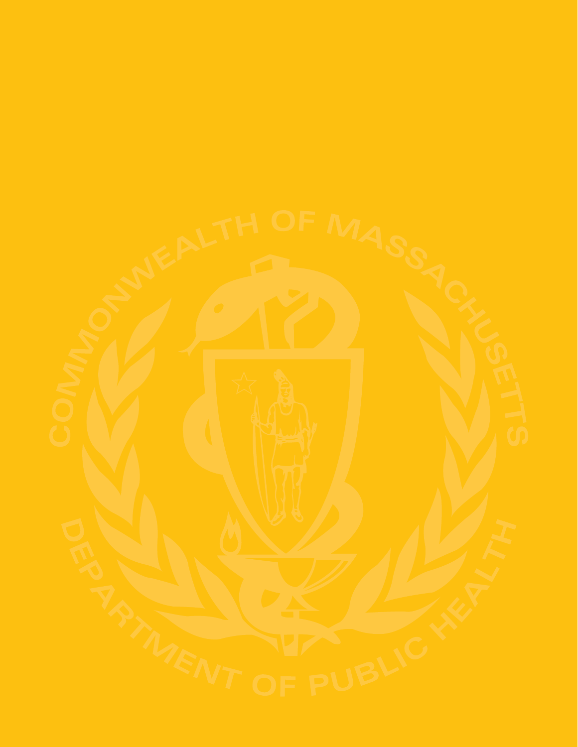COMMONWEALTH OF MASSACHUSETTS

DEPARTMENT OF PUBLIC HEALTH